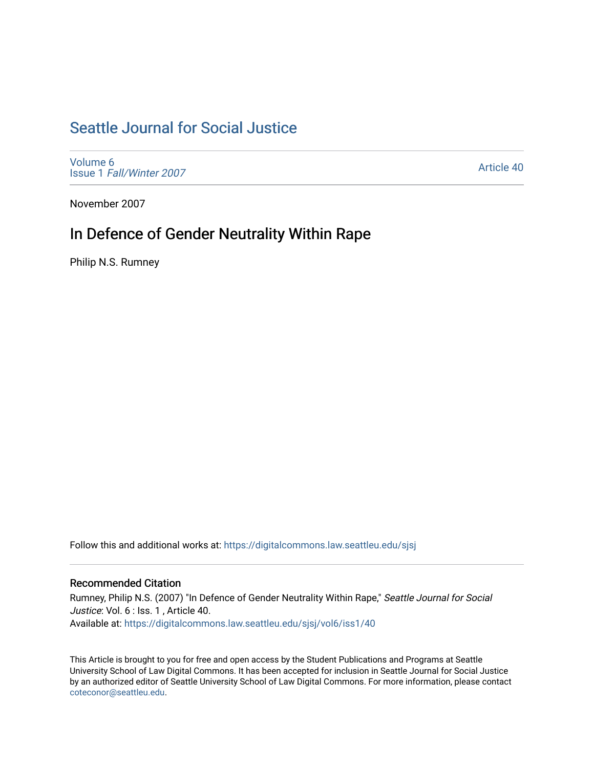# Seattle Journal for Social Justice

Volume 6
Issue 1 *Fall/Winter 2007*

Article 40

November 2007

## In Defence of Gender Neutrality Within Rape

Philip N.S. Rumney

Follow this and additional works at: https://digitalcommons.law.seattleu.edu/sjsj

### Recommended Citation

Rumney, Philip N.S. (2007) "In Defence of Gender Neutrality Within Rape," *Seattle Journal for Social Justice*: Vol. 6 : Iss. 1 , Article 40.
Available at: https://digitalcommons.law.seattleu.edu/sjsj/vol6/iss1/40

This Article is brought to you for free and open access by the Student Publications and Programs at Seattle University School of Law Digital Commons. It has been accepted for inclusion in Seattle Journal for Social Justice by an authorized editor of Seattle University School of Law Digital Commons. For more information, please contact coteconor@seattleu.edu.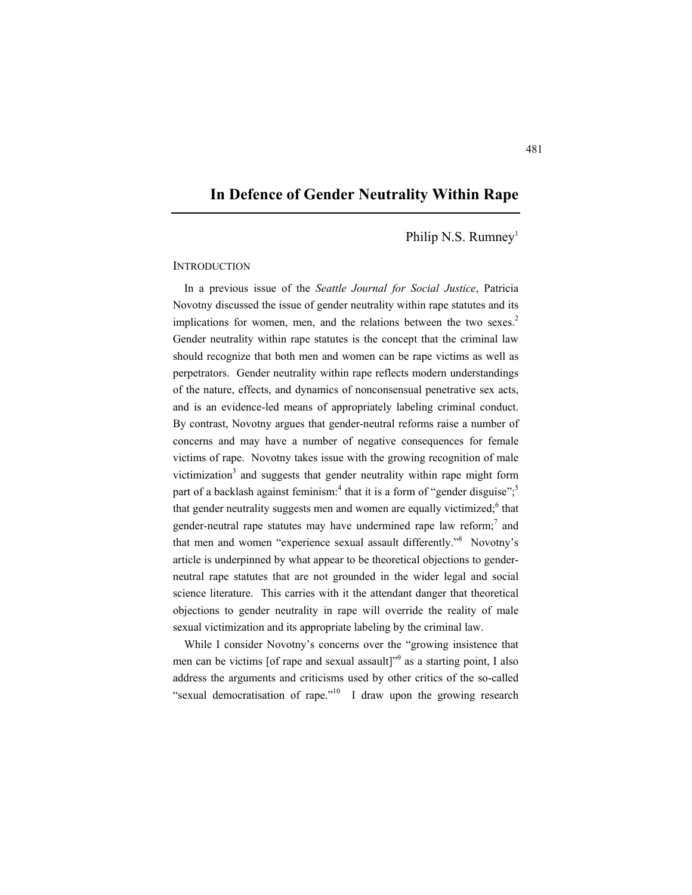# In Defence of Gender Neutrality Within Rape

Philip N.S. Rumney[1]

## INTRODUCTION

In a previous issue of the *Seattle Journal for Social Justice*, Patricia Novotny discussed the issue of gender neutrality within rape statutes and its implications for women, men, and the relations between the two sexes.[2] Gender neutrality within rape statutes is the concept that the criminal law should recognize that both men and women can be rape victims as well as perpetrators. Gender neutrality within rape reflects modern understandings of the nature, effects, and dynamics of nonconsensual penetrative sex acts, and is an evidence-led means of appropriately labeling criminal conduct. By contrast, Novotny argues that gender-neutral reforms raise a number of concerns and may have a number of negative consequences for female victims of rape. Novotny takes issue with the growing recognition of male victimization[3] and suggests that gender neutrality within rape might form part of a backlash against feminism:[4] that it is a form of "gender disguise";[5] that gender neutrality suggests men and women are equally victimized;[6] that gender-neutral rape statutes may have undermined rape law reform;[7] and that men and women "experience sexual assault differently."[8] Novotny's article is underpinned by what appear to be theoretical objections to gender-neutral rape statutes that are not grounded in the wider legal and social science literature. This carries with it the attendant danger that theoretical objections to gender neutrality in rape will override the reality of male sexual victimization and its appropriate labeling by the criminal law.

While I consider Novotny's concerns over the "growing insistence that men can be victims [of rape and sexual assault]"[9] as a starting point, I also address the arguments and criticisms used by other critics of the so-called "sexual democratisation of rape."[10] I draw upon the growing research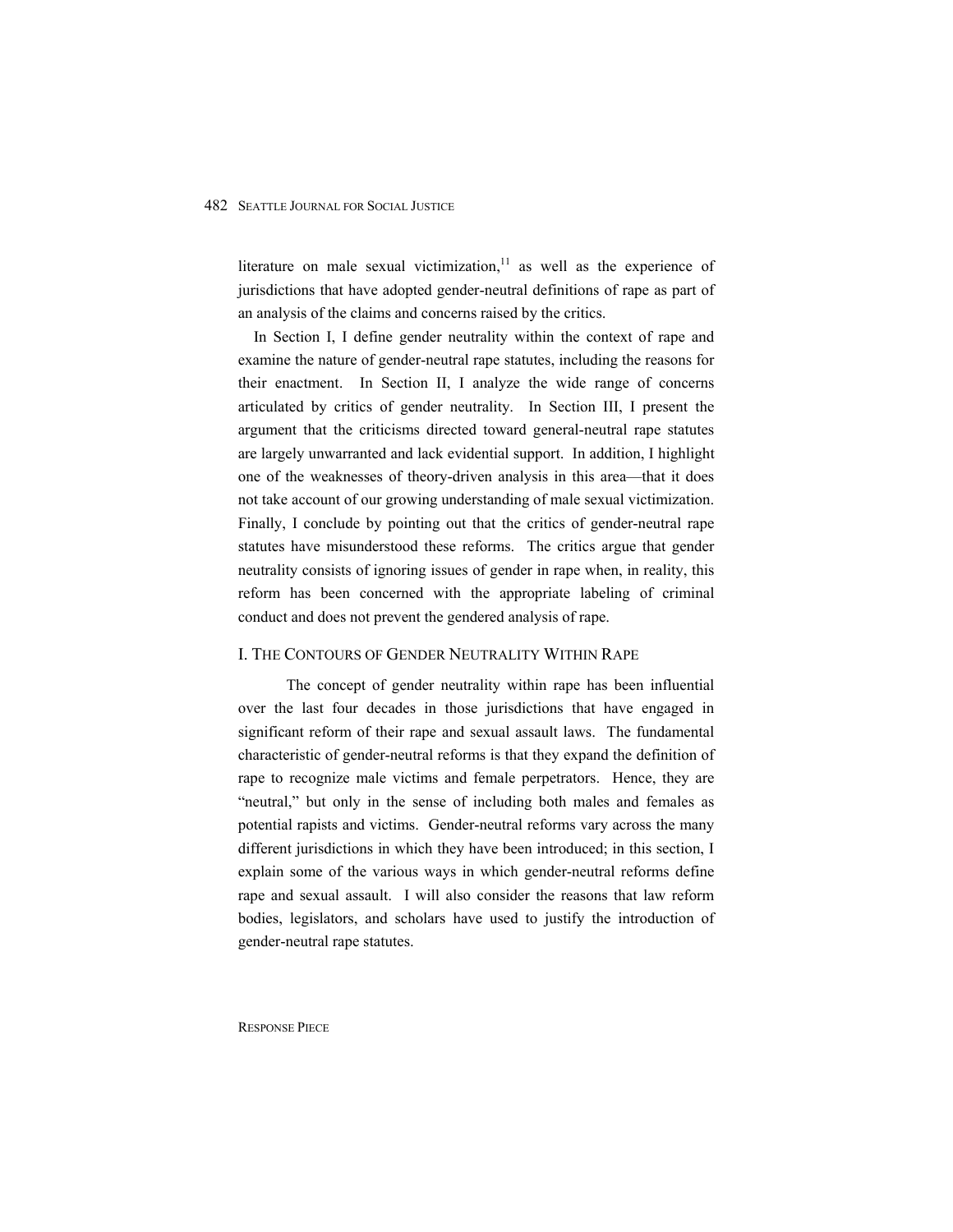literature on male sexual victimization,[11] as well as the experience of jurisdictions that have adopted gender-neutral definitions of rape as part of an analysis of the claims and concerns raised by the critics.

In Section I, I define gender neutrality within the context of rape and examine the nature of gender-neutral rape statutes, including the reasons for their enactment. In Section II, I analyze the wide range of concerns articulated by critics of gender neutrality. In Section III, I present the argument that the criticisms directed toward general-neutral rape statutes are largely unwarranted and lack evidential support. In addition, I highlight one of the weaknesses of theory-driven analysis in this area—that it does not take account of our growing understanding of male sexual victimization. Finally, I conclude by pointing out that the critics of gender-neutral rape statutes have misunderstood these reforms. The critics argue that gender neutrality consists of ignoring issues of gender in rape when, in reality, this reform has been concerned with the appropriate labeling of criminal conduct and does not prevent the gendered analysis of rape.

## I. The Contours of Gender Neutrality Within Rape

The concept of gender neutrality within rape has been influential over the last four decades in those jurisdictions that have engaged in significant reform of their rape and sexual assault laws. The fundamental characteristic of gender-neutral reforms is that they expand the definition of rape to recognize male victims and female perpetrators. Hence, they are "neutral," but only in the sense of including both males and females as potential rapists and victims. Gender-neutral reforms vary across the many different jurisdictions in which they have been introduced; in this section, I explain some of the various ways in which gender-neutral reforms define rape and sexual assault. I will also consider the reasons that law reform bodies, legislators, and scholars have used to justify the introduction of gender-neutral rape statutes.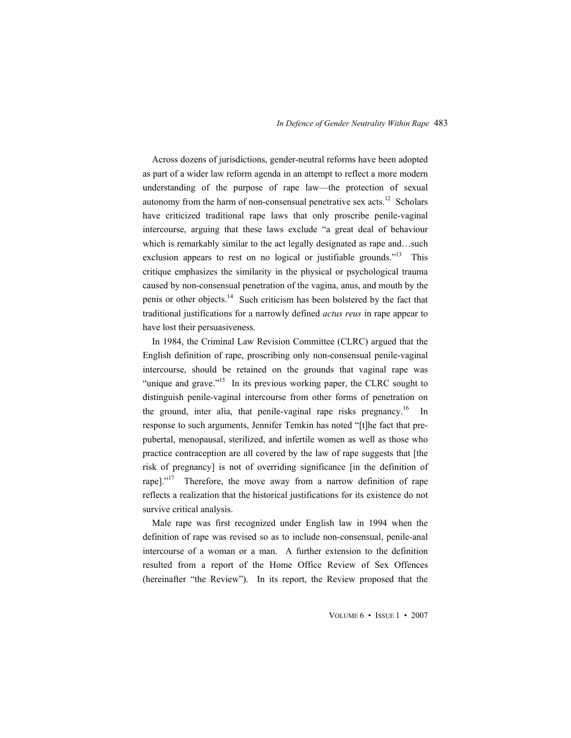Across dozens of jurisdictions, gender-neutral reforms have been adopted as part of a wider law reform agenda in an attempt to reflect a more modern understanding of the purpose of rape law—the protection of sexual autonomy from the harm of non-consensual penetrative sex acts.[12] Scholars have criticized traditional rape laws that only proscribe penile-vaginal intercourse, arguing that these laws exclude "a great deal of behaviour which is remarkably similar to the act legally designated as rape and…such exclusion appears to rest on no logical or justifiable grounds."[13] This critique emphasizes the similarity in the physical or psychological trauma caused by non-consensual penetration of the vagina, anus, and mouth by the penis or other objects.[14] Such criticism has been bolstered by the fact that traditional justifications for a narrowly defined *actus reus* in rape appear to have lost their persuasiveness.

In 1984, the Criminal Law Revision Committee (CLRC) argued that the English definition of rape, proscribing only non-consensual penile-vaginal intercourse, should be retained on the grounds that vaginal rape was "unique and grave."[15] In its previous working paper, the CLRC sought to distinguish penile-vaginal intercourse from other forms of penetration on the ground, inter alia, that penile-vaginal rape risks pregnancy.[16] In response to such arguments, Jennifer Temkin has noted "[t]he fact that pre-pubertal, menopausal, sterilized, and infertile women as well as those who practice contraception are all covered by the law of rape suggests that [the risk of pregnancy] is not of overriding significance [in the definition of rape]."[17] Therefore, the move away from a narrow definition of rape reflects a realization that the historical justifications for its existence do not survive critical analysis.

Male rape was first recognized under English law in 1994 when the definition of rape was revised so as to include non-consensual, penile-anal intercourse of a woman or a man. A further extension to the definition resulted from a report of the Home Office Review of Sex Offences (hereinafter "the Review"). In its report, the Review proposed that the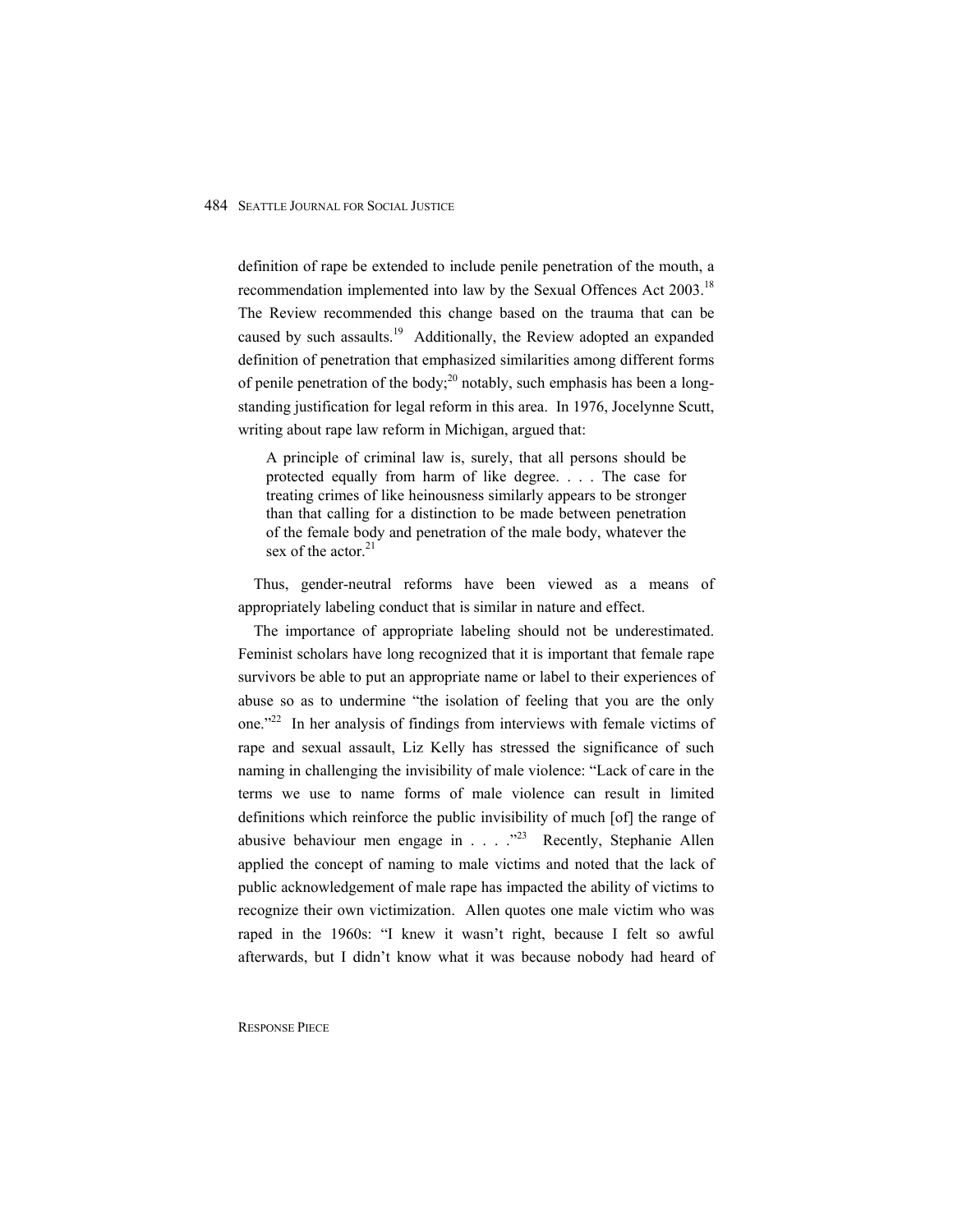definition of rape be extended to include penile penetration of the mouth, a recommendation implemented into law by the Sexual Offences Act 2003.[18] The Review recommended this change based on the trauma that can be caused by such assaults.[19] Additionally, the Review adopted an expanded definition of penetration that emphasized similarities among different forms of penile penetration of the body;[20] notably, such emphasis has been a long-standing justification for legal reform in this area. In 1976, Jocelynne Scutt, writing about rape law reform in Michigan, argued that:

> A principle of criminal law is, surely, that all persons should be protected equally from harm of like degree. . . . The case for treating crimes of like heinousness similarly appears to be stronger than that calling for a distinction to be made between penetration of the female body and penetration of the male body, whatever the sex of the actor.[21]

Thus, gender-neutral reforms have been viewed as a means of appropriately labeling conduct that is similar in nature and effect.

The importance of appropriate labeling should not be underestimated. Feminist scholars have long recognized that it is important that female rape survivors be able to put an appropriate name or label to their experiences of abuse so as to undermine "the isolation of feeling that you are the only one."[22] In her analysis of findings from interviews with female victims of rape and sexual assault, Liz Kelly has stressed the significance of such naming in challenging the invisibility of male violence: "Lack of care in the terms we use to name forms of male violence can result in limited definitions which reinforce the public invisibility of much [of] the range of abusive behaviour men engage in . . . ."[23] Recently, Stephanie Allen applied the concept of naming to male victims and noted that the lack of public acknowledgement of male rape has impacted the ability of victims to recognize their own victimization. Allen quotes one male victim who was raped in the 1960s: "I knew it wasn't right, because I felt so awful afterwards, but I didn't know what it was because nobody had heard of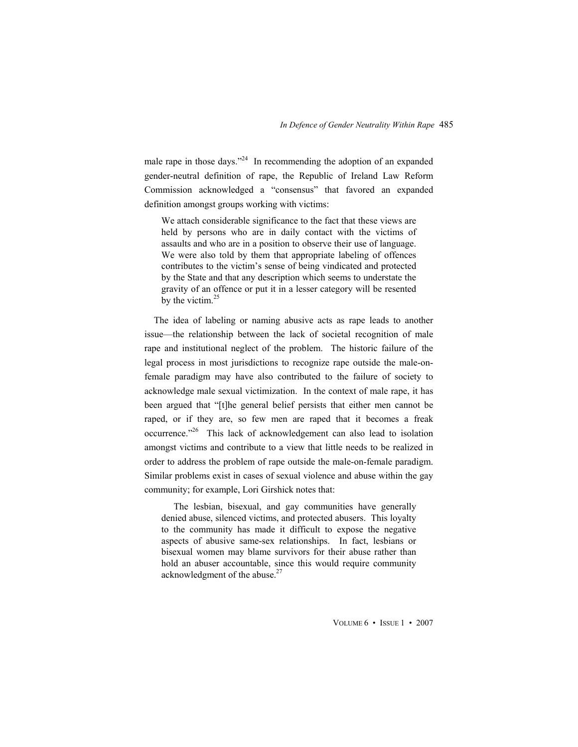male rape in those days."[24] In recommending the adoption of an expanded gender-neutral definition of rape, the Republic of Ireland Law Reform Commission acknowledged a "consensus" that favored an expanded definition amongst groups working with victims:

> We attach considerable significance to the fact that these views are held by persons who are in daily contact with the victims of assaults and who are in a position to observe their use of language. We were also told by them that appropriate labeling of offences contributes to the victim's sense of being vindicated and protected by the State and that any description which seems to understate the gravity of an offence or put it in a lesser category will be resented by the victim.[25]

The idea of labeling or naming abusive acts as rape leads to another issue—the relationship between the lack of societal recognition of male rape and institutional neglect of the problem. The historic failure of the legal process in most jurisdictions to recognize rape outside the male-on-female paradigm may have also contributed to the failure of society to acknowledge male sexual victimization. In the context of male rape, it has been argued that "[t]he general belief persists that either men cannot be raped, or if they are, so few men are raped that it becomes a freak occurrence."[26] This lack of acknowledgement can also lead to isolation amongst victims and contribute to a view that little needs to be realized in order to address the problem of rape outside the male-on-female paradigm. Similar problems exist in cases of sexual violence and abuse within the gay community; for example, Lori Girshick notes that:

> The lesbian, bisexual, and gay communities have generally denied abuse, silenced victims, and protected abusers. This loyalty to the community has made it difficult to expose the negative aspects of abusive same-sex relationships. In fact, lesbians or bisexual women may blame survivors for their abuse rather than hold an abuser accountable, since this would require community acknowledgment of the abuse.[27]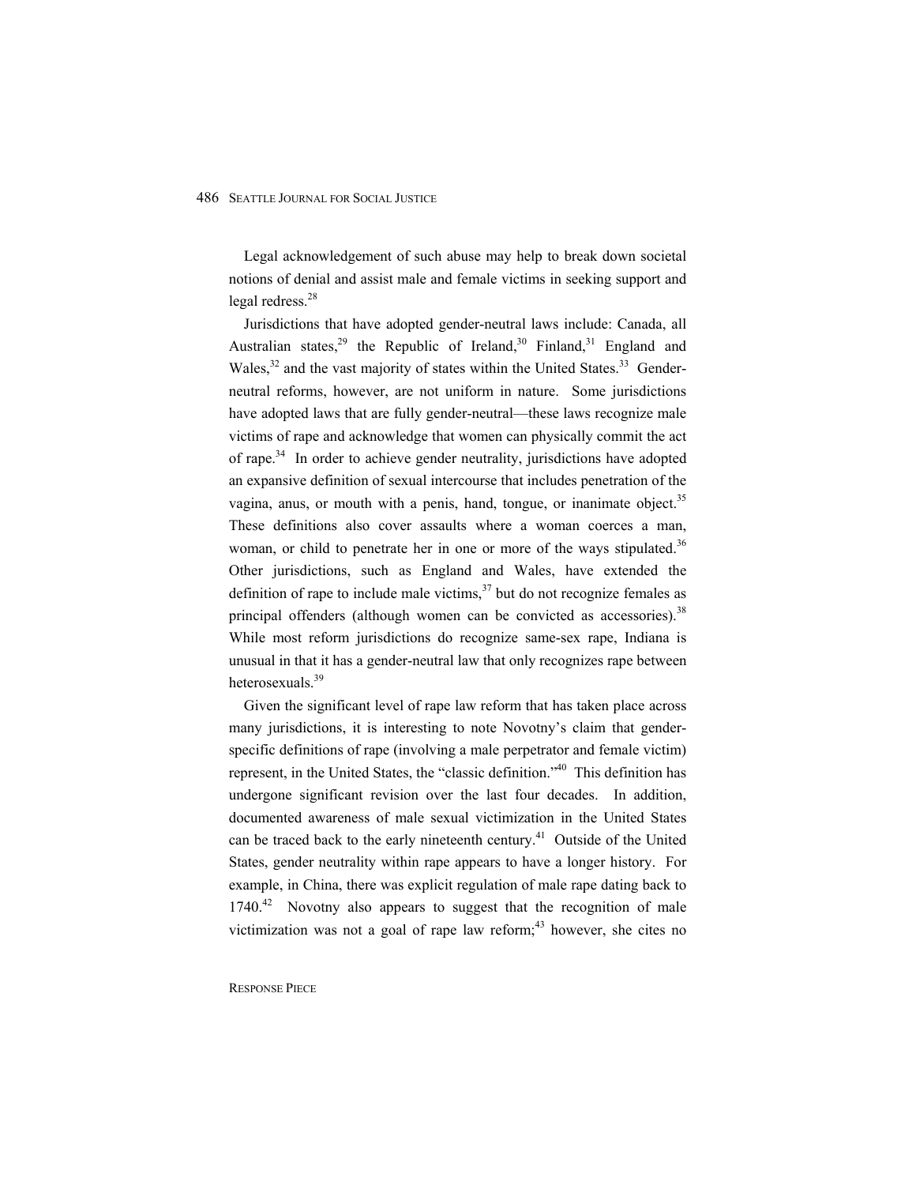Legal acknowledgement of such abuse may help to break down societal notions of denial and assist male and female victims in seeking support and legal redress.[28]

Jurisdictions that have adopted gender-neutral laws include: Canada, all Australian states,[29] the Republic of Ireland,[30] Finland,[31] England and Wales,[32] and the vast majority of states within the United States.[33] Gender-neutral reforms, however, are not uniform in nature. Some jurisdictions have adopted laws that are fully gender-neutral—these laws recognize male victims of rape and acknowledge that women can physically commit the act of rape.[34] In order to achieve gender neutrality, jurisdictions have adopted an expansive definition of sexual intercourse that includes penetration of the vagina, anus, or mouth with a penis, hand, tongue, or inanimate object.[35] These definitions also cover assaults where a woman coerces a man, woman, or child to penetrate her in one or more of the ways stipulated.[36] Other jurisdictions, such as England and Wales, have extended the definition of rape to include male victims,[37] but do not recognize females as principal offenders (although women can be convicted as accessories).[38] While most reform jurisdictions do recognize same-sex rape, Indiana is unusual in that it has a gender-neutral law that only recognizes rape between heterosexuals.[39]

Given the significant level of rape law reform that has taken place across many jurisdictions, it is interesting to note Novotny's claim that gender-specific definitions of rape (involving a male perpetrator and female victim) represent, in the United States, the "classic definition."[40] This definition has undergone significant revision over the last four decades. In addition, documented awareness of male sexual victimization in the United States can be traced back to the early nineteenth century.[41] Outside of the United States, gender neutrality within rape appears to have a longer history. For example, in China, there was explicit regulation of male rape dating back to 1740.[42] Novotny also appears to suggest that the recognition of male victimization was not a goal of rape law reform;[43] however, she cites no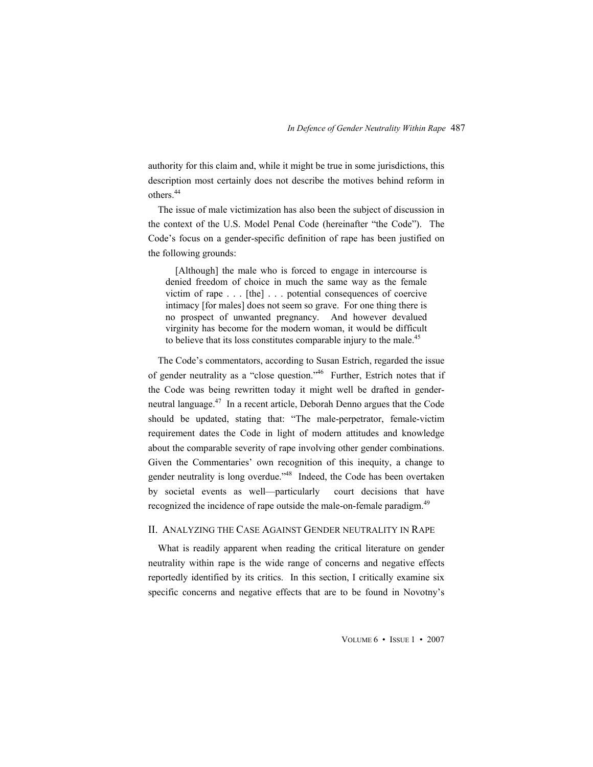authority for this claim and, while it might be true in some jurisdictions, this description most certainly does not describe the motives behind reform in others.[44]

The issue of male victimization has also been the subject of discussion in the context of the U.S. Model Penal Code (hereinafter "the Code"). The Code's focus on a gender-specific definition of rape has been justified on the following grounds:

> [Although] the male who is forced to engage in intercourse is denied freedom of choice in much the same way as the female victim of rape . . . [the] . . . potential consequences of coercive intimacy [for males] does not seem so grave. For one thing there is no prospect of unwanted pregnancy. And however devalued virginity has become for the modern woman, it would be difficult to believe that its loss constitutes comparable injury to the male.[45]

The Code's commentators, according to Susan Estrich, regarded the issue of gender neutrality as a "close question."[46] Further, Estrich notes that if the Code was being rewritten today it might well be drafted in gender-neutral language.[47] In a recent article, Deborah Denno argues that the Code should be updated, stating that: "The male-perpetrator, female-victim requirement dates the Code in light of modern attitudes and knowledge about the comparable severity of rape involving other gender combinations. Given the Commentaries' own recognition of this inequity, a change to gender neutrality is long overdue."[48] Indeed, the Code has been overtaken by societal events as well—particularly court decisions that have recognized the incidence of rape outside the male-on-female paradigm.[49]

## II. Analyzing the Case Against Gender neutrality in Rape

What is readily apparent when reading the critical literature on gender neutrality within rape is the wide range of concerns and negative effects reportedly identified by its critics. In this section, I critically examine six specific concerns and negative effects that are to be found in Novotny's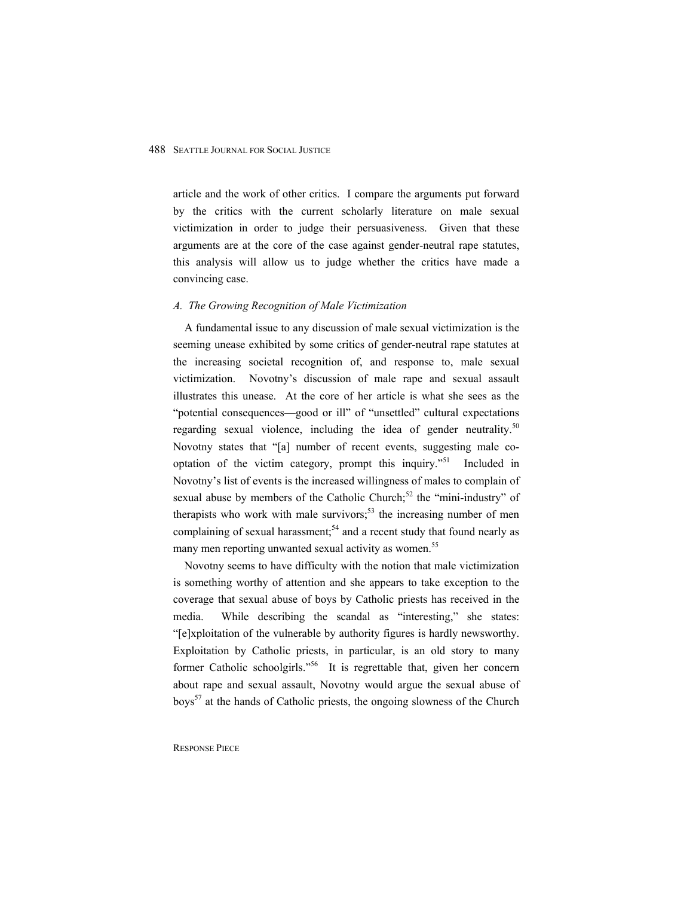article and the work of other critics. I compare the arguments put forward by the critics with the current scholarly literature on male sexual victimization in order to judge their persuasiveness. Given that these arguments are at the core of the case against gender-neutral rape statutes, this analysis will allow us to judge whether the critics have made a convincing case.

### *A. The Growing Recognition of Male Victimization*

A fundamental issue to any discussion of male sexual victimization is the seeming unease exhibited by some critics of gender-neutral rape statutes at the increasing societal recognition of, and response to, male sexual victimization. Novotny's discussion of male rape and sexual assault illustrates this unease. At the core of her article is what she sees as the "potential consequences—good or ill" of "unsettled" cultural expectations regarding sexual violence, including the idea of gender neutrality.[50] Novotny states that "[a] number of recent events, suggesting male co-optation of the victim category, prompt this inquiry."[51] Included in Novotny's list of events is the increased willingness of males to complain of sexual abuse by members of the Catholic Church;[52] the "mini-industry" of therapists who work with male survivors;[53] the increasing number of men complaining of sexual harassment;[54] and a recent study that found nearly as many men reporting unwanted sexual activity as women.[55]

Novotny seems to have difficulty with the notion that male victimization is something worthy of attention and she appears to take exception to the coverage that sexual abuse of boys by Catholic priests has received in the media. While describing the scandal as "interesting," she states: "[e]xploitation of the vulnerable by authority figures is hardly newsworthy. Exploitation by Catholic priests, in particular, is an old story to many former Catholic schoolgirls."[56] It is regrettable that, given her concern about rape and sexual assault, Novotny would argue the sexual abuse of boys[57] at the hands of Catholic priests, the ongoing slowness of the Church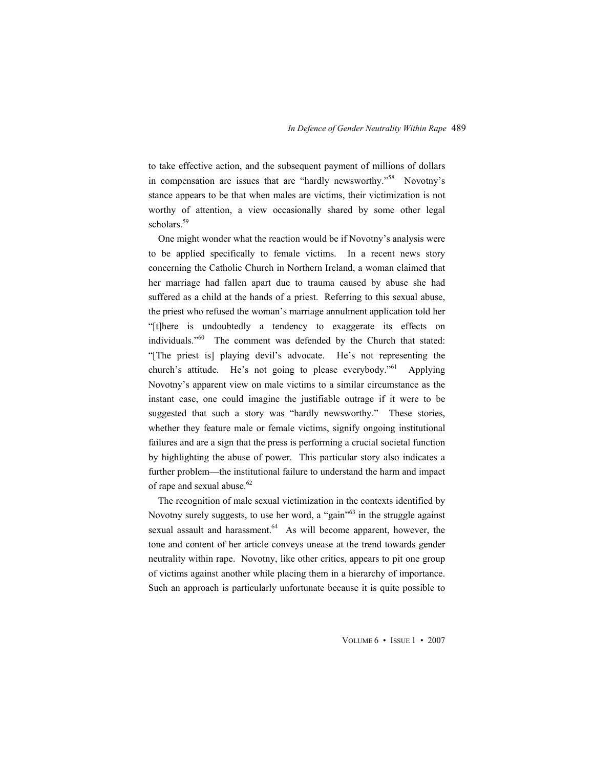to take effective action, and the subsequent payment of millions of dollars in compensation are issues that are "hardly newsworthy."[58] Novotny's stance appears to be that when males are victims, their victimization is not worthy of attention, a view occasionally shared by some other legal scholars.[59]

One might wonder what the reaction would be if Novotny's analysis were to be applied specifically to female victims. In a recent news story concerning the Catholic Church in Northern Ireland, a woman claimed that her marriage had fallen apart due to trauma caused by abuse she had suffered as a child at the hands of a priest. Referring to this sexual abuse, the priest who refused the woman's marriage annulment application told her "[t]here is undoubtedly a tendency to exaggerate its effects on individuals."[60] The comment was defended by the Church that stated: "[The priest is] playing devil's advocate. He's not representing the church's attitude. He's not going to please everybody."[61] Applying Novotny's apparent view on male victims to a similar circumstance as the instant case, one could imagine the justifiable outrage if it were to be suggested that such a story was "hardly newsworthy." These stories, whether they feature male or female victims, signify ongoing institutional failures and are a sign that the press is performing a crucial societal function by highlighting the abuse of power. This particular story also indicates a further problem—the institutional failure to understand the harm and impact of rape and sexual abuse.[62]

The recognition of male sexual victimization in the contexts identified by Novotny surely suggests, to use her word, a "gain"[63] in the struggle against sexual assault and harassment.[64] As will become apparent, however, the tone and content of her article conveys unease at the trend towards gender neutrality within rape. Novotny, like other critics, appears to pit one group of victims against another while placing them in a hierarchy of importance. Such an approach is particularly unfortunate because it is quite possible to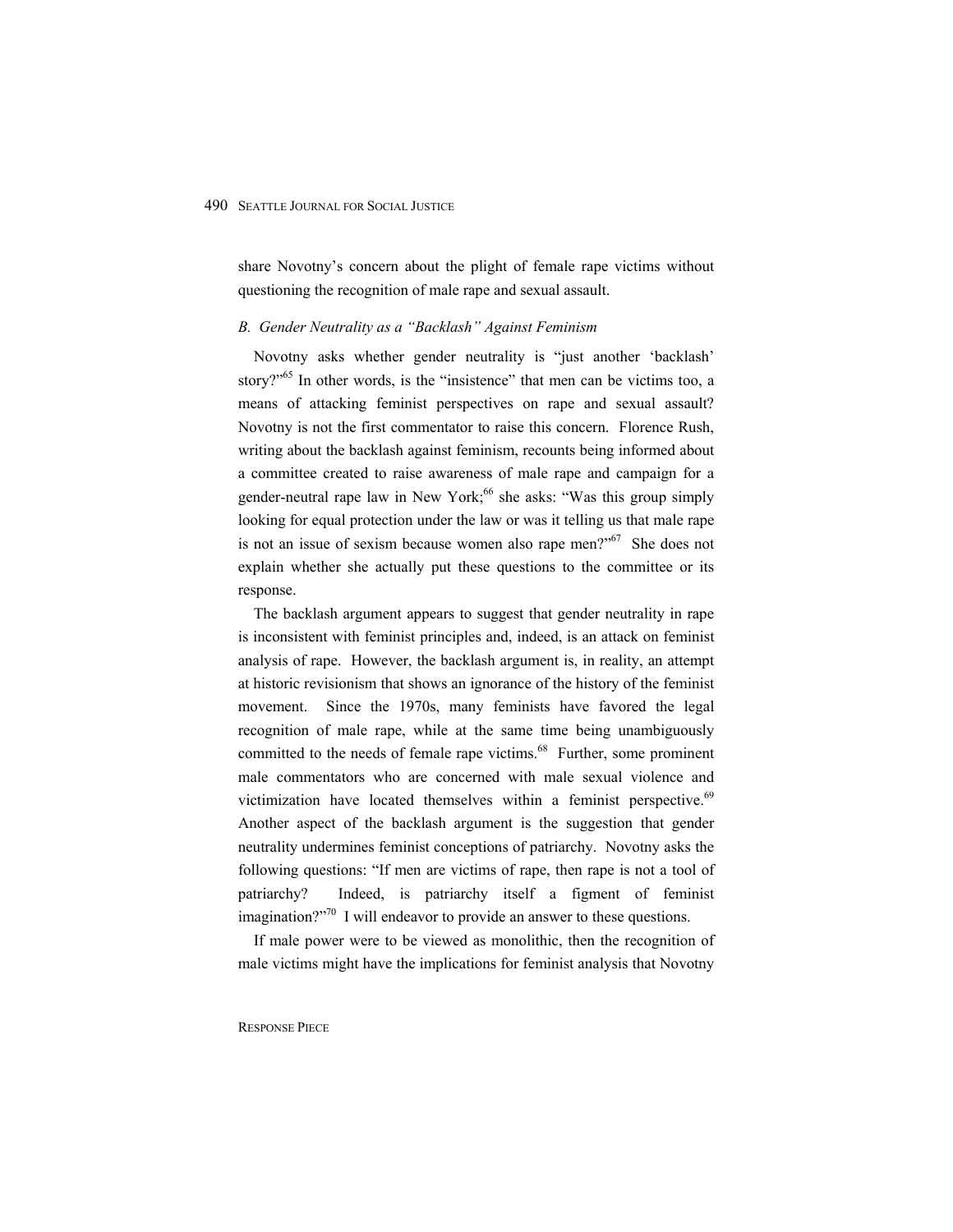share Novotny's concern about the plight of female rape victims without questioning the recognition of male rape and sexual assault.

### *B. Gender Neutrality as a "Backlash" Against Feminism*

Novotny asks whether gender neutrality is "just another 'backlash' story?"[65] In other words, is the "insistence" that men can be victims too, a means of attacking feminist perspectives on rape and sexual assault? Novotny is not the first commentator to raise this concern. Florence Rush, writing about the backlash against feminism, recounts being informed about a committee created to raise awareness of male rape and campaign for a gender-neutral rape law in New York;[66] she asks: "Was this group simply looking for equal protection under the law or was it telling us that male rape is not an issue of sexism because women also rape men?"[67] She does not explain whether she actually put these questions to the committee or its response.

The backlash argument appears to suggest that gender neutrality in rape is inconsistent with feminist principles and, indeed, is an attack on feminist analysis of rape. However, the backlash argument is, in reality, an attempt at historic revisionism that shows an ignorance of the history of the feminist movement. Since the 1970s, many feminists have favored the legal recognition of male rape, while at the same time being unambiguously committed to the needs of female rape victims.[68] Further, some prominent male commentators who are concerned with male sexual violence and victimization have located themselves within a feminist perspective.[69] Another aspect of the backlash argument is the suggestion that gender neutrality undermines feminist conceptions of patriarchy. Novotny asks the following questions: "If men are victims of rape, then rape is not a tool of patriarchy? Indeed, is patriarchy itself a figment of feminist imagination?"[70] I will endeavor to provide an answer to these questions.

If male power were to be viewed as monolithic, then the recognition of male victims might have the implications for feminist analysis that Novotny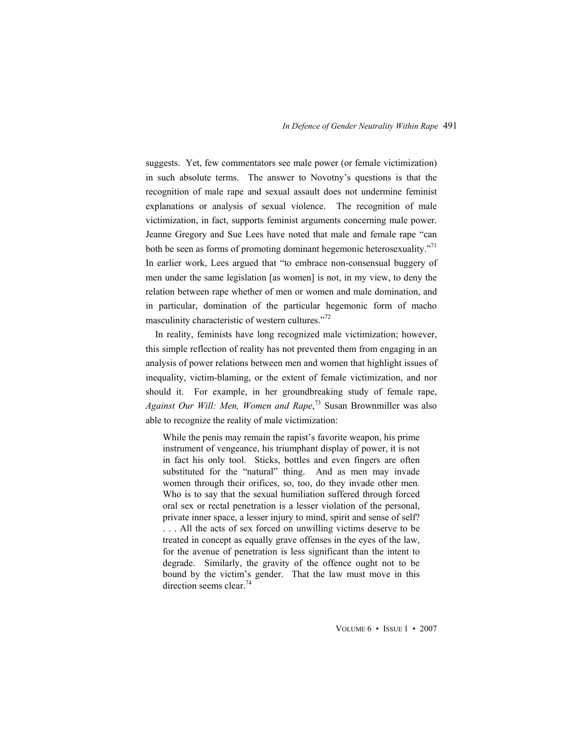suggests. Yet, few commentators see male power (or female victimization) in such absolute terms. The answer to Novotny's questions is that the recognition of male rape and sexual assault does not undermine feminist explanations or analysis of sexual violence. The recognition of male victimization, in fact, supports feminist arguments concerning male power. Jeanne Gregory and Sue Lees have noted that male and female rape "can both be seen as forms of promoting dominant hegemonic heterosexuality."[71] In earlier work, Lees argued that "to embrace non-consensual buggery of men under the same legislation [as women] is not, in my view, to deny the relation between rape whether of men or women and male domination, and in particular, domination of the particular hegemonic form of macho masculinity characteristic of western cultures."[72]

In reality, feminists have long recognized male victimization; however, this simple reflection of reality has not prevented them from engaging in an analysis of power relations between men and women that highlight issues of inequality, victim-blaming, or the extent of female victimization, and nor should it. For example, in her groundbreaking study of female rape, *Against Our Will: Men, Women and Rape*,[73] Susan Brownmiller was also able to recognize the reality of male victimization:

> While the penis may remain the rapist's favorite weapon, his prime instrument of vengeance, his triumphant display of power, it is not in fact his only tool. Sticks, bottles and even fingers are often substituted for the "natural" thing. And as men may invade women through their orifices, so, too, do they invade other men. Who is to say that the sexual humiliation suffered through forced oral sex or rectal penetration is a lesser violation of the personal, private inner space, a lesser injury to mind, spirit and sense of self? . . . All the acts of sex forced on unwilling victims deserve to be treated in concept as equally grave offenses in the eyes of the law, for the avenue of penetration is less significant than the intent to degrade. Similarly, the gravity of the offence ought not to be bound by the victim's gender. That the law must move in this direction seems clear.[74]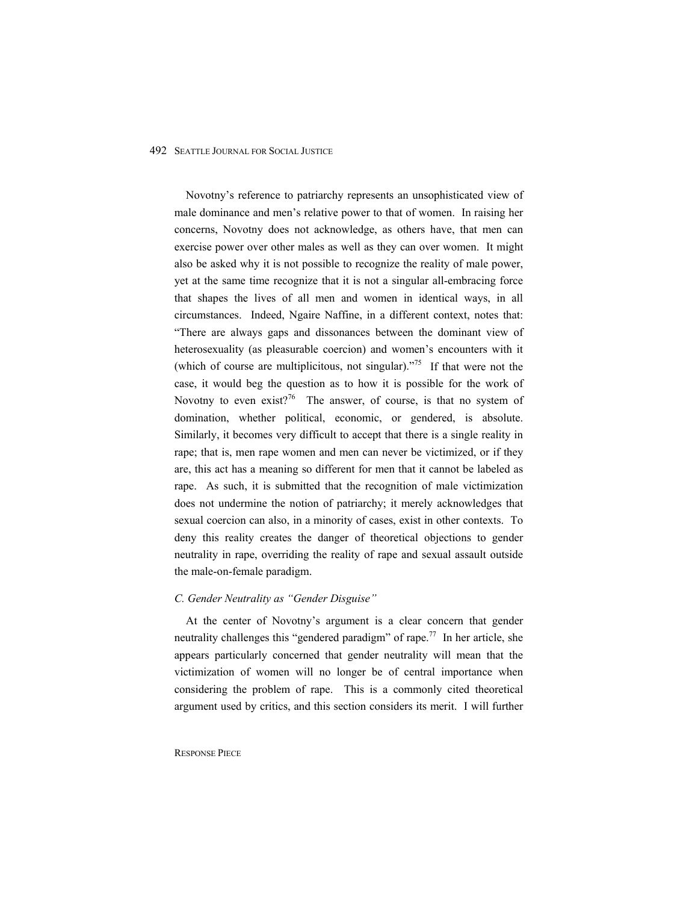Novotny's reference to patriarchy represents an unsophisticated view of male dominance and men's relative power to that of women. In raising her concerns, Novotny does not acknowledge, as others have, that men can exercise power over other males as well as they can over women. It might also be asked why it is not possible to recognize the reality of male power, yet at the same time recognize that it is not a singular all-embracing force that shapes the lives of all men and women in identical ways, in all circumstances. Indeed, Ngaire Naffine, in a different context, notes that: "There are always gaps and dissonances between the dominant view of heterosexuality (as pleasurable coercion) and women's encounters with it (which of course are multiplicitous, not singular)."[75] If that were not the case, it would beg the question as to how it is possible for the work of Novotny to even exist?[76] The answer, of course, is that no system of domination, whether political, economic, or gendered, is absolute. Similarly, it becomes very difficult to accept that there is a single reality in rape; that is, men rape women and men can never be victimized, or if they are, this act has a meaning so different for men that it cannot be labeled as rape. As such, it is submitted that the recognition of male victimization does not undermine the notion of patriarchy; it merely acknowledges that sexual coercion can also, in a minority of cases, exist in other contexts. To deny this reality creates the danger of theoretical objections to gender neutrality in rape, overriding the reality of rape and sexual assault outside the male-on-female paradigm.

### *C. Gender Neutrality as "Gender Disguise"*

At the center of Novotny's argument is a clear concern that gender neutrality challenges this "gendered paradigm" of rape.[77] In her article, she appears particularly concerned that gender neutrality will mean that the victimization of women will no longer be of central importance when considering the problem of rape. This is a commonly cited theoretical argument used by critics, and this section considers its merit. I will further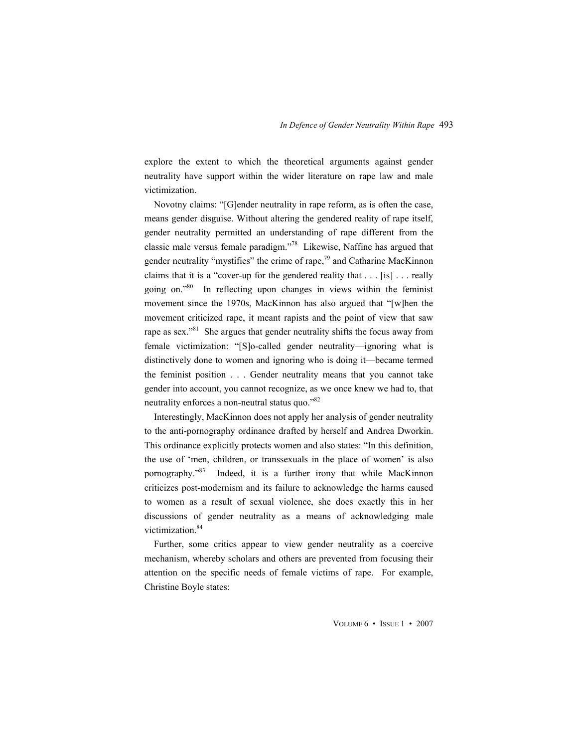explore the extent to which the theoretical arguments against gender neutrality have support within the wider literature on rape law and male victimization.

Novotny claims: "[G]ender neutrality in rape reform, as is often the case, means gender disguise. Without altering the gendered reality of rape itself, gender neutrality permitted an understanding of rape different from the classic male versus female paradigm."[78] Likewise, Naffine has argued that gender neutrality "mystifies" the crime of rape,[79] and Catharine MacKinnon claims that it is a "cover-up for the gendered reality that . . . [is] . . . really going on."[80] In reflecting upon changes in views within the feminist movement since the 1970s, MacKinnon has also argued that "[w]hen the movement criticized rape, it meant rapists and the point of view that saw rape as sex."[81] She argues that gender neutrality shifts the focus away from female victimization: "[S]o-called gender neutrality—ignoring what is distinctively done to women and ignoring who is doing it—became termed the feminist position . . . Gender neutrality means that you cannot take gender into account, you cannot recognize, as we once knew we had to, that neutrality enforces a non-neutral status quo."[82]

Interestingly, MacKinnon does not apply her analysis of gender neutrality to the anti-pornography ordinance drafted by herself and Andrea Dworkin. This ordinance explicitly protects women and also states: "In this definition, the use of 'men, children, or transsexuals in the place of women' is also pornography."[83] Indeed, it is a further irony that while MacKinnon criticizes post-modernism and its failure to acknowledge the harms caused to women as a result of sexual violence, she does exactly this in her discussions of gender neutrality as a means of acknowledging male victimization.[84]

Further, some critics appear to view gender neutrality as a coercive mechanism, whereby scholars and others are prevented from focusing their attention on the specific needs of female victims of rape. For example, Christine Boyle states: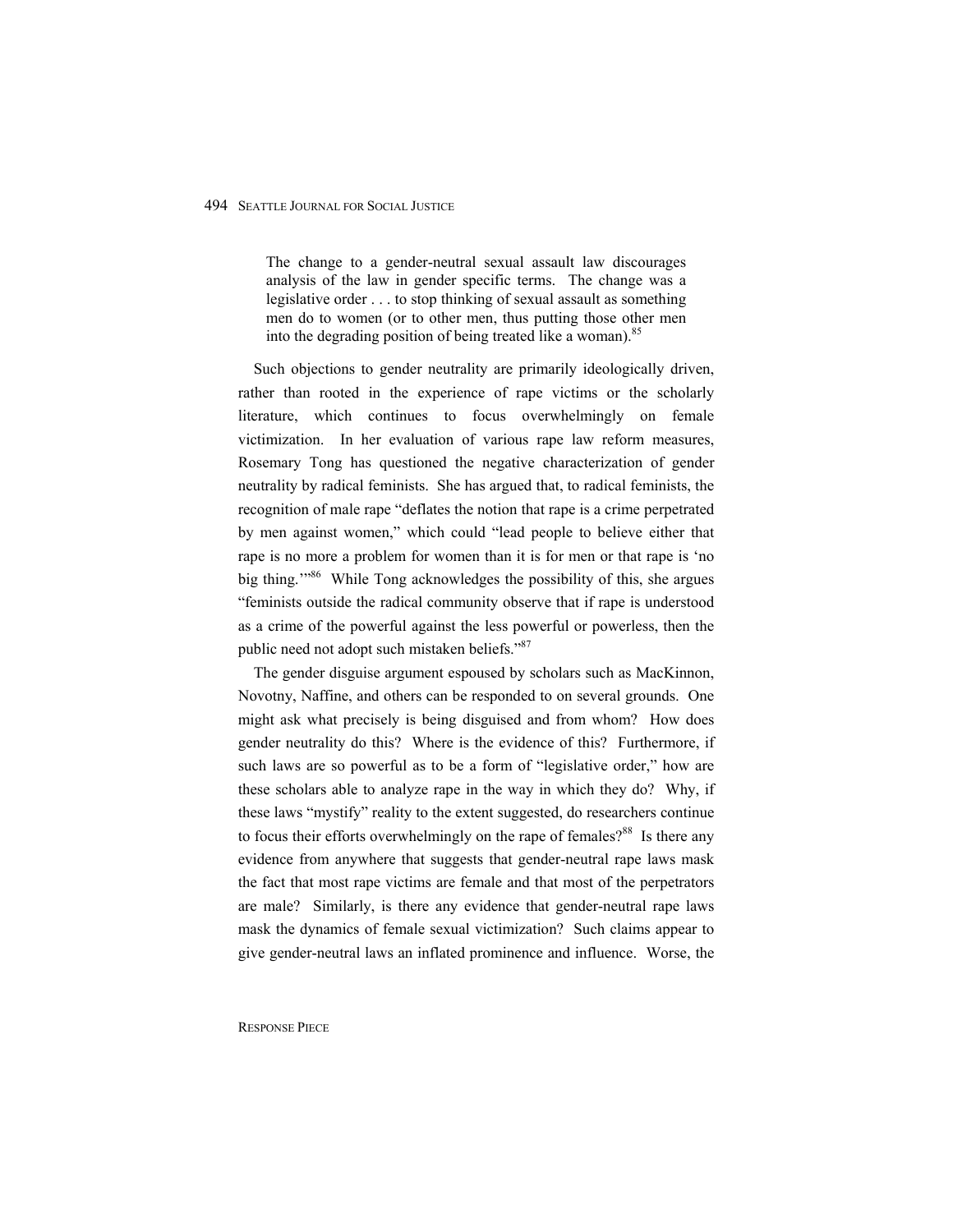> The change to a gender-neutral sexual assault law discourages analysis of the law in gender specific terms. The change was a legislative order . . . to stop thinking of sexual assault as something men do to women (or to other men, thus putting those other men into the degrading position of being treated like a woman).[85]

Such objections to gender neutrality are primarily ideologically driven, rather than rooted in the experience of rape victims or the scholarly literature, which continues to focus overwhelmingly on female victimization. In her evaluation of various rape law reform measures, Rosemary Tong has questioned the negative characterization of gender neutrality by radical feminists. She has argued that, to radical feminists, the recognition of male rape "deflates the notion that rape is a crime perpetrated by men against women," which could "lead people to believe either that rape is no more a problem for women than it is for men or that rape is 'no big thing.'"[86] While Tong acknowledges the possibility of this, she argues "feminists outside the radical community observe that if rape is understood as a crime of the powerful against the less powerful or powerless, then the public need not adopt such mistaken beliefs."[87]

The gender disguise argument espoused by scholars such as MacKinnon, Novotny, Naffine, and others can be responded to on several grounds. One might ask what precisely is being disguised and from whom? How does gender neutrality do this? Where is the evidence of this? Furthermore, if such laws are so powerful as to be a form of "legislative order," how are these scholars able to analyze rape in the way in which they do? Why, if these laws "mystify" reality to the extent suggested, do researchers continue to focus their efforts overwhelmingly on the rape of females?[88] Is there any evidence from anywhere that suggests that gender-neutral rape laws mask the fact that most rape victims are female and that most of the perpetrators are male? Similarly, is there any evidence that gender-neutral rape laws mask the dynamics of female sexual victimization? Such claims appear to give gender-neutral laws an inflated prominence and influence. Worse, the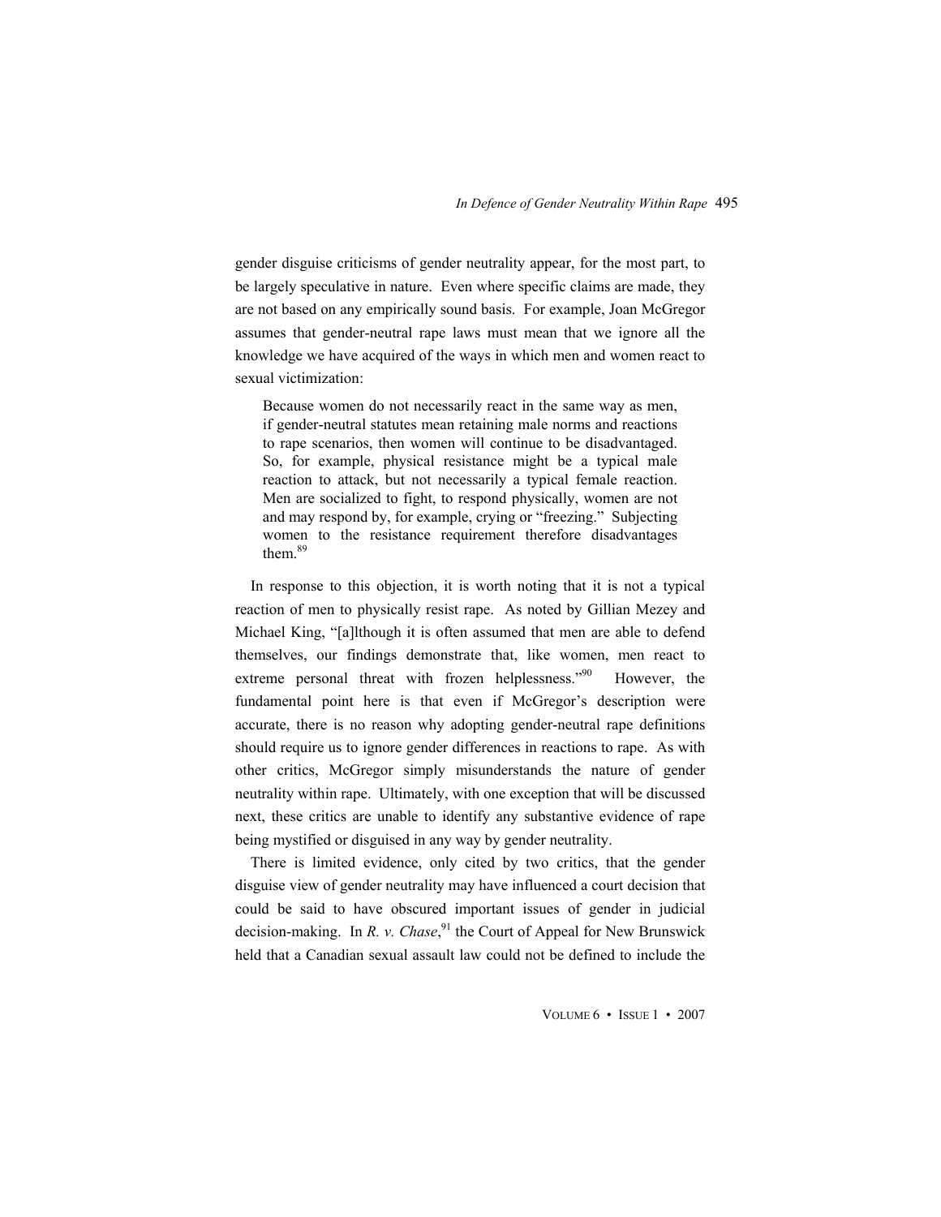gender disguise criticisms of gender neutrality appear, for the most part, to be largely speculative in nature. Even where specific claims are made, they are not based on any empirically sound basis. For example, Joan McGregor assumes that gender-neutral rape laws must mean that we ignore all the knowledge we have acquired of the ways in which men and women react to sexual victimization:

> Because women do not necessarily react in the same way as men, if gender-neutral statutes mean retaining male norms and reactions to rape scenarios, then women will continue to be disadvantaged. So, for example, physical resistance might be a typical male reaction to attack, but not necessarily a typical female reaction. Men are socialized to fight, to respond physically, women are not and may respond by, for example, crying or "freezing." Subjecting women to the resistance requirement therefore disadvantages them.[89]

In response to this objection, it is worth noting that it is not a typical reaction of men to physically resist rape. As noted by Gillian Mezey and Michael King, "[a]lthough it is often assumed that men are able to defend themselves, our findings demonstrate that, like women, men react to extreme personal threat with frozen helplessness."[90] However, the fundamental point here is that even if McGregor's description were accurate, there is no reason why adopting gender-neutral rape definitions should require us to ignore gender differences in reactions to rape. As with other critics, McGregor simply misunderstands the nature of gender neutrality within rape. Ultimately, with one exception that will be discussed next, these critics are unable to identify any substantive evidence of rape being mystified or disguised in any way by gender neutrality.

There is limited evidence, only cited by two critics, that the gender disguise view of gender neutrality may have influenced a court decision that could be said to have obscured important issues of gender in judicial decision-making. In *R. v. Chase*,[91] the Court of Appeal for New Brunswick held that a Canadian sexual assault law could not be defined to include the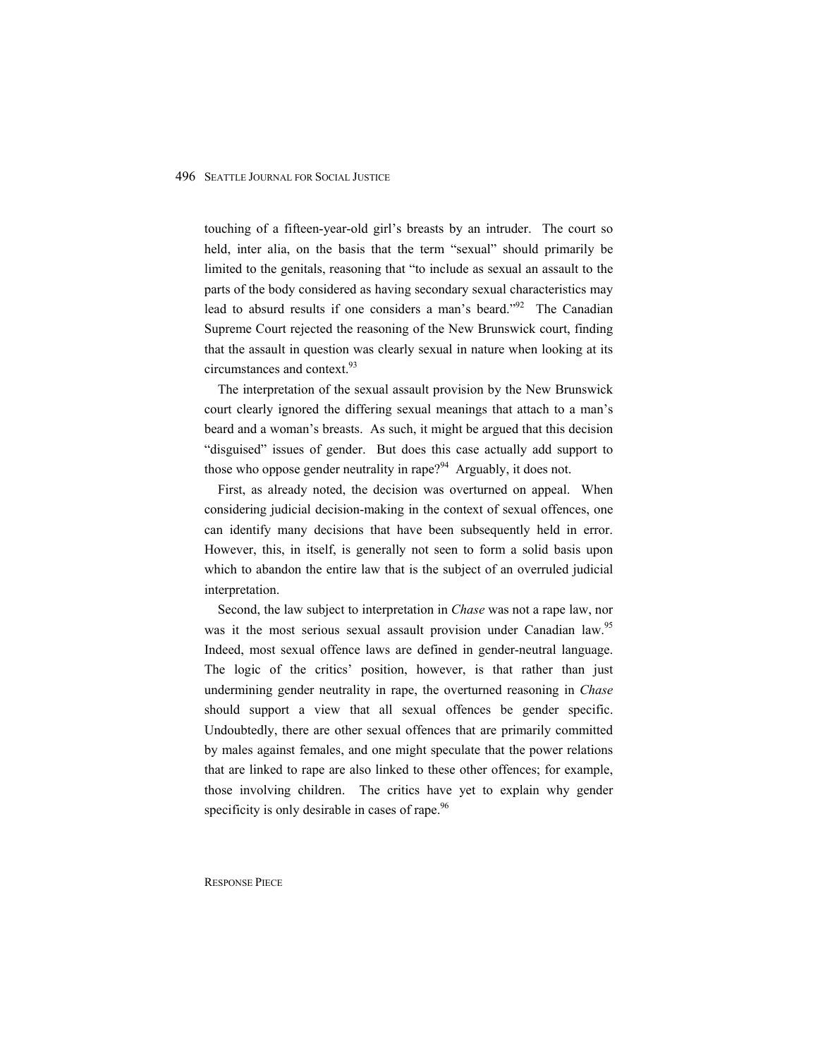touching of a fifteen-year-old girl's breasts by an intruder. The court so held, inter alia, on the basis that the term "sexual" should primarily be limited to the genitals, reasoning that "to include as sexual an assault to the parts of the body considered as having secondary sexual characteristics may lead to absurd results if one considers a man's beard."[92] The Canadian Supreme Court rejected the reasoning of the New Brunswick court, finding that the assault in question was clearly sexual in nature when looking at its circumstances and context.[93]

The interpretation of the sexual assault provision by the New Brunswick court clearly ignored the differing sexual meanings that attach to a man's beard and a woman's breasts. As such, it might be argued that this decision "disguised" issues of gender. But does this case actually add support to those who oppose gender neutrality in rape?[94] Arguably, it does not.

First, as already noted, the decision was overturned on appeal. When considering judicial decision-making in the context of sexual offences, one can identify many decisions that have been subsequently held in error. However, this, in itself, is generally not seen to form a solid basis upon which to abandon the entire law that is the subject of an overruled judicial interpretation.

Second, the law subject to interpretation in *Chase* was not a rape law, nor was it the most serious sexual assault provision under Canadian law.[95] Indeed, most sexual offence laws are defined in gender-neutral language. The logic of the critics' position, however, is that rather than just undermining gender neutrality in rape, the overturned reasoning in *Chase* should support a view that all sexual offences be gender specific. Undoubtedly, there are other sexual offences that are primarily committed by males against females, and one might speculate that the power relations that are linked to rape are also linked to these other offences; for example, those involving children. The critics have yet to explain why gender specificity is only desirable in cases of rape.[96]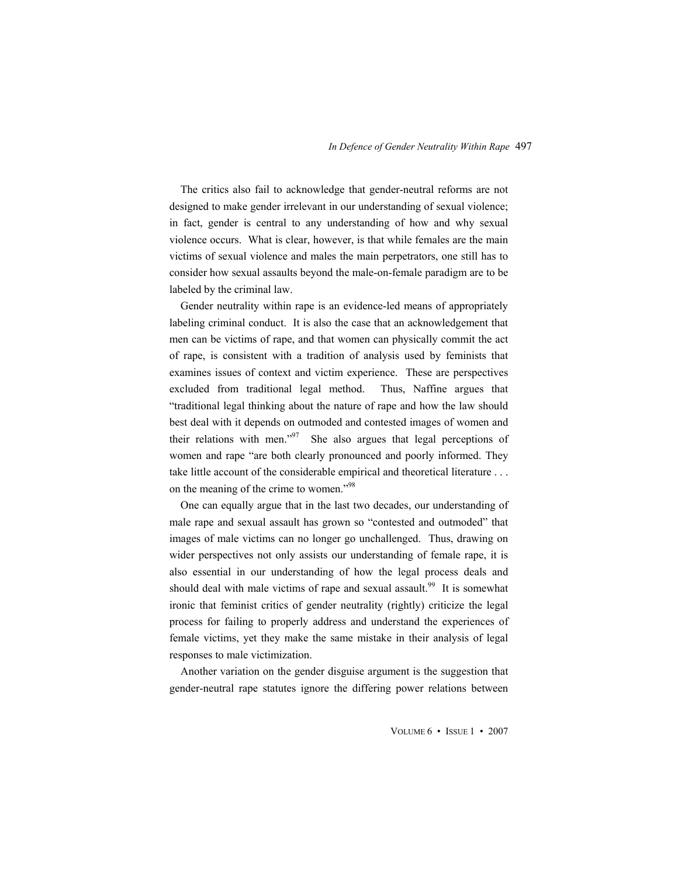The critics also fail to acknowledge that gender-neutral reforms are not designed to make gender irrelevant in our understanding of sexual violence; in fact, gender is central to any understanding of how and why sexual violence occurs. What is clear, however, is that while females are the main victims of sexual violence and males the main perpetrators, one still has to consider how sexual assaults beyond the male-on-female paradigm are to be labeled by the criminal law.

Gender neutrality within rape is an evidence-led means of appropriately labeling criminal conduct. It is also the case that an acknowledgement that men can be victims of rape, and that women can physically commit the act of rape, is consistent with a tradition of analysis used by feminists that examines issues of context and victim experience. These are perspectives excluded from traditional legal method. Thus, Naffine argues that "traditional legal thinking about the nature of rape and how the law should best deal with it depends on outmoded and contested images of women and their relations with men."[97] She also argues that legal perceptions of women and rape "are both clearly pronounced and poorly informed. They take little account of the considerable empirical and theoretical literature . . . on the meaning of the crime to women."[98]

One can equally argue that in the last two decades, our understanding of male rape and sexual assault has grown so "contested and outmoded" that images of male victims can no longer go unchallenged. Thus, drawing on wider perspectives not only assists our understanding of female rape, it is also essential in our understanding of how the legal process deals and should deal with male victims of rape and sexual assault.[99] It is somewhat ironic that feminist critics of gender neutrality (rightly) criticize the legal process for failing to properly address and understand the experiences of female victims, yet they make the same mistake in their analysis of legal responses to male victimization.

Another variation on the gender disguise argument is the suggestion that gender-neutral rape statutes ignore the differing power relations between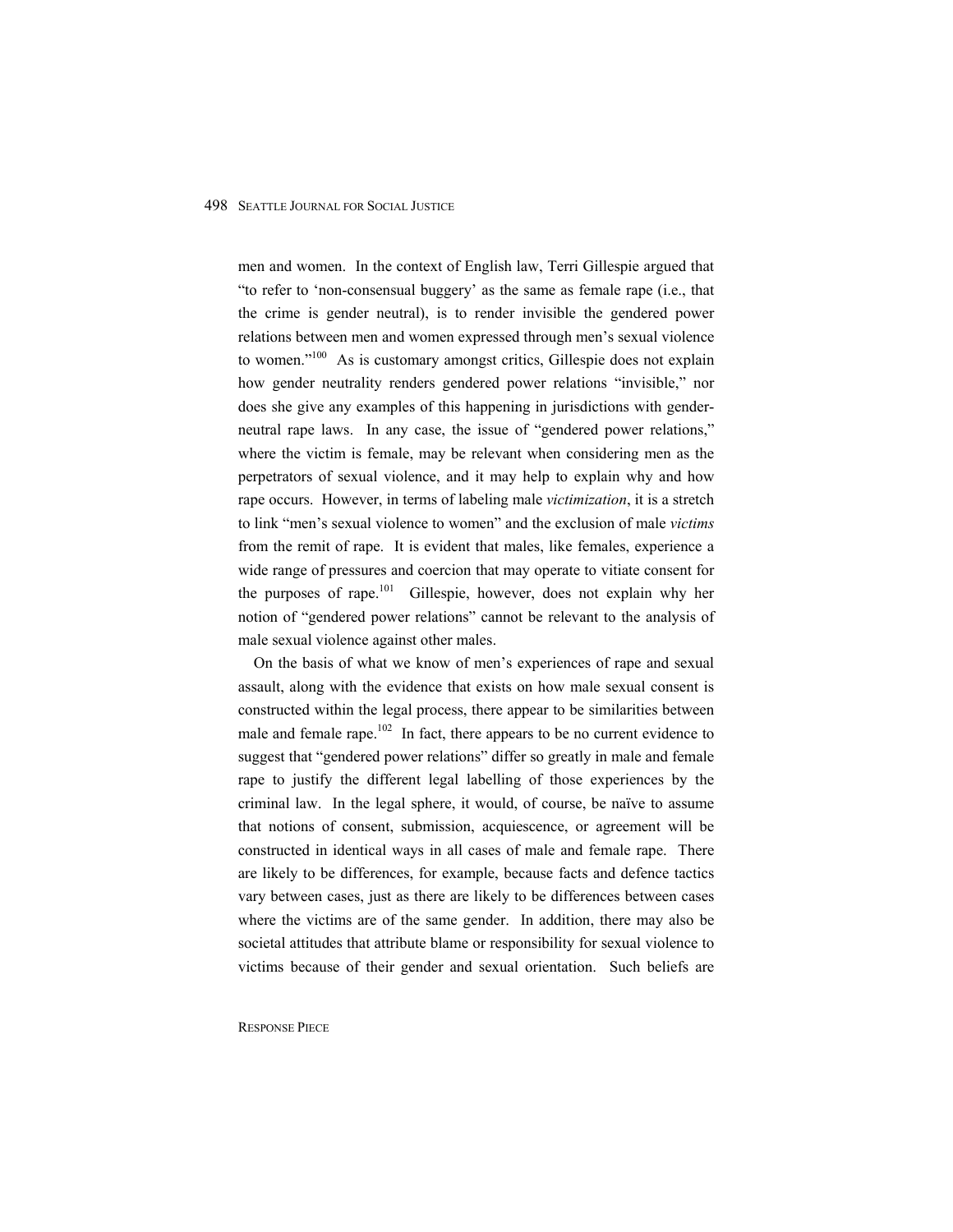men and women. In the context of English law, Terri Gillespie argued that "to refer to 'non-consensual buggery' as the same as female rape (i.e., that the crime is gender neutral), is to render invisible the gendered power relations between men and women expressed through men's sexual violence to women."[100] As is customary amongst critics, Gillespie does not explain how gender neutrality renders gendered power relations "invisible," nor does she give any examples of this happening in jurisdictions with gender-neutral rape laws. In any case, the issue of "gendered power relations," where the victim is female, may be relevant when considering men as the perpetrators of sexual violence, and it may help to explain why and how rape occurs. However, in terms of labeling male *victimization*, it is a stretch to link "men's sexual violence to women" and the exclusion of male *victims* from the remit of rape. It is evident that males, like females, experience a wide range of pressures and coercion that may operate to vitiate consent for the purposes of rape.[101] Gillespie, however, does not explain why her notion of "gendered power relations" cannot be relevant to the analysis of male sexual violence against other males.

On the basis of what we know of men's experiences of rape and sexual assault, along with the evidence that exists on how male sexual consent is constructed within the legal process, there appear to be similarities between male and female rape.[102] In fact, there appears to be no current evidence to suggest that "gendered power relations" differ so greatly in male and female rape to justify the different legal labelling of those experiences by the criminal law. In the legal sphere, it would, of course, be naïve to assume that notions of consent, submission, acquiescence, or agreement will be constructed in identical ways in all cases of male and female rape. There are likely to be differences, for example, because facts and defence tactics vary between cases, just as there are likely to be differences between cases where the victims are of the same gender. In addition, there may also be societal attitudes that attribute blame or responsibility for sexual violence to victims because of their gender and sexual orientation. Such beliefs are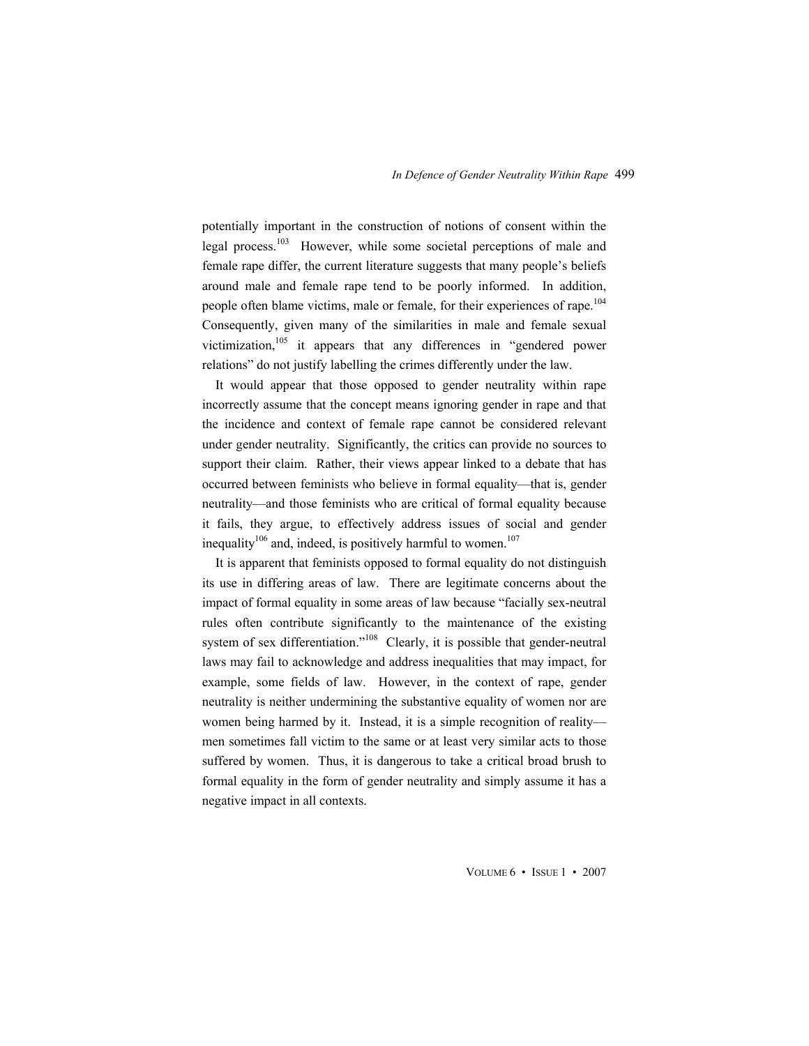potentially important in the construction of notions of consent within the legal process.[103] However, while some societal perceptions of male and female rape differ, the current literature suggests that many people's beliefs around male and female rape tend to be poorly informed. In addition, people often blame victims, male or female, for their experiences of rape.[104] Consequently, given many of the similarities in male and female sexual victimization,[105] it appears that any differences in "gendered power relations" do not justify labelling the crimes differently under the law.

It would appear that those opposed to gender neutrality within rape incorrectly assume that the concept means ignoring gender in rape and that the incidence and context of female rape cannot be considered relevant under gender neutrality. Significantly, the critics can provide no sources to support their claim. Rather, their views appear linked to a debate that has occurred between feminists who believe in formal equality—that is, gender neutrality—and those feminists who are critical of formal equality because it fails, they argue, to effectively address issues of social and gender inequality[106] and, indeed, is positively harmful to women.[107]

It is apparent that feminists opposed to formal equality do not distinguish its use in differing areas of law. There are legitimate concerns about the impact of formal equality in some areas of law because "facially sex-neutral rules often contribute significantly to the maintenance of the existing system of sex differentiation."[108] Clearly, it is possible that gender-neutral laws may fail to acknowledge and address inequalities that may impact, for example, some fields of law. However, in the context of rape, gender neutrality is neither undermining the substantive equality of women nor are women being harmed by it. Instead, it is a simple recognition of reality—men sometimes fall victim to the same or at least very similar acts to those suffered by women. Thus, it is dangerous to take a critical broad brush to formal equality in the form of gender neutrality and simply assume it has a negative impact in all contexts.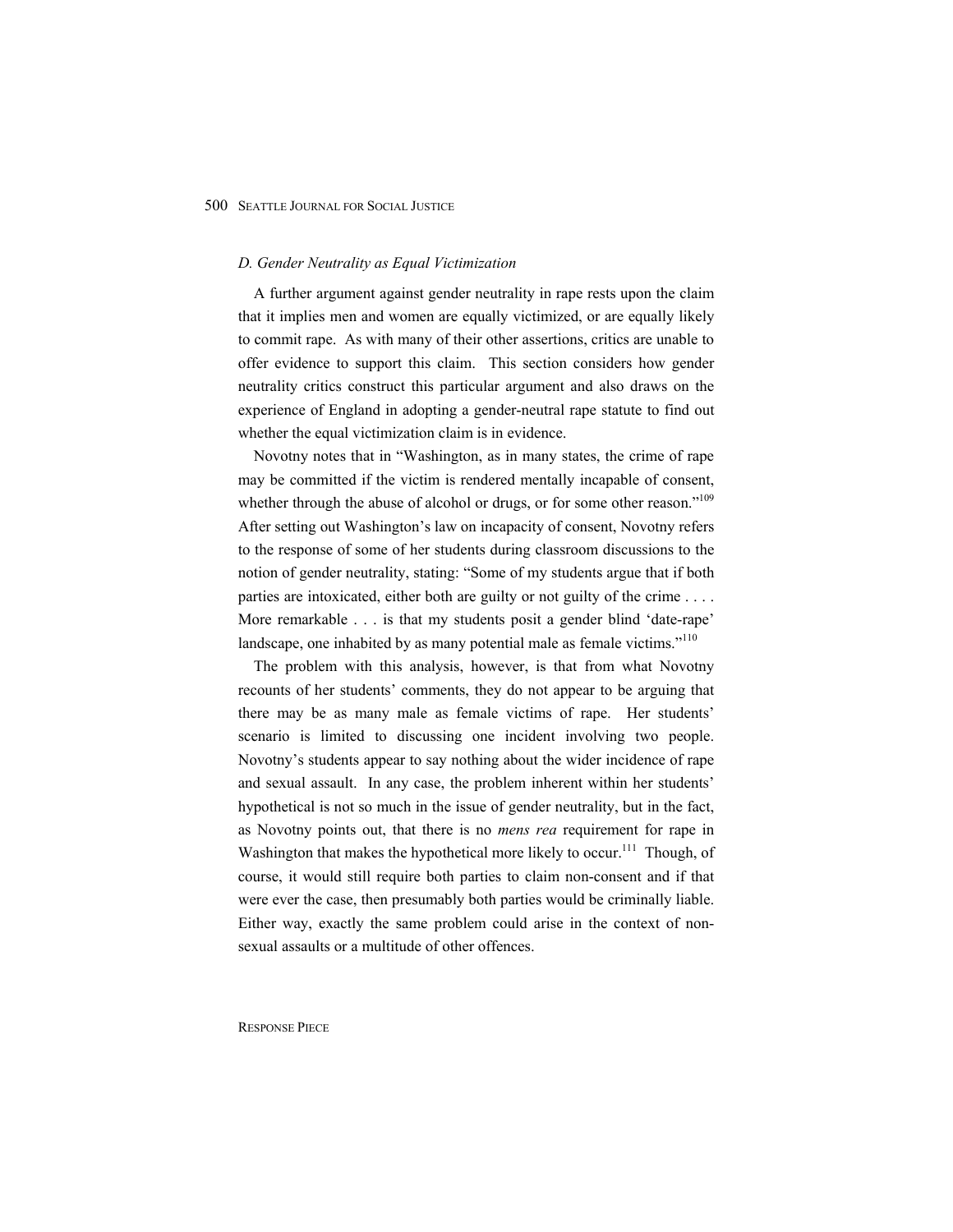### *D. Gender Neutrality as Equal Victimization*

A further argument against gender neutrality in rape rests upon the claim that it implies men and women are equally victimized, or are equally likely to commit rape. As with many of their other assertions, critics are unable to offer evidence to support this claim. This section considers how gender neutrality critics construct this particular argument and also draws on the experience of England in adopting a gender-neutral rape statute to find out whether the equal victimization claim is in evidence.

Novotny notes that in "Washington, as in many states, the crime of rape may be committed if the victim is rendered mentally incapable of consent, whether through the abuse of alcohol or drugs, or for some other reason."[109] After setting out Washington's law on incapacity of consent, Novotny refers to the response of some of her students during classroom discussions to the notion of gender neutrality, stating: "Some of my students argue that if both parties are intoxicated, either both are guilty or not guilty of the crime . . . . More remarkable . . . is that my students posit a gender blind 'date-rape' landscape, one inhabited by as many potential male as female victims."[110]

The problem with this analysis, however, is that from what Novotny recounts of her students' comments, they do not appear to be arguing that there may be as many male as female victims of rape. Her students' scenario is limited to discussing one incident involving two people. Novotny's students appear to say nothing about the wider incidence of rape and sexual assault. In any case, the problem inherent within her students' hypothetical is not so much in the issue of gender neutrality, but in the fact, as Novotny points out, that there is no *mens rea* requirement for rape in Washington that makes the hypothetical more likely to occur.[111] Though, of course, it would still require both parties to claim non-consent and if that were ever the case, then presumably both parties would be criminally liable. Either way, exactly the same problem could arise in the context of non-sexual assaults or a multitude of other offences.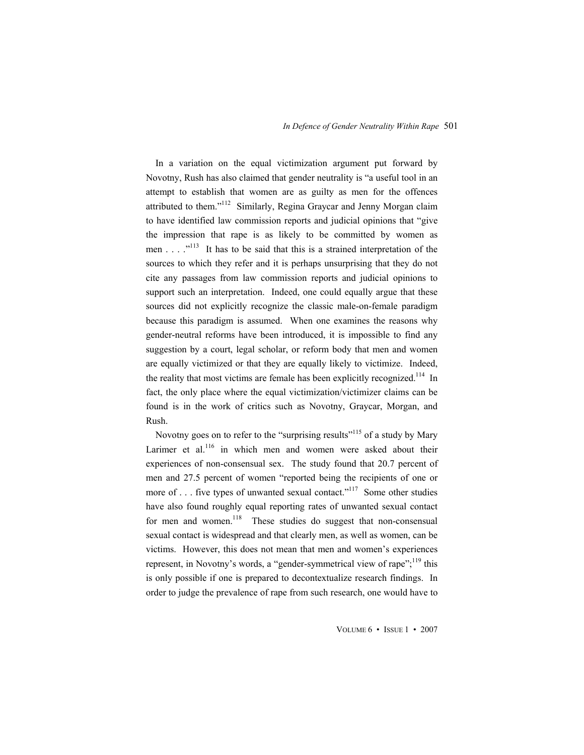In a variation on the equal victimization argument put forward by Novotny, Rush has also claimed that gender neutrality is "a useful tool in an attempt to establish that women are as guilty as men for the offences attributed to them."[112] Similarly, Regina Graycar and Jenny Morgan claim to have identified law commission reports and judicial opinions that "give the impression that rape is as likely to be committed by women as men . . . ."[113] It has to be said that this is a strained interpretation of the sources to which they refer and it is perhaps unsurprising that they do not cite any passages from law commission reports and judicial opinions to support such an interpretation. Indeed, one could equally argue that these sources did not explicitly recognize the classic male-on-female paradigm because this paradigm is assumed. When one examines the reasons why gender-neutral reforms have been introduced, it is impossible to find any suggestion by a court, legal scholar, or reform body that men and women are equally victimized or that they are equally likely to victimize. Indeed, the reality that most victims are female has been explicitly recognized.[114] In fact, the only place where the equal victimization/victimizer claims can be found is in the work of critics such as Novotny, Graycar, Morgan, and Rush.

Novotny goes on to refer to the "surprising results"[115] of a study by Mary Larimer et al.[116] in which men and women were asked about their experiences of non-consensual sex. The study found that 20.7 percent of men and 27.5 percent of women "reported being the recipients of one or more of . . . five types of unwanted sexual contact."[117] Some other studies have also found roughly equal reporting rates of unwanted sexual contact for men and women.[118] These studies do suggest that non-consensual sexual contact is widespread and that clearly men, as well as women, can be victims. However, this does not mean that men and women's experiences represent, in Novotny's words, a "gender-symmetrical view of rape";[119] this is only possible if one is prepared to decontextualize research findings. In order to judge the prevalence of rape from such research, one would have to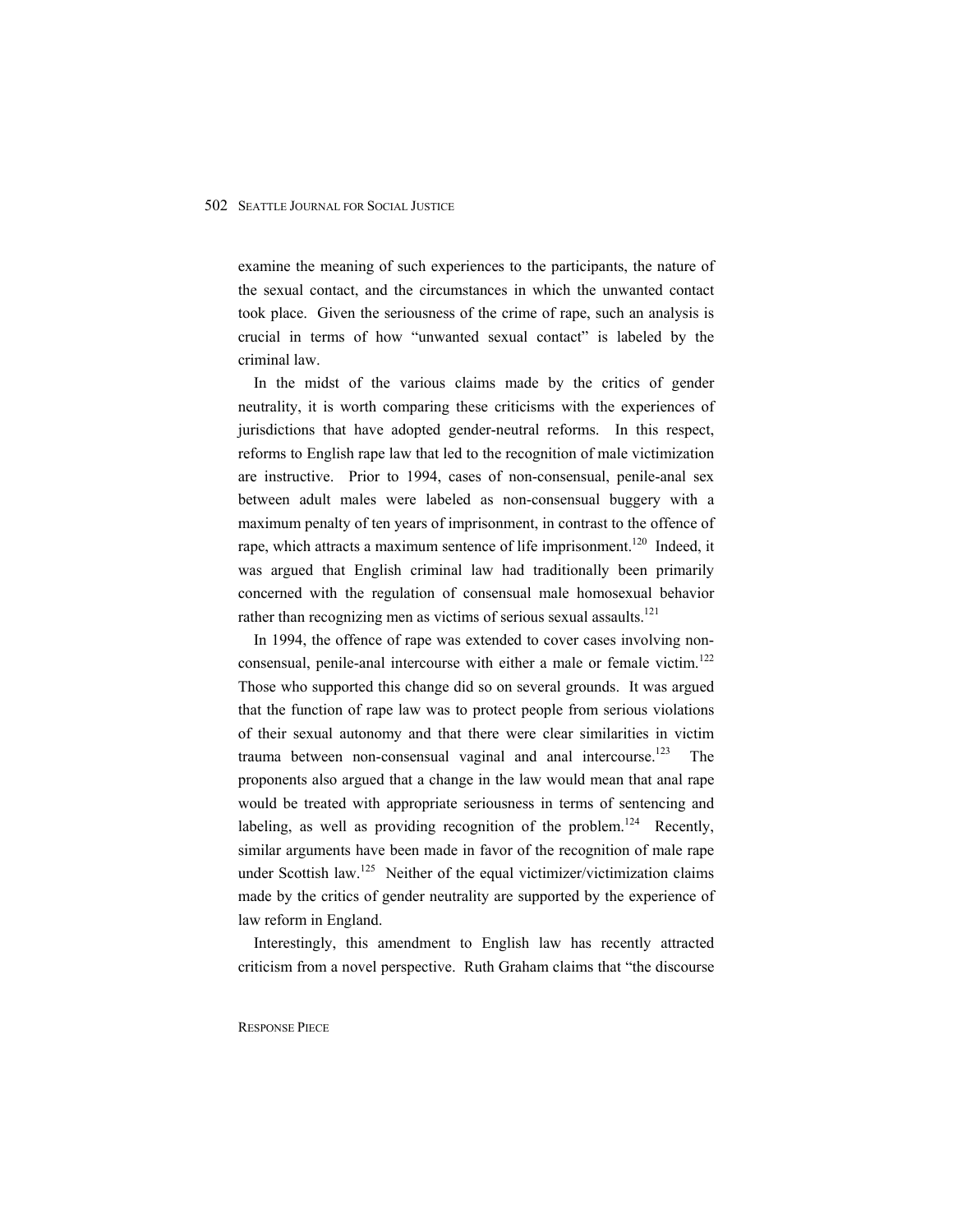examine the meaning of such experiences to the participants, the nature of the sexual contact, and the circumstances in which the unwanted contact took place. Given the seriousness of the crime of rape, such an analysis is crucial in terms of how "unwanted sexual contact" is labeled by the criminal law.

In the midst of the various claims made by the critics of gender neutrality, it is worth comparing these criticisms with the experiences of jurisdictions that have adopted gender-neutral reforms. In this respect, reforms to English rape law that led to the recognition of male victimization are instructive. Prior to 1994, cases of non-consensual, penile-anal sex between adult males were labeled as non-consensual buggery with a maximum penalty of ten years of imprisonment, in contrast to the offence of rape, which attracts a maximum sentence of life imprisonment.[120] Indeed, it was argued that English criminal law had traditionally been primarily concerned with the regulation of consensual male homosexual behavior rather than recognizing men as victims of serious sexual assaults.[121]

In 1994, the offence of rape was extended to cover cases involving non-consensual, penile-anal intercourse with either a male or female victim.[122] Those who supported this change did so on several grounds. It was argued that the function of rape law was to protect people from serious violations of their sexual autonomy and that there were clear similarities in victim trauma between non-consensual vaginal and anal intercourse.[123] The proponents also argued that a change in the law would mean that anal rape would be treated with appropriate seriousness in terms of sentencing and labeling, as well as providing recognition of the problem.[124] Recently, similar arguments have been made in favor of the recognition of male rape under Scottish law.[125] Neither of the equal victimizer/victimization claims made by the critics of gender neutrality are supported by the experience of law reform in England.

Interestingly, this amendment to English law has recently attracted criticism from a novel perspective. Ruth Graham claims that "the discourse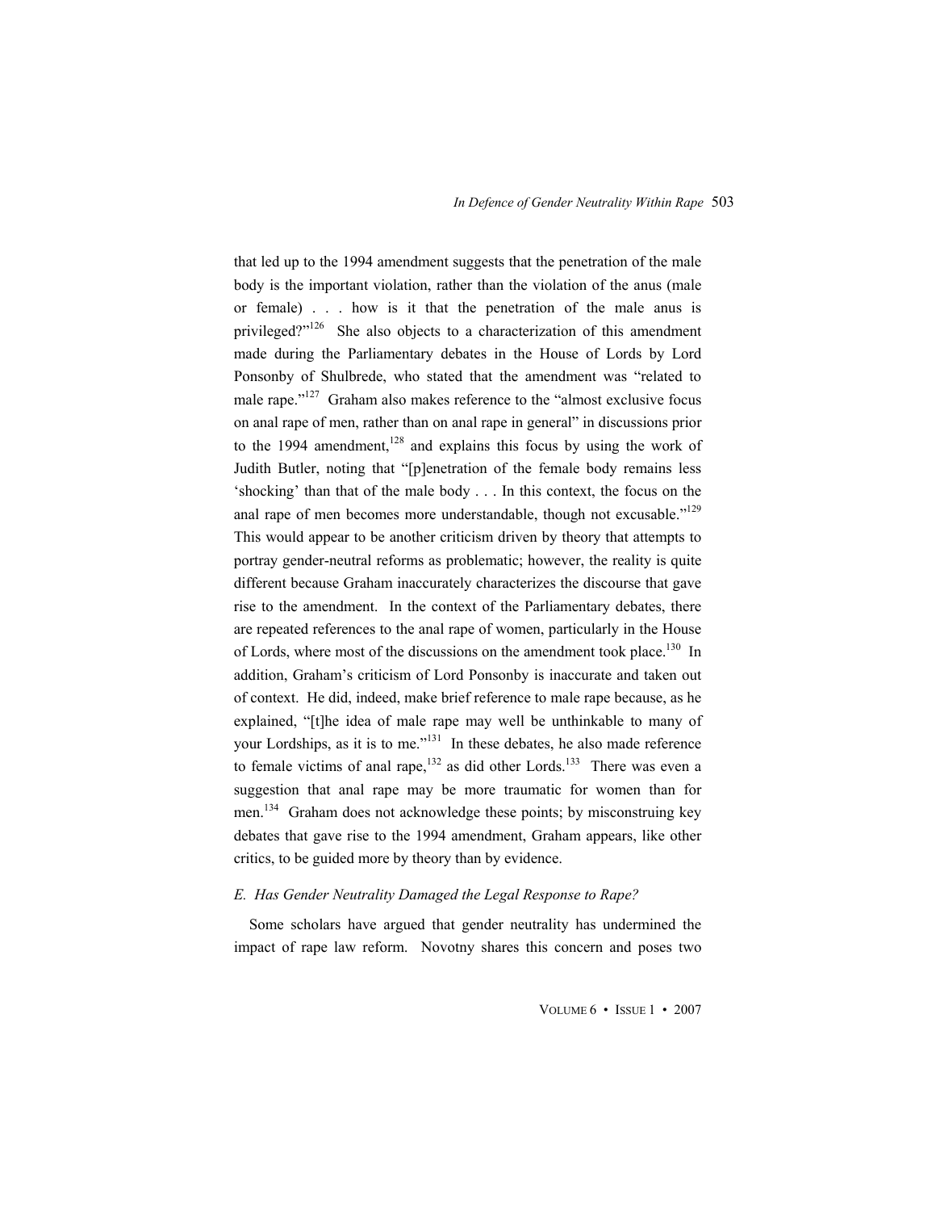that led up to the 1994 amendment suggests that the penetration of the male body is the important violation, rather than the violation of the anus (male or female) . . . how is it that the penetration of the male anus is privileged?"[126] She also objects to a characterization of this amendment made during the Parliamentary debates in the House of Lords by Lord Ponsonby of Shulbrede, who stated that the amendment was "related to male rape."[127] Graham also makes reference to the "almost exclusive focus on anal rape of men, rather than on anal rape in general" in discussions prior to the 1994 amendment,[128] and explains this focus by using the work of Judith Butler, noting that "[p]enetration of the female body remains less 'shocking' than that of the male body . . . In this context, the focus on the anal rape of men becomes more understandable, though not excusable."[129] This would appear to be another criticism driven by theory that attempts to portray gender-neutral reforms as problematic; however, the reality is quite different because Graham inaccurately characterizes the discourse that gave rise to the amendment. In the context of the Parliamentary debates, there are repeated references to the anal rape of women, particularly in the House of Lords, where most of the discussions on the amendment took place.[130] In addition, Graham's criticism of Lord Ponsonby is inaccurate and taken out of context. He did, indeed, make brief reference to male rape because, as he explained, "[t]he idea of male rape may well be unthinkable to many of your Lordships, as it is to me."[131] In these debates, he also made reference to female victims of anal rape,[132] as did other Lords.[133] There was even a suggestion that anal rape may be more traumatic for women than for men.[134] Graham does not acknowledge these points; by misconstruing key debates that gave rise to the 1994 amendment, Graham appears, like other critics, to be guided more by theory than by evidence.

### *E. Has Gender Neutrality Damaged the Legal Response to Rape?*

Some scholars have argued that gender neutrality has undermined the impact of rape law reform. Novotny shares this concern and poses two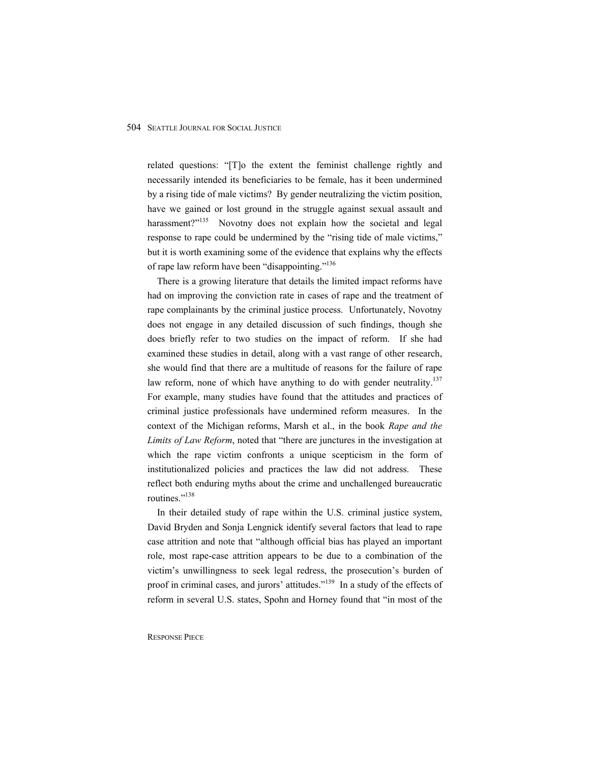related questions: "[T]o the extent the feminist challenge rightly and necessarily intended its beneficiaries to be female, has it been undermined by a rising tide of male victims? By gender neutralizing the victim position, have we gained or lost ground in the struggle against sexual assault and harassment?"[135] Novotny does not explain how the societal and legal response to rape could be undermined by the "rising tide of male victims," but it is worth examining some of the evidence that explains why the effects of rape law reform have been "disappointing."[136]

There is a growing literature that details the limited impact reforms have had on improving the conviction rate in cases of rape and the treatment of rape complainants by the criminal justice process. Unfortunately, Novotny does not engage in any detailed discussion of such findings, though she does briefly refer to two studies on the impact of reform. If she had examined these studies in detail, along with a vast range of other research, she would find that there are a multitude of reasons for the failure of rape law reform, none of which have anything to do with gender neutrality.[137] For example, many studies have found that the attitudes and practices of criminal justice professionals have undermined reform measures. In the context of the Michigan reforms, Marsh et al., in the book *Rape and the Limits of Law Reform*, noted that "there are junctures in the investigation at which the rape victim confronts a unique scepticism in the form of institutionalized policies and practices the law did not address. These reflect both enduring myths about the crime and unchallenged bureaucratic routines."[138]

In their detailed study of rape within the U.S. criminal justice system, David Bryden and Sonja Lengnick identify several factors that lead to rape case attrition and note that "although official bias has played an important role, most rape-case attrition appears to be due to a combination of the victim's unwillingness to seek legal redress, the prosecution's burden of proof in criminal cases, and jurors' attitudes."[139] In a study of the effects of reform in several U.S. states, Spohn and Horney found that "in most of the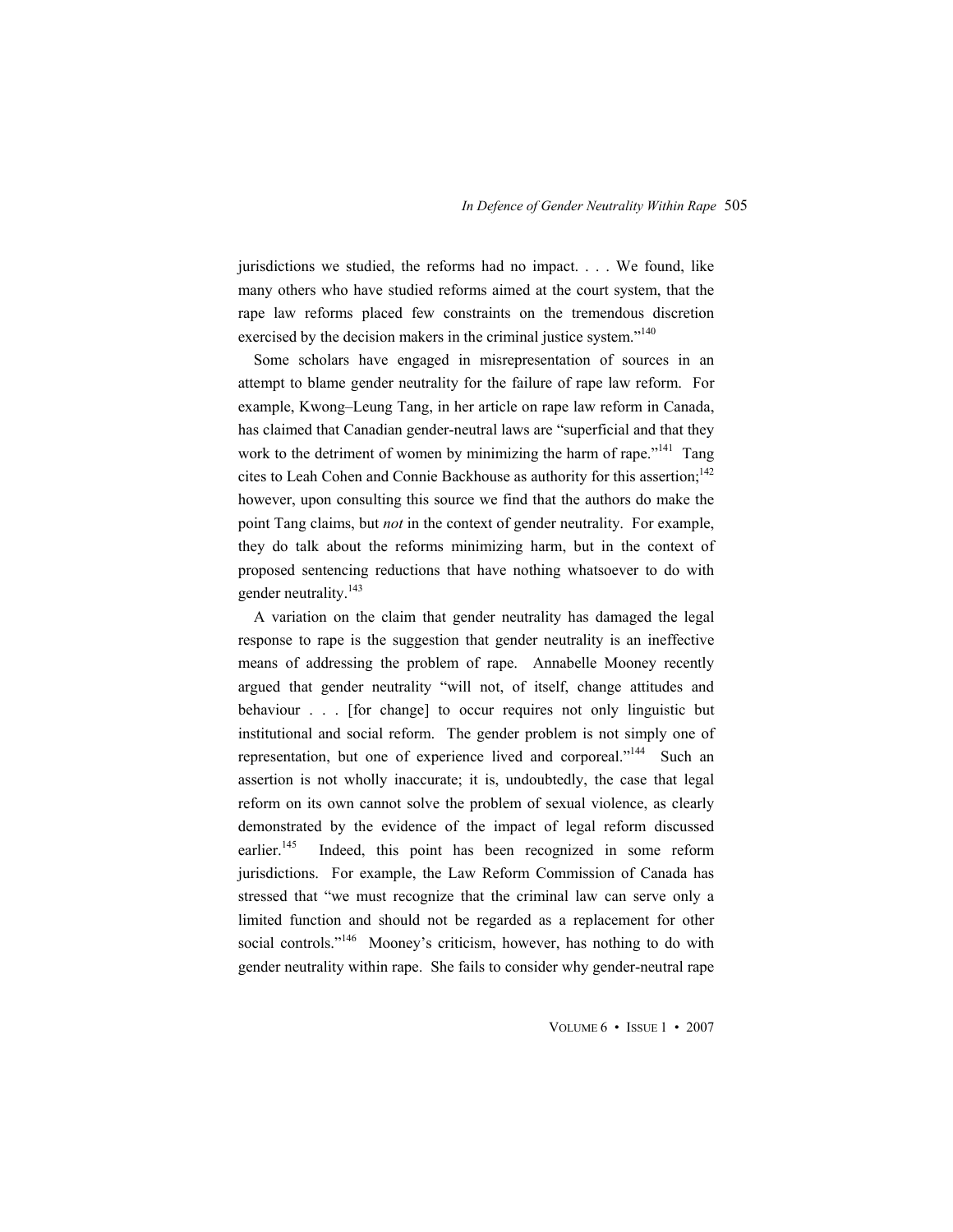jurisdictions we studied, the reforms had no impact. . . . We found, like many others who have studied reforms aimed at the court system, that the rape law reforms placed few constraints on the tremendous discretion exercised by the decision makers in the criminal justice system."[140]

Some scholars have engaged in misrepresentation of sources in an attempt to blame gender neutrality for the failure of rape law reform. For example, Kwong–Leung Tang, in her article on rape law reform in Canada, has claimed that Canadian gender-neutral laws are "superficial and that they work to the detriment of women by minimizing the harm of rape."[141] Tang cites to Leah Cohen and Connie Backhouse as authority for this assertion;[142] however, upon consulting this source we find that the authors do make the point Tang claims, but *not* in the context of gender neutrality. For example, they do talk about the reforms minimizing harm, but in the context of proposed sentencing reductions that have nothing whatsoever to do with gender neutrality.[143]

A variation on the claim that gender neutrality has damaged the legal response to rape is the suggestion that gender neutrality is an ineffective means of addressing the problem of rape. Annabelle Mooney recently argued that gender neutrality "will not, of itself, change attitudes and behaviour . . . [for change] to occur requires not only linguistic but institutional and social reform. The gender problem is not simply one of representation, but one of experience lived and corporeal."[144] Such an assertion is not wholly inaccurate; it is, undoubtedly, the case that legal reform on its own cannot solve the problem of sexual violence, as clearly demonstrated by the evidence of the impact of legal reform discussed earlier.[145] Indeed, this point has been recognized in some reform jurisdictions. For example, the Law Reform Commission of Canada has stressed that "we must recognize that the criminal law can serve only a limited function and should not be regarded as a replacement for other social controls."[146] Mooney's criticism, however, has nothing to do with gender neutrality within rape. She fails to consider why gender-neutral rape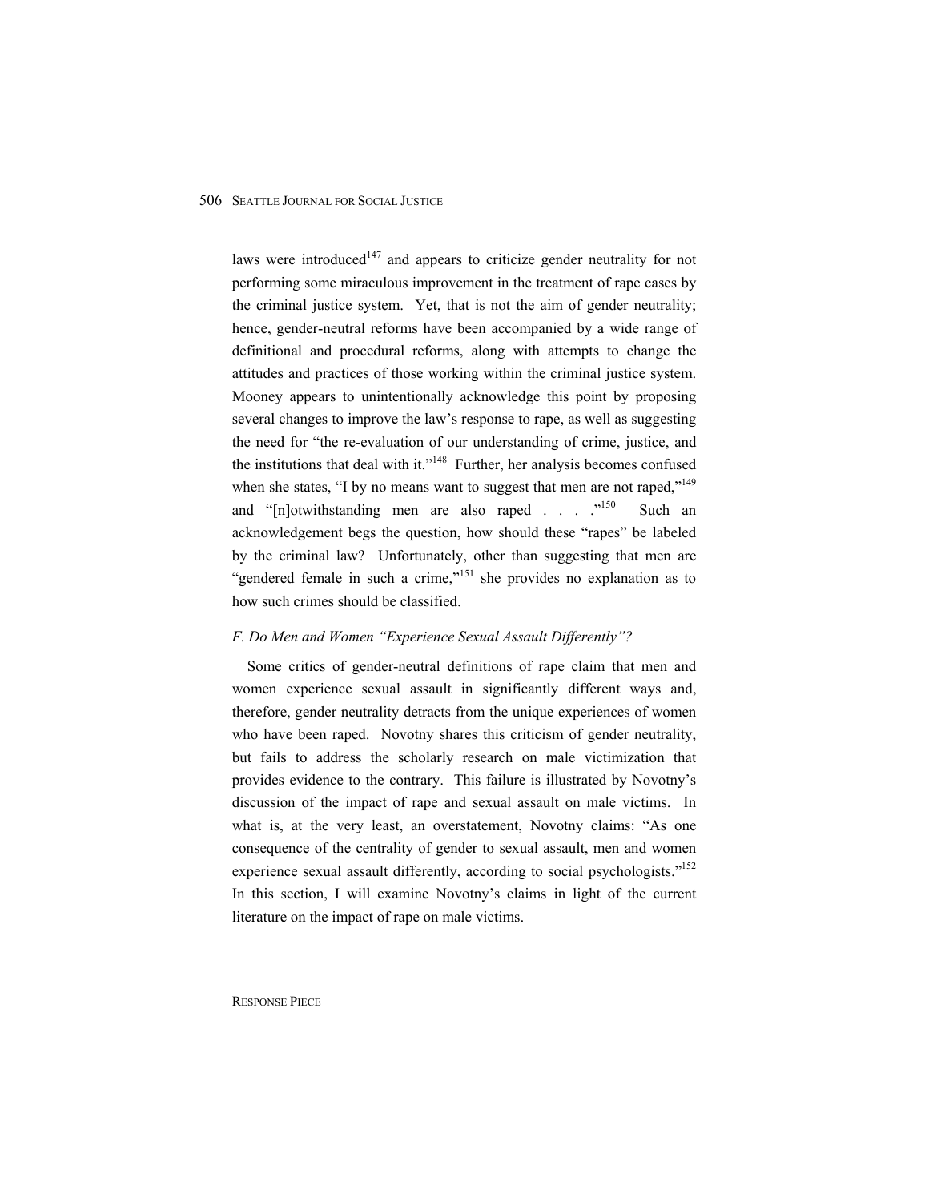laws were introduced[147] and appears to criticize gender neutrality for not performing some miraculous improvement in the treatment of rape cases by the criminal justice system. Yet, that is not the aim of gender neutrality; hence, gender-neutral reforms have been accompanied by a wide range of definitional and procedural reforms, along with attempts to change the attitudes and practices of those working within the criminal justice system. Mooney appears to unintentionally acknowledge this point by proposing several changes to improve the law's response to rape, as well as suggesting the need for "the re-evaluation of our understanding of crime, justice, and the institutions that deal with it."[148] Further, her analysis becomes confused when she states, "I by no means want to suggest that men are not raped,"[149] and "[n]otwithstanding men are also raped . . . ."[150] Such an acknowledgement begs the question, how should these "rapes" be labeled by the criminal law? Unfortunately, other than suggesting that men are "gendered female in such a crime,"[151] she provides no explanation as to how such crimes should be classified.

### *F. Do Men and Women "Experience Sexual Assault Differently"?*

Some critics of gender-neutral definitions of rape claim that men and women experience sexual assault in significantly different ways and, therefore, gender neutrality detracts from the unique experiences of women who have been raped. Novotny shares this criticism of gender neutrality, but fails to address the scholarly research on male victimization that provides evidence to the contrary. This failure is illustrated by Novotny's discussion of the impact of rape and sexual assault on male victims. In what is, at the very least, an overstatement, Novotny claims: "As one consequence of the centrality of gender to sexual assault, men and women experience sexual assault differently, according to social psychologists."[152] In this section, I will examine Novotny's claims in light of the current literature on the impact of rape on male victims.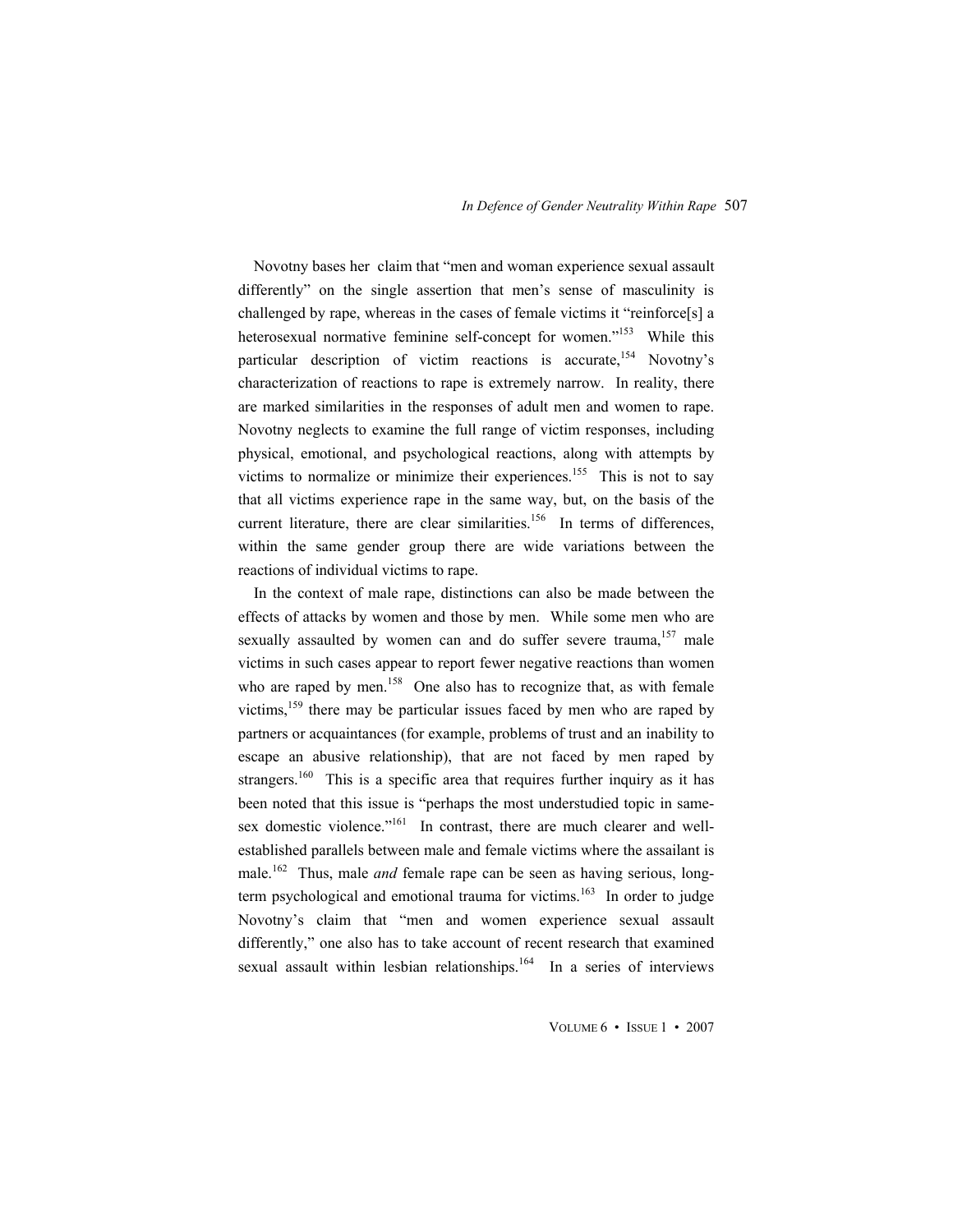Novotny bases her claim that “men and woman experience sexual assault differently” on the single assertion that men’s sense of masculinity is challenged by rape, whereas in the cases of female victims it “reinforce[s] a heterosexual normative feminine self-concept for women.”[153] While this particular description of victim reactions is accurate,[154] Novotny’s characterization of reactions to rape is extremely narrow. In reality, there are marked similarities in the responses of adult men and women to rape. Novotny neglects to examine the full range of victim responses, including physical, emotional, and psychological reactions, along with attempts by victims to normalize or minimize their experiences.[155] This is not to say that all victims experience rape in the same way, but, on the basis of the current literature, there are clear similarities.[156] In terms of differences, within the same gender group there are wide variations between the reactions of individual victims to rape.

In the context of male rape, distinctions can also be made between the effects of attacks by women and those by men. While some men who are sexually assaulted by women can and do suffer severe trauma,[157] male victims in such cases appear to report fewer negative reactions than women who are raped by men.[158] One also has to recognize that, as with female victims,[159] there may be particular issues faced by men who are raped by partners or acquaintances (for example, problems of trust and an inability to escape an abusive relationship), that are not faced by men raped by strangers.[160] This is a specific area that requires further inquiry as it has been noted that this issue is “perhaps the most understudied topic in same-sex domestic violence.”[161] In contrast, there are much clearer and well-established parallels between male and female victims where the assailant is male.[162] Thus, male *and* female rape can be seen as having serious, long-term psychological and emotional trauma for victims.[163] In order to judge Novotny’s claim that “men and women experience sexual assault differently,” one also has to take account of recent research that examined sexual assault within lesbian relationships.[164] In a series of interviews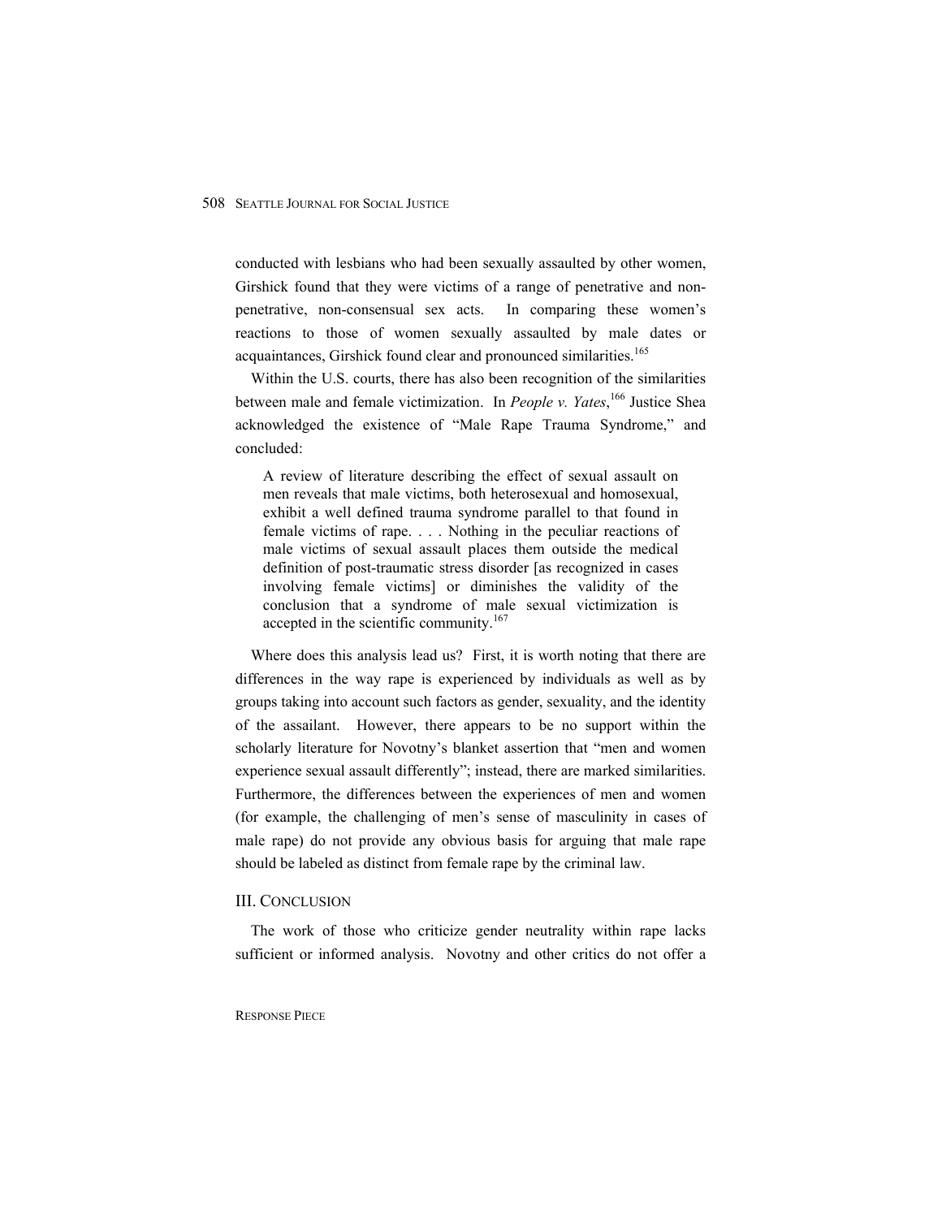conducted with lesbians who had been sexually assaulted by other women, Girshick found that they were victims of a range of penetrative and non-penetrative, non-consensual sex acts. In comparing these women's reactions to those of women sexually assaulted by male dates or acquaintances, Girshick found clear and pronounced similarities.[165]

Within the U.S. courts, there has also been recognition of the similarities between male and female victimization. In *People v. Yates*,[166] Justice Shea acknowledged the existence of "Male Rape Trauma Syndrome," and concluded:

> A review of literature describing the effect of sexual assault on men reveals that male victims, both heterosexual and homosexual, exhibit a well defined trauma syndrome parallel to that found in female victims of rape. . . . Nothing in the peculiar reactions of male victims of sexual assault places them outside the medical definition of post-traumatic stress disorder [as recognized in cases involving female victims] or diminishes the validity of the conclusion that a syndrome of male sexual victimization is accepted in the scientific community.[167]

Where does this analysis lead us? First, it is worth noting that there are differences in the way rape is experienced by individuals as well as by groups taking into account such factors as gender, sexuality, and the identity of the assailant. However, there appears to be no support within the scholarly literature for Novotny's blanket assertion that "men and women experience sexual assault differently"; instead, there are marked similarities. Furthermore, the differences between the experiences of men and women (for example, the challenging of men's sense of masculinity in cases of male rape) do not provide any obvious basis for arguing that male rape should be labeled as distinct from female rape by the criminal law.

## III. CONCLUSION

The work of those who criticize gender neutrality within rape lacks sufficient or informed analysis. Novotny and other critics do not offer a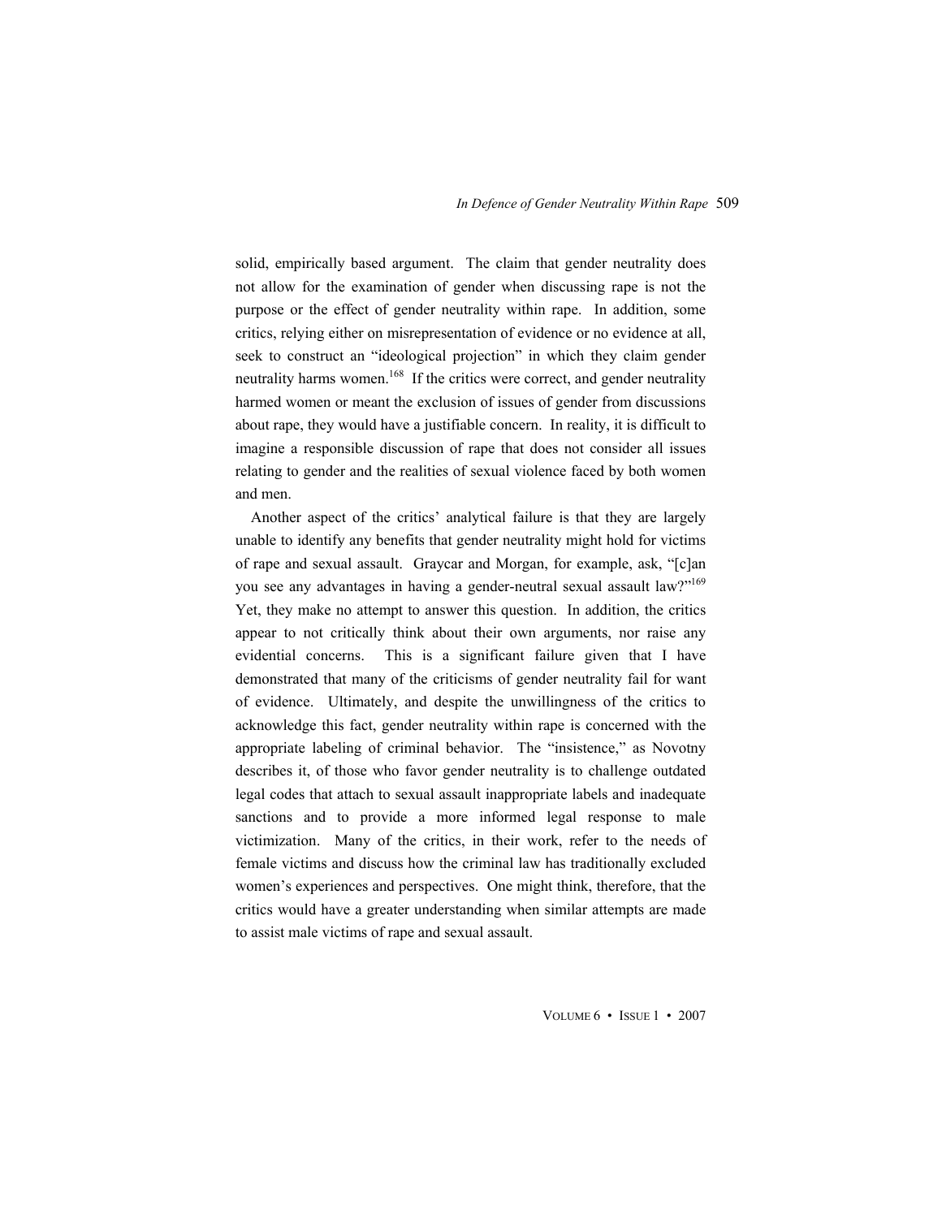solid, empirically based argument. The claim that gender neutrality does not allow for the examination of gender when discussing rape is not the purpose or the effect of gender neutrality within rape. In addition, some critics, relying either on misrepresentation of evidence or no evidence at all, seek to construct an "ideological projection" in which they claim gender neutrality harms women.[168] If the critics were correct, and gender neutrality harmed women or meant the exclusion of issues of gender from discussions about rape, they would have a justifiable concern. In reality, it is difficult to imagine a responsible discussion of rape that does not consider all issues relating to gender and the realities of sexual violence faced by both women and men.

Another aspect of the critics' analytical failure is that they are largely unable to identify any benefits that gender neutrality might hold for victims of rape and sexual assault. Graycar and Morgan, for example, ask, "[c]an you see any advantages in having a gender-neutral sexual assault law?"[169] Yet, they make no attempt to answer this question. In addition, the critics appear to not critically think about their own arguments, nor raise any evidential concerns. This is a significant failure given that I have demonstrated that many of the criticisms of gender neutrality fail for want of evidence. Ultimately, and despite the unwillingness of the critics to acknowledge this fact, gender neutrality within rape is concerned with the appropriate labeling of criminal behavior. The "insistence," as Novotny describes it, of those who favor gender neutrality is to challenge outdated legal codes that attach to sexual assault inappropriate labels and inadequate sanctions and to provide a more informed legal response to male victimization. Many of the critics, in their work, refer to the needs of female victims and discuss how the criminal law has traditionally excluded women's experiences and perspectives. One might think, therefore, that the critics would have a greater understanding when similar attempts are made to assist male victims of rape and sexual assault.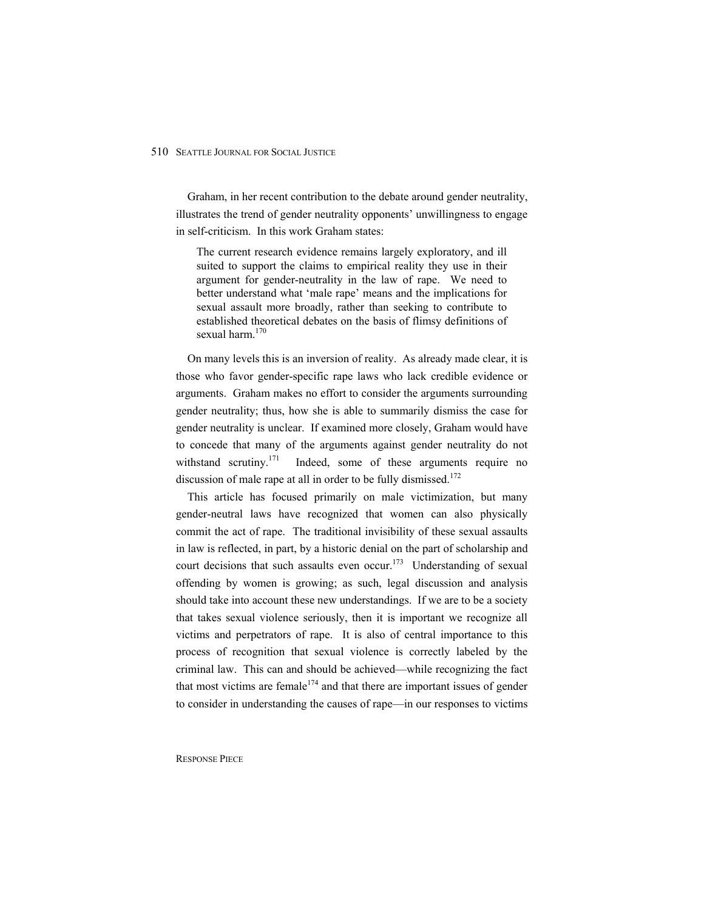Graham, in her recent contribution to the debate around gender neutrality, illustrates the trend of gender neutrality opponents' unwillingness to engage in self-criticism. In this work Graham states:

> The current research evidence remains largely exploratory, and ill suited to support the claims to empirical reality they use in their argument for gender-neutrality in the law of rape. We need to better understand what 'male rape' means and the implications for sexual assault more broadly, rather than seeking to contribute to established theoretical debates on the basis of flimsy definitions of sexual harm.[170]

On many levels this is an inversion of reality. As already made clear, it is those who favor gender-specific rape laws who lack credible evidence or arguments. Graham makes no effort to consider the arguments surrounding gender neutrality; thus, how she is able to summarily dismiss the case for gender neutrality is unclear. If examined more closely, Graham would have to concede that many of the arguments against gender neutrality do not withstand scrutiny.[171] Indeed, some of these arguments require no discussion of male rape at all in order to be fully dismissed.[172]

This article has focused primarily on male victimization, but many gender-neutral laws have recognized that women can also physically commit the act of rape. The traditional invisibility of these sexual assaults in law is reflected, in part, by a historic denial on the part of scholarship and court decisions that such assaults even occur.[173] Understanding of sexual offending by women is growing; as such, legal discussion and analysis should take into account these new understandings. If we are to be a society that takes sexual violence seriously, then it is important we recognize all victims and perpetrators of rape. It is also of central importance to this process of recognition that sexual violence is correctly labeled by the criminal law. This can and should be achieved—while recognizing the fact that most victims are female[174] and that there are important issues of gender to consider in understanding the causes of rape—in our responses to victims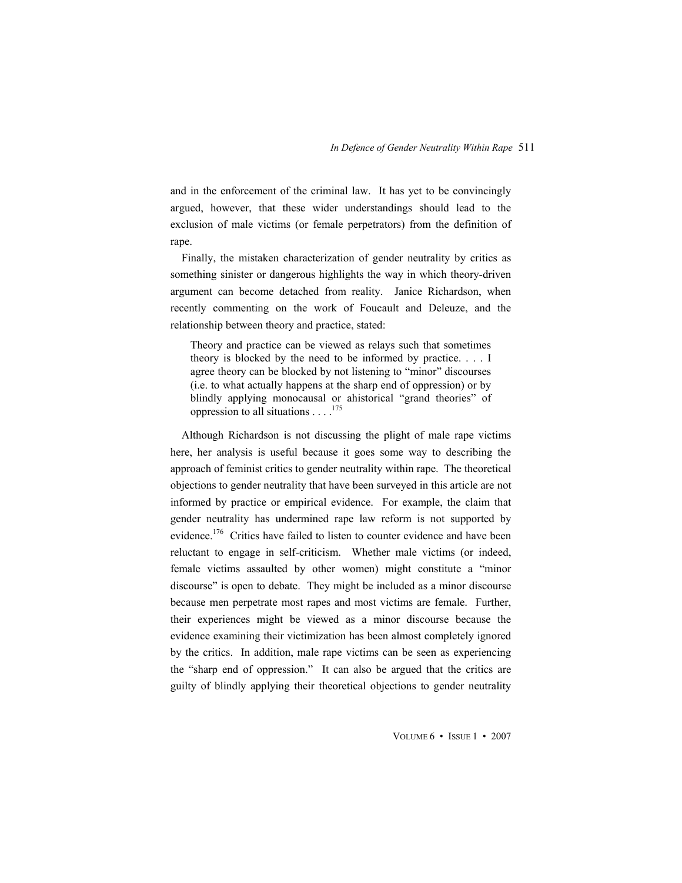and in the enforcement of the criminal law. It has yet to be convincingly argued, however, that these wider understandings should lead to the exclusion of male victims (or female perpetrators) from the definition of rape.

Finally, the mistaken characterization of gender neutrality by critics as something sinister or dangerous highlights the way in which theory-driven argument can become detached from reality. Janice Richardson, when recently commenting on the work of Foucault and Deleuze, and the relationship between theory and practice, stated:

> Theory and practice can be viewed as relays such that sometimes theory is blocked by the need to be informed by practice. . . . I agree theory can be blocked by not listening to "minor" discourses (i.e. to what actually happens at the sharp end of oppression) or by blindly applying monocausal or ahistorical "grand theories" of oppression to all situations . . . .[175]

Although Richardson is not discussing the plight of male rape victims here, her analysis is useful because it goes some way to describing the approach of feminist critics to gender neutrality within rape. The theoretical objections to gender neutrality that have been surveyed in this article are not informed by practice or empirical evidence. For example, the claim that gender neutrality has undermined rape law reform is not supported by evidence.[176] Critics have failed to listen to counter evidence and have been reluctant to engage in self-criticism. Whether male victims (or indeed, female victims assaulted by other women) might constitute a "minor discourse" is open to debate. They might be included as a minor discourse because men perpetrate most rapes and most victims are female. Further, their experiences might be viewed as a minor discourse because the evidence examining their victimization has been almost completely ignored by the critics. In addition, male rape victims can be seen as experiencing the "sharp end of oppression." It can also be argued that the critics are guilty of blindly applying their theoretical objections to gender neutrality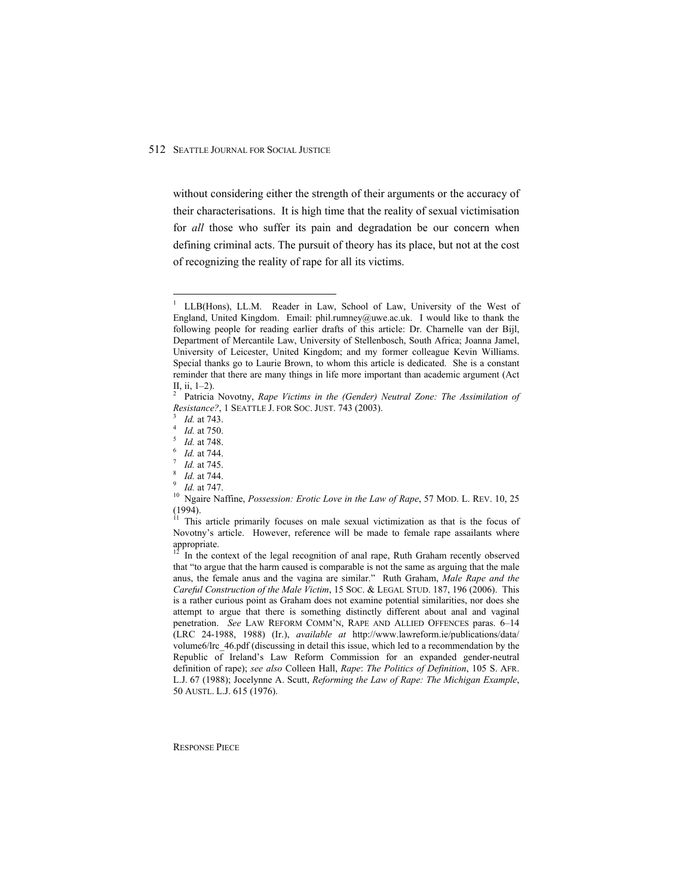without considering either the strength of their arguments or the accuracy of their characterisations. It is high time that the reality of sexual victimisation for *all* those who suffer its pain and degradation be our concern when defining criminal acts. The pursuit of theory has its place, but not at the cost of recognizing the reality of rape for all its victims.

---

[1] LLB(Hons), LL.M. Reader in Law, School of Law, University of the West of England, United Kingdom. Email: phil.rumney@uwe.ac.uk. I would like to thank the following people for reading earlier drafts of this article: Dr. Charnelle van der Bijl, Department of Mercantile Law, University of Stellenbosch, South Africa; Joanna Jamel, University of Leicester, United Kingdom; and my former colleague Kevin Williams. Special thanks go to Laurie Brown, to whom this article is dedicated. She is a constant reminder that there are many things in life more important than academic argument (Act II, ii, 1–2).

[2] Patricia Novotny, *Rape Victims in the (Gender) Neutral Zone: The Assimilation of Resistance?*, 1 SEATTLE J. FOR SOC. JUST. 743 (2003).

[3] *Id.* at 743.

[4] *Id.* at 750.

[5] *Id.* at 748.

[6] *Id.* at 744.

[7] *Id.* at 745.

[8] *Id.* at 744.

[9] *Id.* at 747.

[10] Ngaire Naffine, *Possession: Erotic Love in the Law of Rape*, 57 MOD. L. REV. 10, 25 (1994).

[11] This article primarily focuses on male sexual victimization as that is the focus of Novotny's article. However, reference will be made to female rape assailants where appropriate.

[12] In the context of the legal recognition of anal rape, Ruth Graham recently observed that "to argue that the harm caused is comparable is not the same as arguing that the male anus, the female anus and the vagina are similar." Ruth Graham, *Male Rape and the Careful Construction of the Male Victim*, 15 SOC. & LEGAL STUD. 187, 196 (2006). This is a rather curious point as Graham does not examine potential similarities, nor does she attempt to argue that there is something distinctly different about anal and vaginal penetration. *See* LAW REFORM COMM'N, RAPE AND ALLIED OFFENCES paras. 6–14 (LRC 24-1988, 1988) (Ir.), *available at* http://www.lawreform.ie/publications/data/volume6/lrc_46.pdf (discussing in detail this issue, which led to a recommendation by the Republic of Ireland's Law Reform Commission for an expanded gender-neutral definition of rape); *see also* Colleen Hall, *Rape*: *The Politics of Definition*, 105 S. AFR. L.J. 67 (1988); Jocelynne A. Scutt, *Reforming the Law of Rape: The Michigan Example*, 50 AUSTL. L.J. 615 (1976).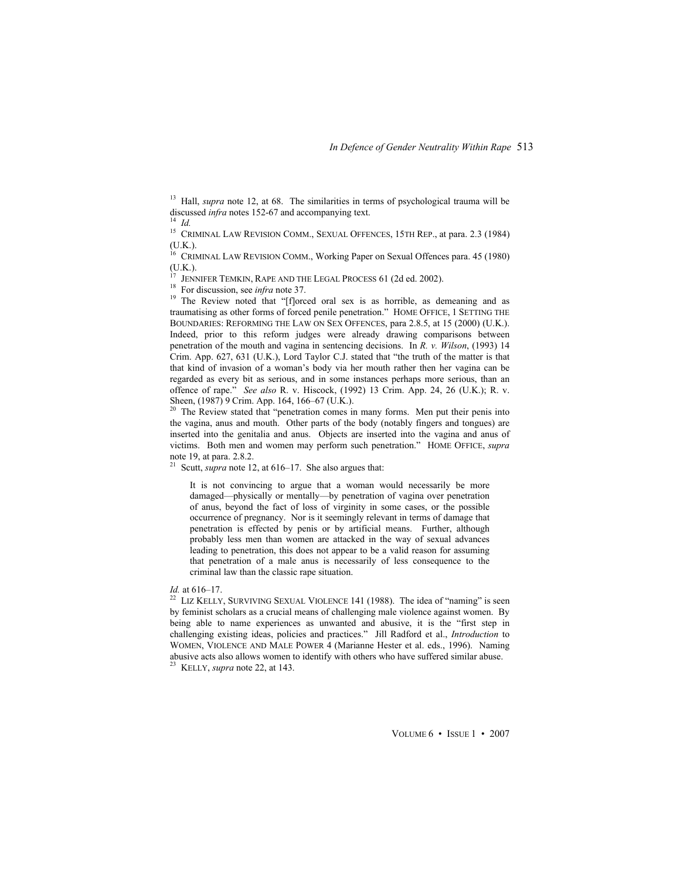[13] Hall, *supra* note 12, at 68. The similarities in terms of psychological trauma will be discussed *infra* notes 152-67 and accompanying text.

[14] *Id.*

[15] CRIMINAL LAW REVISION COMM., SEXUAL OFFENCES, 15TH REP., at para. 2.3 (1984) (U.K.).

[16] CRIMINAL LAW REVISION COMM., Working Paper on Sexual Offences para. 45 (1980) (U.K.).

[17] JENNIFER TEMKIN, RAPE AND THE LEGAL PROCESS 61 (2d ed. 2002).

[18] For discussion, see *infra* note 37.

[19] The Review noted that "[f]orced oral sex is as horrible, as demeaning and as traumatising as other forms of forced penile penetration." HOME OFFICE, 1 SETTING THE BOUNDARIES: REFORMING THE LAW ON SEX OFFENCES, para 2.8.5, at 15 (2000) (U.K.). Indeed, prior to this reform judges were already drawing comparisons between penetration of the mouth and vagina in sentencing decisions. In *R. v. Wilson*, (1993) 14 Crim. App. 627, 631 (U.K.), Lord Taylor C.J. stated that "the truth of the matter is that that kind of invasion of a woman's body via her mouth rather then her vagina can be regarded as every bit as serious, and in some instances perhaps more serious, than an offence of rape." *See also* R. v. Hiscock, (1992) 13 Crim. App. 24, 26 (U.K.); R. v. Sheen, (1987) 9 Crim. App. 164, 166–67 (U.K.).

[20] The Review stated that "penetration comes in many forms. Men put their penis into the vagina, anus and mouth. Other parts of the body (notably fingers and tongues) are inserted into the genitalia and anus. Objects are inserted into the vagina and anus of victims. Both men and women may perform such penetration." HOME OFFICE, *supra* note 19, at para. 2.8.2.

[21] Scutt, *supra* note 12, at 616–17. She also argues that:

> It is not convincing to argue that a woman would necessarily be more damaged—physically or mentally—by penetration of vagina over penetration of anus, beyond the fact of loss of virginity in some cases, or the possible occurrence of pregnancy. Nor is it seemingly relevant in terms of damage that penetration is effected by penis or by artificial means. Further, although probably less men than women are attacked in the way of sexual advances leading to penetration, this does not appear to be a valid reason for assuming that penetration of a male anus is necessarily of less consequence to the criminal law than the classic rape situation.

*Id.* at 616–17.

[22] LIZ KELLY, SURVIVING SEXUAL VIOLENCE 141 (1988). The idea of "naming" is seen by feminist scholars as a crucial means of challenging male violence against women. By being able to name experiences as unwanted and abusive, it is the "first step in challenging existing ideas, policies and practices." Jill Radford et al., *Introduction* to WOMEN, VIOLENCE AND MALE POWER 4 (Marianne Hester et al. eds., 1996). Naming abusive acts also allows women to identify with others who have suffered similar abuse.

[23] KELLY, *supra* note 22, at 143.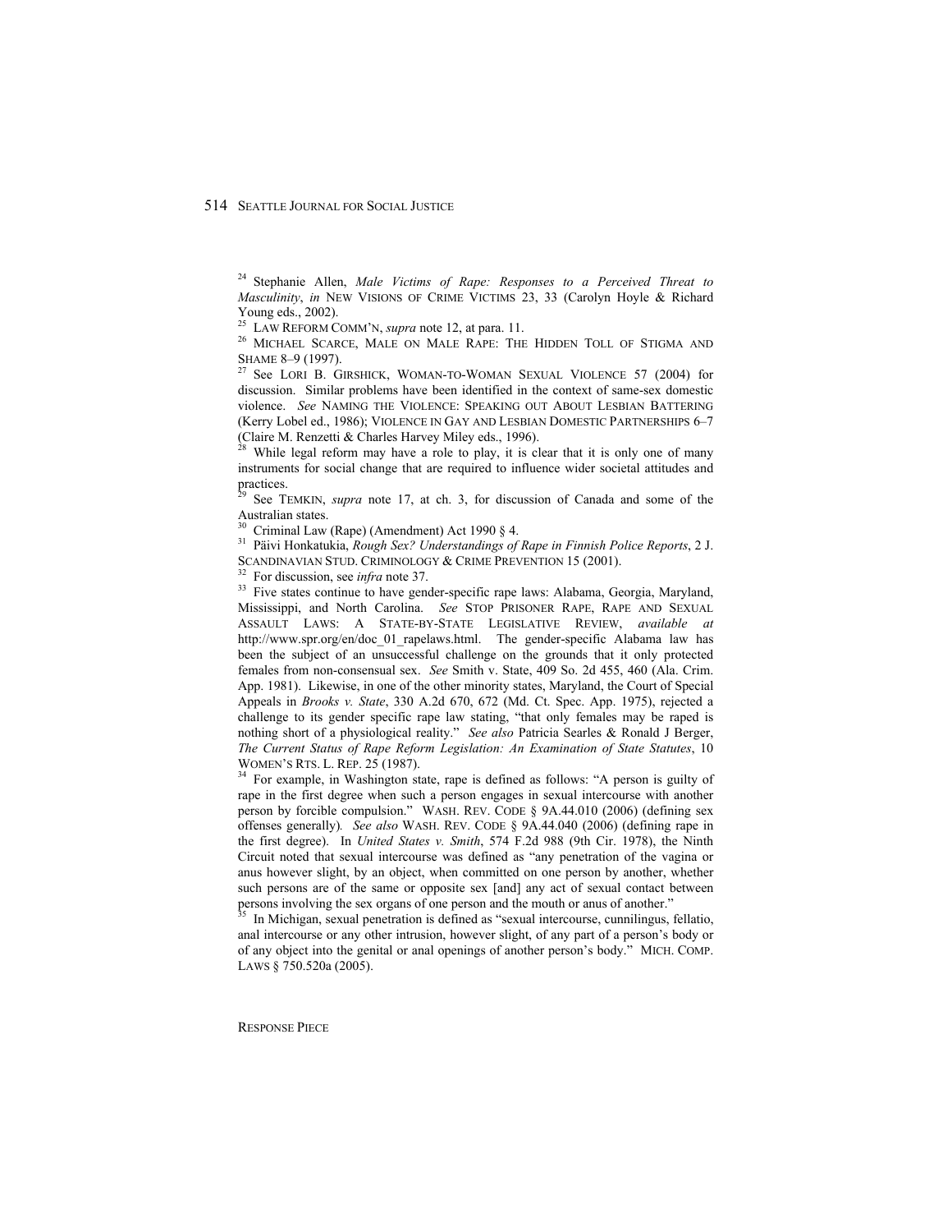[24] Stephanie Allen, *Male Victims of Rape: Responses to a Perceived Threat to Masculinity*, *in* NEW VISIONS OF CRIME VICTIMS 23, 33 (Carolyn Hoyle & Richard Young eds., 2002).

[25] LAW REFORM COMM'N, *supra* note 12, at para. 11.

[26] MICHAEL SCARCE, MALE ON MALE RAPE: THE HIDDEN TOLL OF STIGMA AND SHAME 8–9 (1997).

[27] See LORI B. GIRSHICK, WOMAN-TO-WOMAN SEXUAL VIOLENCE 57 (2004) for discussion. Similar problems have been identified in the context of same-sex domestic violence. *See* NAMING THE VIOLENCE: SPEAKING OUT ABOUT LESBIAN BATTERING (Kerry Lobel ed., 1986); VIOLENCE IN GAY AND LESBIAN DOMESTIC PARTNERSHIPS 6–7 (Claire M. Renzetti & Charles Harvey Miley eds., 1996).

[28] While legal reform may have a role to play, it is clear that it is only one of many instruments for social change that are required to influence wider societal attitudes and practices.

[29] See TEMKIN, *supra* note 17, at ch. 3, for discussion of Canada and some of the Australian states.

[30] Criminal Law (Rape) (Amendment) Act 1990 § 4.

[31] Päivi Honkatukia, *Rough Sex? Understandings of Rape in Finnish Police Reports*, 2 J. SCANDINAVIAN STUD. CRIMINOLOGY & CRIME PREVENTION 15 (2001).

[32] For discussion, see *infra* note 37.

[33] Five states continue to have gender-specific rape laws: Alabama, Georgia, Maryland, Mississippi, and North Carolina. *See* STOP PRISONER RAPE, RAPE AND SEXUAL ASSAULT LAWS: A STATE-BY-STATE LEGISLATIVE REVIEW, *available at* http://www.spr.org/en/doc_01_rapelaws.html. The gender-specific Alabama law has been the subject of an unsuccessful challenge on the grounds that it only protected females from non-consensual sex. *See* Smith v. State, 409 So. 2d 455, 460 (Ala. Crim. App. 1981). Likewise, in one of the other minority states, Maryland, the Court of Special Appeals in *Brooks v. State*, 330 A.2d 670, 672 (Md. Ct. Spec. App. 1975), rejected a challenge to its gender specific rape law stating, "that only females may be raped is nothing short of a physiological reality." *See also* Patricia Searles & Ronald J Berger, *The Current Status of Rape Reform Legislation: An Examination of State Statutes*, 10 WOMEN'S RTS. L. REP. 25 (1987).

[34] For example, in Washington state, rape is defined as follows: "A person is guilty of rape in the first degree when such a person engages in sexual intercourse with another person by forcible compulsion." WASH. REV. CODE § 9A.44.010 (2006) (defining sex offenses generally)*. See also* WASH. REV. CODE § 9A.44.040 (2006) (defining rape in the first degree). In *United States v. Smith*, 574 F.2d 988 (9th Cir. 1978), the Ninth Circuit noted that sexual intercourse was defined as "any penetration of the vagina or anus however slight, by an object, when committed on one person by another, whether such persons are of the same or opposite sex [and] any act of sexual contact between persons involving the sex organs of one person and the mouth or anus of another."

[35] In Michigan, sexual penetration is defined as "sexual intercourse, cunnilingus, fellatio, anal intercourse or any other intrusion, however slight, of any part of a person's body or of any object into the genital or anal openings of another person's body." MICH. COMP. LAWS § 750.520a (2005).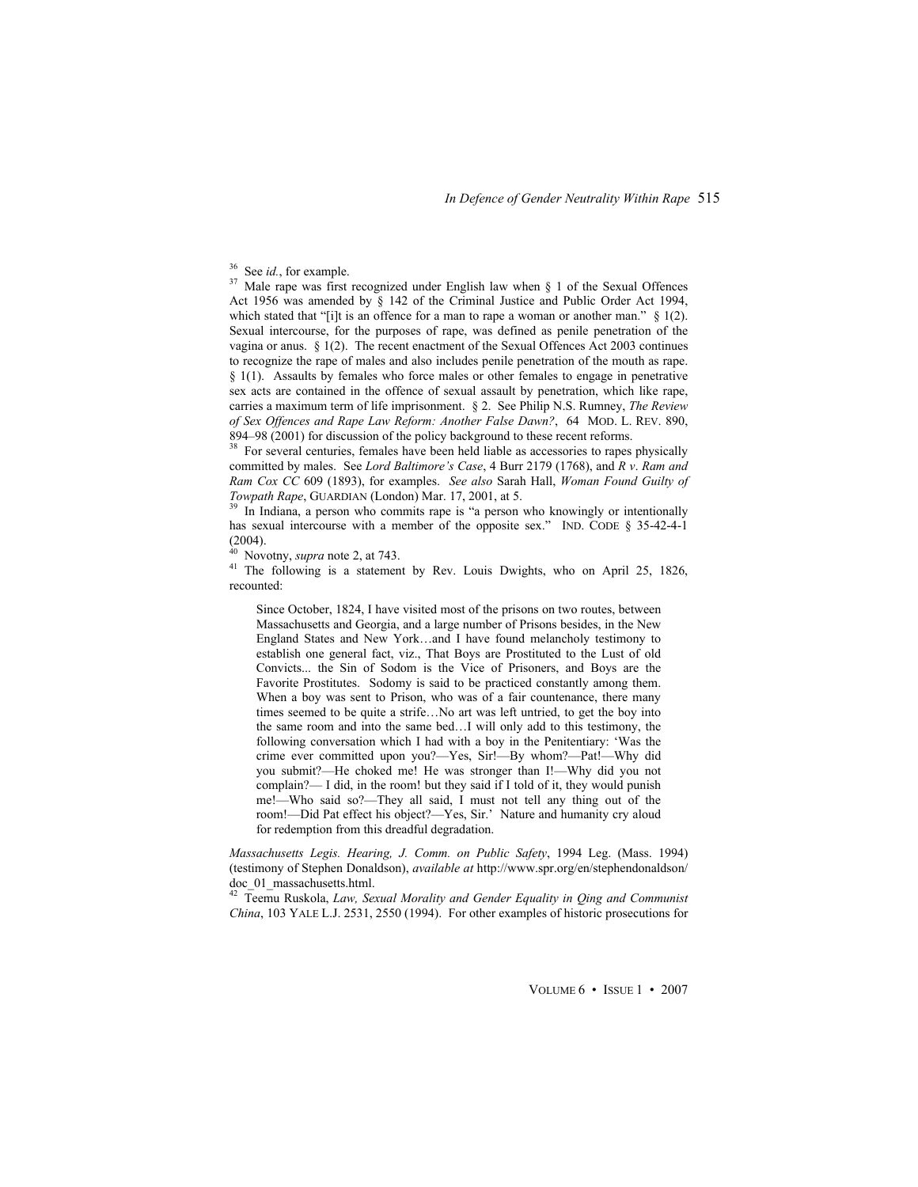[36] See *id.*, for example.

[37] Male rape was first recognized under English law when § 1 of the Sexual Offences Act 1956 was amended by § 142 of the Criminal Justice and Public Order Act 1994, which stated that "[i]t is an offence for a man to rape a woman or another man." § 1(2). Sexual intercourse, for the purposes of rape, was defined as penile penetration of the vagina or anus. § 1(2). The recent enactment of the Sexual Offences Act 2003 continues to recognize the rape of males and also includes penile penetration of the mouth as rape. § 1(1). Assaults by females who force males or other females to engage in penetrative sex acts are contained in the offence of sexual assault by penetration, which like rape, carries a maximum term of life imprisonment. § 2. See Philip N.S. Rumney, *The Review of Sex Offences and Rape Law Reform: Another False Dawn?*, 64 MOD. L. REV. 890, 894–98 (2001) for discussion of the policy background to these recent reforms.

[38] For several centuries, females have been held liable as accessories to rapes physically committed by males. See *Lord Baltimore's Case*, 4 Burr 2179 (1768), and *R v. Ram and Ram Cox CC* 609 (1893), for examples. *See also* Sarah Hall, *Woman Found Guilty of Towpath Rape*, GUARDIAN (London) Mar. 17, 2001, at 5.

[39] In Indiana, a person who commits rape is "a person who knowingly or intentionally has sexual intercourse with a member of the opposite sex." IND. CODE § 35-42-4-1 (2004).

[40] Novotny, *supra* note 2, at 743.

[41] The following is a statement by Rev. Louis Dwights, who on April 25, 1826, recounted:

> Since October, 1824, I have visited most of the prisons on two routes, between Massachusetts and Georgia, and a large number of Prisons besides, in the New England States and New York…and I have found melancholy testimony to establish one general fact, viz., That Boys are Prostituted to the Lust of old Convicts... the Sin of Sodom is the Vice of Prisoners, and Boys are the Favorite Prostitutes. Sodomy is said to be practiced constantly among them. When a boy was sent to Prison, who was of a fair countenance, there many times seemed to be quite a strife…No art was left untried, to get the boy into the same room and into the same bed…I will only add to this testimony, the following conversation which I had with a boy in the Penitentiary: 'Was the crime ever committed upon you?—Yes, Sir!—By whom?—Pat!—Why did you submit?—He choked me! He was stronger than I!—Why did you not complain?— I did, in the room! but they said if I told of it, they would punish me!—Who said so?—They all said, I must not tell any thing out of the room!—Did Pat effect his object?—Yes, Sir.' Nature and humanity cry aloud for redemption from this dreadful degradation.

*Massachusetts Legis. Hearing, J. Comm. on Public Safety*, 1994 Leg. (Mass. 1994) (testimony of Stephen Donaldson), *available at* http://www.spr.org/en/stephendonaldson/doc_01_massachusetts.html.

[42] Teemu Ruskola, *Law, Sexual Morality and Gender Equality in Qing and Communist China*, 103 YALE L.J. 2531, 2550 (1994). For other examples of historic prosecutions for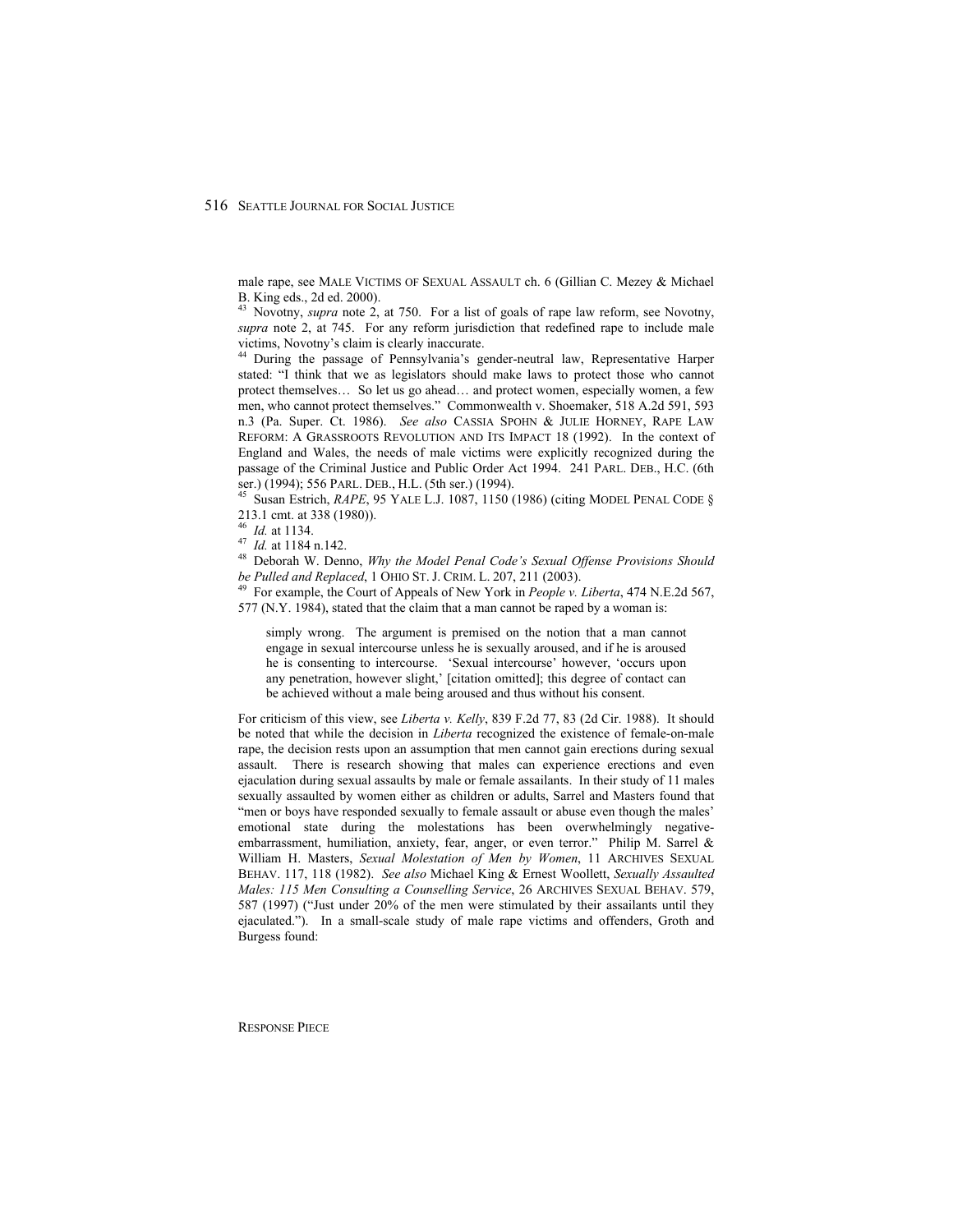male rape, see MALE VICTIMS OF SEXUAL ASSAULT ch. 6 (Gillian C. Mezey & Michael B. King eds., 2d ed. 2000).

[43] Novotny, *supra* note 2, at 750. For a list of goals of rape law reform, see Novotny, *supra* note 2, at 745. For any reform jurisdiction that redefined rape to include male victims, Novotny's claim is clearly inaccurate.

[44] During the passage of Pennsylvania's gender-neutral law, Representative Harper stated: "I think that we as legislators should make laws to protect those who cannot protect themselves… So let us go ahead… and protect women, especially women, a few men, who cannot protect themselves." Commonwealth v. Shoemaker, 518 A.2d 591, 593 n.3 (Pa. Super. Ct. 1986). *See also* CASSIA SPOHN & JULIE HORNEY, RAPE LAW REFORM: A GRASSROOTS REVOLUTION AND ITS IMPACT 18 (1992). In the context of England and Wales, the needs of male victims were explicitly recognized during the passage of the Criminal Justice and Public Order Act 1994. 241 PARL. DEB., H.C. (6th ser.) (1994); 556 PARL. DEB., H.L. (5th ser.) (1994).

[45] Susan Estrich, *RAPE*, 95 YALE L.J. 1087, 1150 (1986) (citing MODEL PENAL CODE § 213.1 cmt. at 338 (1980)).

[46] *Id.* at 1134.

[47] *Id.* at 1184 n.142.

[48] Deborah W. Denno, *Why the Model Penal Code's Sexual Offense Provisions Should be Pulled and Replaced*, 1 OHIO ST. J. CRIM. L. 207, 211 (2003).

[49] For example, the Court of Appeals of New York in *People v. Liberta*, 474 N.E.2d 567, 577 (N.Y. 1984), stated that the claim that a man cannot be raped by a woman is:

> simply wrong. The argument is premised on the notion that a man cannot engage in sexual intercourse unless he is sexually aroused, and if he is aroused he is consenting to intercourse. 'Sexual intercourse' however, 'occurs upon any penetration, however slight,' [citation omitted]; this degree of contact can be achieved without a male being aroused and thus without his consent.

For criticism of this view, see *Liberta v. Kelly*, 839 F.2d 77, 83 (2d Cir. 1988). It should be noted that while the decision in *Liberta* recognized the existence of female-on-male rape, the decision rests upon an assumption that men cannot gain erections during sexual assault. There is research showing that males can experience erections and even ejaculation during sexual assaults by male or female assailants. In their study of 11 males sexually assaulted by women either as children or adults, Sarrel and Masters found that "men or boys have responded sexually to female assault or abuse even though the males' emotional state during the molestations has been overwhelmingly negative-embarrassment, humiliation, anxiety, fear, anger, or even terror." Philip M. Sarrel & William H. Masters, *Sexual Molestation of Men by Women*, 11 ARCHIVES SEXUAL BEHAV. 117, 118 (1982). *See also* Michael King & Ernest Woollett, *Sexually Assaulted Males: 115 Men Consulting a Counselling Service*, 26 ARCHIVES SEXUAL BEHAV. 579, 587 (1997) ("Just under 20% of the men were stimulated by their assailants until they ejaculated."). In a small-scale study of male rape victims and offenders, Groth and Burgess found: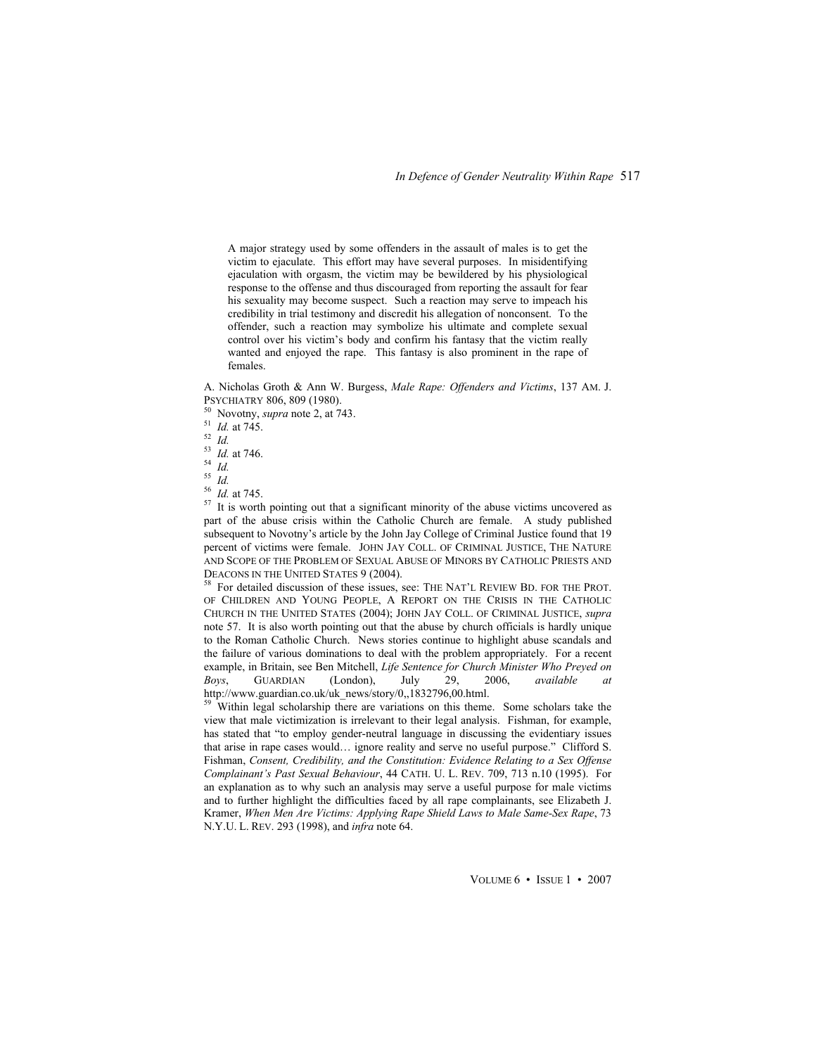> A major strategy used by some offenders in the assault of males is to get the victim to ejaculate. This effort may have several purposes. In misidentifying ejaculation with orgasm, the victim may be bewildered by his physiological response to the offense and thus discouraged from reporting the assault for fear his sexuality may become suspect. Such a reaction may serve to impeach his credibility in trial testimony and discredit his allegation of nonconsent. To the offender, such a reaction may symbolize his ultimate and complete sexual control over his victim's body and confirm his fantasy that the victim really wanted and enjoyed the rape. This fantasy is also prominent in the rape of females.

A. Nicholas Groth & Ann W. Burgess, *Male Rape: Offenders and Victims*, 137 AM. J. PSYCHIATRY 806, 809 (1980).

[50] Novotny, *supra* note 2, at 743.

[51] *Id.* at 745.

[52] *Id.*

[53] *Id.* at 746.

[54] *Id.*

[55] *Id.*

[56] *Id.* at 745.

[57] It is worth pointing out that a significant minority of the abuse victims uncovered as part of the abuse crisis within the Catholic Church are female. A study published subsequent to Novotny's article by the John Jay College of Criminal Justice found that 19 percent of victims were female. JOHN JAY COLL. OF CRIMINAL JUSTICE, THE NATURE AND SCOPE OF THE PROBLEM OF SEXUAL ABUSE OF MINORS BY CATHOLIC PRIESTS AND DEACONS IN THE UNITED STATES 9 (2004).

[58] For detailed discussion of these issues, see: THE NAT'L REVIEW BD. FOR THE PROT. OF CHILDREN AND YOUNG PEOPLE, A REPORT ON THE CRISIS IN THE CATHOLIC CHURCH IN THE UNITED STATES (2004); JOHN JAY COLL. OF CRIMINAL JUSTICE, *supra* note 57. It is also worth pointing out that the abuse by church officials is hardly unique to the Roman Catholic Church. News stories continue to highlight abuse scandals and the failure of various dominations to deal with the problem appropriately. For a recent example, in Britain, see Ben Mitchell, *Life Sentence for Church Minister Who Preyed on Boys*, GUARDIAN (London), July 29, 2006, *available at* http://www.guardian.co.uk/uk_news/story/0,,1832796,00.html.

[59] Within legal scholarship there are variations on this theme. Some scholars take the view that male victimization is irrelevant to their legal analysis. Fishman, for example, has stated that "to employ gender-neutral language in discussing the evidentiary issues that arise in rape cases would… ignore reality and serve no useful purpose." Clifford S. Fishman, *Consent, Credibility, and the Constitution: Evidence Relating to a Sex Offense Complainant's Past Sexual Behaviour*, 44 CATH. U. L. REV. 709, 713 n.10 (1995). For an explanation as to why such an analysis may serve a useful purpose for male victims and to further highlight the difficulties faced by all rape complainants, see Elizabeth J. Kramer, *When Men Are Victims: Applying Rape Shield Laws to Male Same-Sex Rape*, 73 N.Y.U. L. REV. 293 (1998), and *infra* note 64.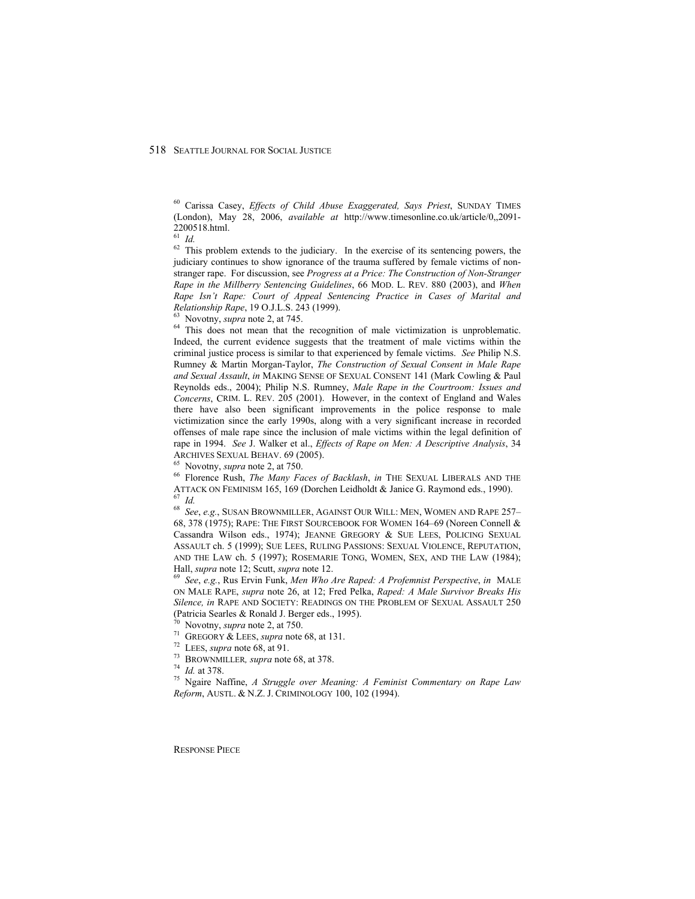[60] Carissa Casey, *Effects of Child Abuse Exaggerated, Says Priest*, SUNDAY TIMES (London), May 28, 2006, *available at* http://www.timesonline.co.uk/article/0,,2091-2200518.html.

[61] *Id.*

[62] This problem extends to the judiciary. In the exercise of its sentencing powers, the judiciary continues to show ignorance of the trauma suffered by female victims of non-stranger rape. For discussion, see *Progress at a Price: The Construction of Non-Stranger Rape in the Millberry Sentencing Guidelines*, 66 MOD. L. REV. 880 (2003), and *When Rape Isn't Rape: Court of Appeal Sentencing Practice in Cases of Marital and Relationship Rape*, 19 O.J.L.S. 243 (1999).

[63] Novotny, *supra* note 2, at 745.

[64] This does not mean that the recognition of male victimization is unproblematic. Indeed, the current evidence suggests that the treatment of male victims within the criminal justice process is similar to that experienced by female victims. *See* Philip N.S. Rumney & Martin Morgan-Taylor, *The Construction of Sexual Consent in Male Rape and Sexual Assault*, *in* MAKING SENSE OF SEXUAL CONSENT 141 (Mark Cowling & Paul Reynolds eds., 2004); Philip N.S. Rumney, *Male Rape in the Courtroom: Issues and Concerns*, CRIM. L. REV. 205 (2001). However, in the context of England and Wales there have also been significant improvements in the police response to male victimization since the early 1990s, along with a very significant increase in recorded offenses of male rape since the inclusion of male victims within the legal definition of rape in 1994. *See* J. Walker et al., *Effects of Rape on Men: A Descriptive Analysis*, 34 ARCHIVES SEXUAL BEHAV. 69 (2005).

[65] Novotny, *supra* note 2, at 750.

[66] Florence Rush, *The Many Faces of Backlash*, *in* THE SEXUAL LIBERALS AND THE ATTACK ON FEMINISM 165, 169 (Dorchen Leidholdt & Janice G. Raymond eds., 1990).

[67] *Id.*

[68] *See*, *e.g.*, SUSAN BROWNMILLER, AGAINST OUR WILL: MEN, WOMEN AND RAPE 257–68, 378 (1975); RAPE: THE FIRST SOURCEBOOK FOR WOMEN 164–69 (Noreen Connell & Cassandra Wilson eds., 1974); JEANNE GREGORY & SUE LEES, POLICING SEXUAL ASSAULT ch. 5 (1999); SUE LEES, RULING PASSIONS: SEXUAL VIOLENCE, REPUTATION, AND THE LAW ch. 5 (1997); ROSEMARIE TONG, WOMEN, SEX, AND THE LAW (1984); Hall, *supra* note 12; Scutt, *supra* note 12.

[69] *See*, *e.g.*, Rus Ervin Funk, *Men Who Are Raped: A Profemnist Perspective*, *in* MALE ON MALE RAPE, *supra* note 26, at 12; Fred Pelka, *Raped: A Male Survivor Breaks His Silence, in* RAPE AND SOCIETY: READINGS ON THE PROBLEM OF SEXUAL ASSAULT 250 (Patricia Searles & Ronald J. Berger eds., 1995).

[70] Novotny, *supra* note 2, at 750.

[71] GREGORY & LEES, *supra* note 68, at 131.

[72] LEES, *supra* note 68, at 91.

[73] BROWNMILLER*, supra* note 68, at 378.

[74] *Id.* at 378.

[75] Ngaire Naffine, *A Struggle over Meaning: A Feminist Commentary on Rape Law Reform*, AUSTL. & N.Z. J. CRIMINOLOGY 100, 102 (1994).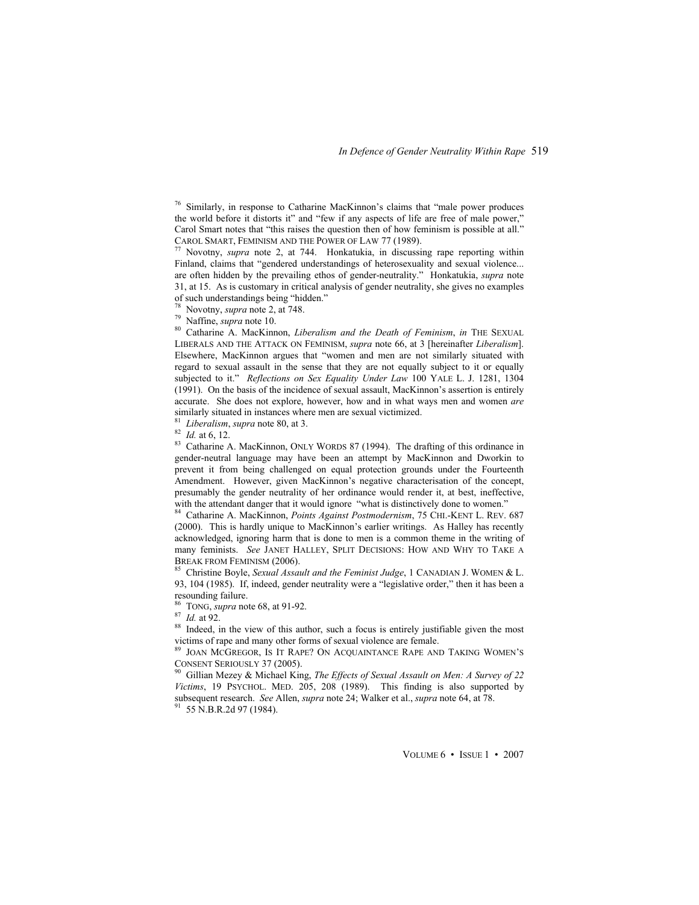[76] Similarly, in response to Catharine MacKinnon's claims that "male power produces the world before it distorts it" and "few if any aspects of life are free of male power," Carol Smart notes that "this raises the question then of how feminism is possible at all." CAROL SMART, FEMINISM AND THE POWER OF LAW 77 (1989).

[77] Novotny, *supra* note 2, at 744. Honkatukia, in discussing rape reporting within Finland, claims that "gendered understandings of heterosexuality and sexual violence... are often hidden by the prevailing ethos of gender-neutrality." Honkatukia, *supra* note 31, at 15. As is customary in critical analysis of gender neutrality, she gives no examples of such understandings being "hidden."

[78] Novotny, *supra* note 2, at 748.

[79] Naffine, *supra* note 10.

[80] Catharine A. MacKinnon, *Liberalism and the Death of Feminism*, *in* THE SEXUAL LIBERALS AND THE ATTACK ON FEMINISM, *supra* note 66, at 3 [hereinafter *Liberalism*]. Elsewhere, MacKinnon argues that "women and men are not similarly situated with regard to sexual assault in the sense that they are not equally subject to it or equally subjected to it." *Reflections on Sex Equality Under Law* 100 YALE L. J. 1281, 1304 (1991). On the basis of the incidence of sexual assault, MacKinnon's assertion is entirely accurate. She does not explore, however, how and in what ways men and women *are* similarly situated in instances where men are sexual victimized.

[81] *Liberalism*, *supra* note 80, at 3.

[82] *Id.* at 6, 12.

[83] Catharine A. MacKinnon, ONLY WORDS 87 (1994). The drafting of this ordinance in gender-neutral language may have been an attempt by MacKinnon and Dworkin to prevent it from being challenged on equal protection grounds under the Fourteenth Amendment. However, given MacKinnon's negative characterisation of the concept, presumably the gender neutrality of her ordinance would render it, at best, ineffective, with the attendant danger that it would ignore "what is distinctively done to women."

[84] Catharine A. MacKinnon, *Points Against Postmodernism*, 75 CHI.-KENT L. REV. 687 (2000). This is hardly unique to MacKinnon's earlier writings. As Halley has recently acknowledged, ignoring harm that is done to men is a common theme in the writing of many feminists. *See* JANET HALLEY, SPLIT DECISIONS: HOW AND WHY TO TAKE A BREAK FROM FEMINISM (2006).

[85] Christine Boyle, *Sexual Assault and the Feminist Judge*, 1 CANADIAN J. WOMEN & L. 93, 104 (1985). If, indeed, gender neutrality were a "legislative order," then it has been a resounding failure.

[86] TONG, *supra* note 68, at 91-92.

[87] *Id.* at 92.

[88] Indeed, in the view of this author, such a focus is entirely justifiable given the most victims of rape and many other forms of sexual violence are female.

[89] JOAN MCGREGOR, IS IT RAPE? ON ACQUAINTANCE RAPE AND TAKING WOMEN'S CONSENT SERIOUSLY 37 (2005).

[90] Gillian Mezey & Michael King, *The Effects of Sexual Assault on Men: A Survey of 22 Victims*, 19 PSYCHOL. MED. 205, 208 (1989). This finding is also supported by subsequent research. *See* Allen, *supra* note 24; Walker et al., *supra* note 64, at 78.

[91] 55 N.B.R.2d 97 (1984).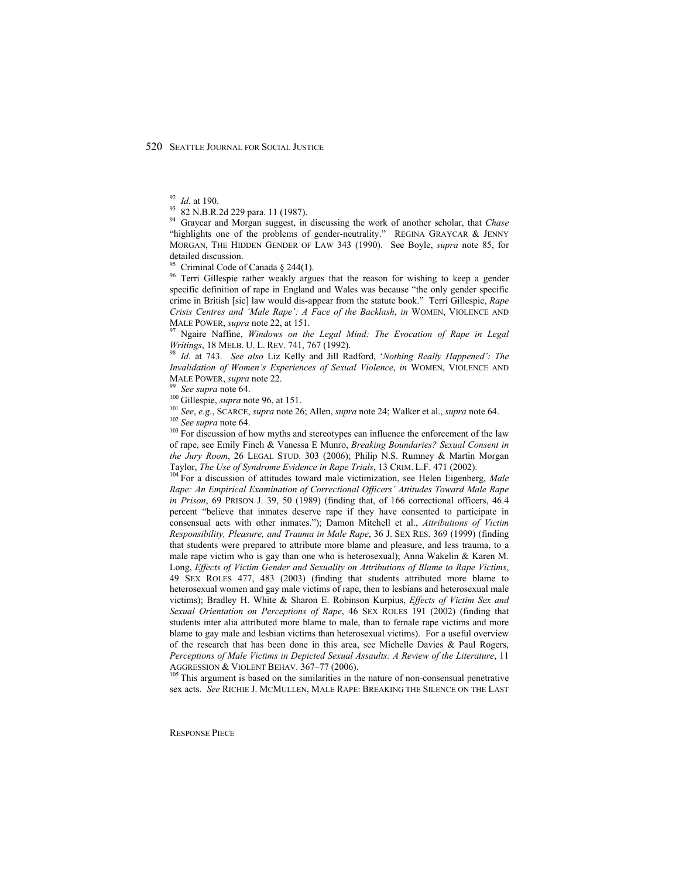[92] *Id.* at 190.

[93] 82 N.B.R.2d 229 para. 11 (1987).

[94] Graycar and Morgan suggest, in discussing the work of another scholar, that *Chase* "highlights one of the problems of gender-neutrality." REGINA GRAYCAR & JENNY MORGAN, THE HIDDEN GENDER OF LAW 343 (1990). See Boyle, *supra* note 85, for detailed discussion.

[95] Criminal Code of Canada § 244(1).

[96] Terri Gillespie rather weakly argues that the reason for wishing to keep a gender specific definition of rape in England and Wales was because "the only gender specific crime in British [sic] law would dis-appear from the statute book." Terri Gillespie, *Rape Crisis Centres and 'Male Rape': A Face of the Backlash*, *in* WOMEN, VIOLENCE AND MALE POWER, *supra* note 22, at 151.

[97] Ngaire Naffine, *Windows on the Legal Mind: The Evocation of Rape in Legal Writings*, 18 MELB. U. L. REV. 741, 767 (1992).

[98] *Id.* at 743. *See also* Liz Kelly and Jill Radford, '*Nothing Really Happened': The Invalidation of Women's Experiences of Sexual Violence*, *in* WOMEN, VIOLENCE AND MALE POWER, *supra* note 22.

[99] *See supra* note 64.

[100] Gillespie, *supra* note 96, at 151.

[101] *See*, *e.g.*, SCARCE, *supra* note 26; Allen, *supra* note 24; Walker et al., *supra* note 64.

[102] *See supra* note 64.

[103] For discussion of how myths and stereotypes can influence the enforcement of the law of rape, see Emily Finch & Vanessa E Munro, *Breaking Boundaries? Sexual Consent in the Jury Room*, 26 LEGAL STUD. 303 (2006); Philip N.S. Rumney & Martin Morgan Taylor, *The Use of Syndrome Evidence in Rape Trials*, 13 CRIM. L.F. 471 (2002).

[104] For a discussion of attitudes toward male victimization, see Helen Eigenberg, *Male Rape: An Empirical Examination of Correctional Officers' Attitudes Toward Male Rape in Prison*, 69 PRISON J. 39, 50 (1989) (finding that, of 166 correctional officers, 46.4 percent "believe that inmates deserve rape if they have consented to participate in consensual acts with other inmates."); Damon Mitchell et al., *Attributions of Victim Responsibility, Pleasure, and Trauma in Male Rape*, 36 J. SEX RES. 369 (1999) (finding that students were prepared to attribute more blame and pleasure, and less trauma, to a male rape victim who is gay than one who is heterosexual); Anna Wakelin & Karen M. Long, *Effects of Victim Gender and Sexuality on Attributions of Blame to Rape Victims*, 49 SEX ROLES 477, 483 (2003) (finding that students attributed more blame to heterosexual women and gay male victims of rape, then to lesbians and heterosexual male victims); Bradley H. White & Sharon E. Robinson Kurpius, *Effects of Victim Sex and Sexual Orientation on Perceptions of Rape*, 46 SEX ROLES 191 (2002) (finding that students inter alia attributed more blame to male, than to female rape victims and more blame to gay male and lesbian victims than heterosexual victims). For a useful overview of the research that has been done in this area, see Michelle Davies & Paul Rogers, *Perceptions of Male Victims in Depicted Sexual Assaults: A Review of the Literature*, 11 AGGRESSION & VIOLENT BEHAV. 367–77 (2006).

[105] This argument is based on the similarities in the nature of non-consensual penetrative sex acts. *See* RICHIE J. MCMULLEN, MALE RAPE: BREAKING THE SILENCE ON THE LAST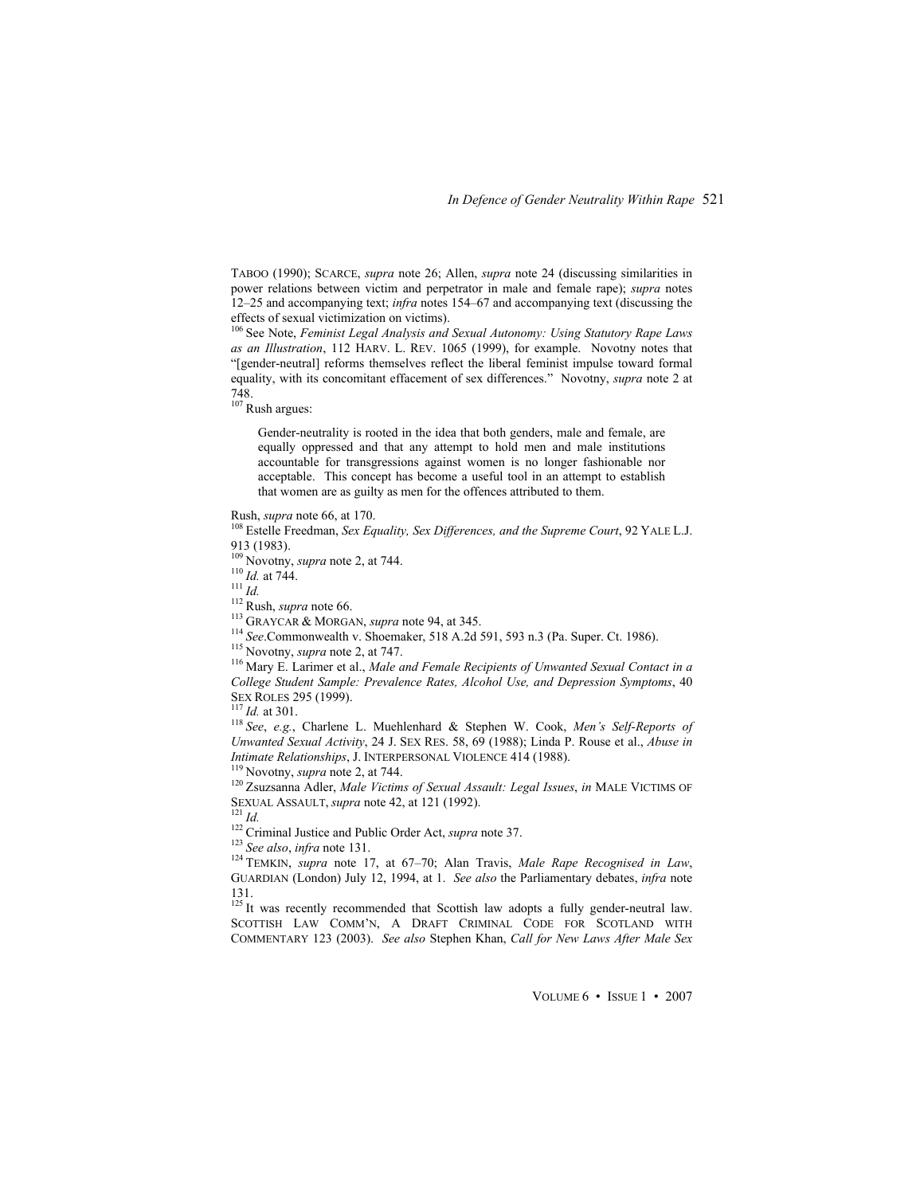TABOO (1990); SCARCE, *supra* note 26; Allen, *supra* note 24 (discussing similarities in power relations between victim and perpetrator in male and female rape); *supra* notes 12–25 and accompanying text; *infra* notes 154–67 and accompanying text (discussing the effects of sexual victimization on victims).

[106] See Note, *Feminist Legal Analysis and Sexual Autonomy: Using Statutory Rape Laws as an Illustration*, 112 HARV. L. REV. 1065 (1999), for example. Novotny notes that "[gender-neutral] reforms themselves reflect the liberal feminist impulse toward formal equality, with its concomitant effacement of sex differences." Novotny, *supra* note 2 at 748.

[107] Rush argues:

> Gender-neutrality is rooted in the idea that both genders, male and female, are equally oppressed and that any attempt to hold men and male institutions accountable for transgressions against women is no longer fashionable nor acceptable. This concept has become a useful tool in an attempt to establish that women are as guilty as men for the offences attributed to them.

Rush, *supra* note 66, at 170.

[108] Estelle Freedman, *Sex Equality, Sex Differences, and the Supreme Court*, 92 YALE L.J. 913 (1983).

[109] Novotny, *supra* note 2, at 744.

[110] *Id.* at 744.

[111] *Id.*

[112] Rush, *supra* note 66.

[113] GRAYCAR & MORGAN, *supra* note 94, at 345.

[114] *See*.Commonwealth v. Shoemaker, 518 A.2d 591, 593 n.3 (Pa. Super. Ct. 1986).

[115] Novotny, *supra* note 2, at 747.

[116] Mary E. Larimer et al., *Male and Female Recipients of Unwanted Sexual Contact in a College Student Sample: Prevalence Rates, Alcohol Use, and Depression Symptoms*, 40 SEX ROLES 295 (1999).

[117] *Id.* at 301.

[118] *See*, *e.g.*, Charlene L. Muehlenhard & Stephen W. Cook, *Men's Self-Reports of Unwanted Sexual Activity*, 24 J. SEX RES. 58, 69 (1988); Linda P. Rouse et al., *Abuse in Intimate Relationships*, J. INTERPERSONAL VIOLENCE 414 (1988).

[119] Novotny, *supra* note 2, at 744.

[120] Zsuzsanna Adler, *Male Victims of Sexual Assault: Legal Issues*, *in* MALE VICTIMS OF SEXUAL ASSAULT, *supra* note 42, at 121 (1992).

[121] *Id.*

[122] Criminal Justice and Public Order Act, *supra* note 37.

[123] *See also*, *infra* note 131.

[124] TEMKIN, *supra* note 17, at 67–70; Alan Travis, *Male Rape Recognised in Law*, GUARDIAN (London) July 12, 1994, at 1. *See also* the Parliamentary debates, *infra* note 131.

[125] It was recently recommended that Scottish law adopts a fully gender-neutral law. SCOTTISH LAW COMM'N, A DRAFT CRIMINAL CODE FOR SCOTLAND WITH COMMENTARY 123 (2003). *See also* Stephen Khan, *Call for New Laws After Male Sex*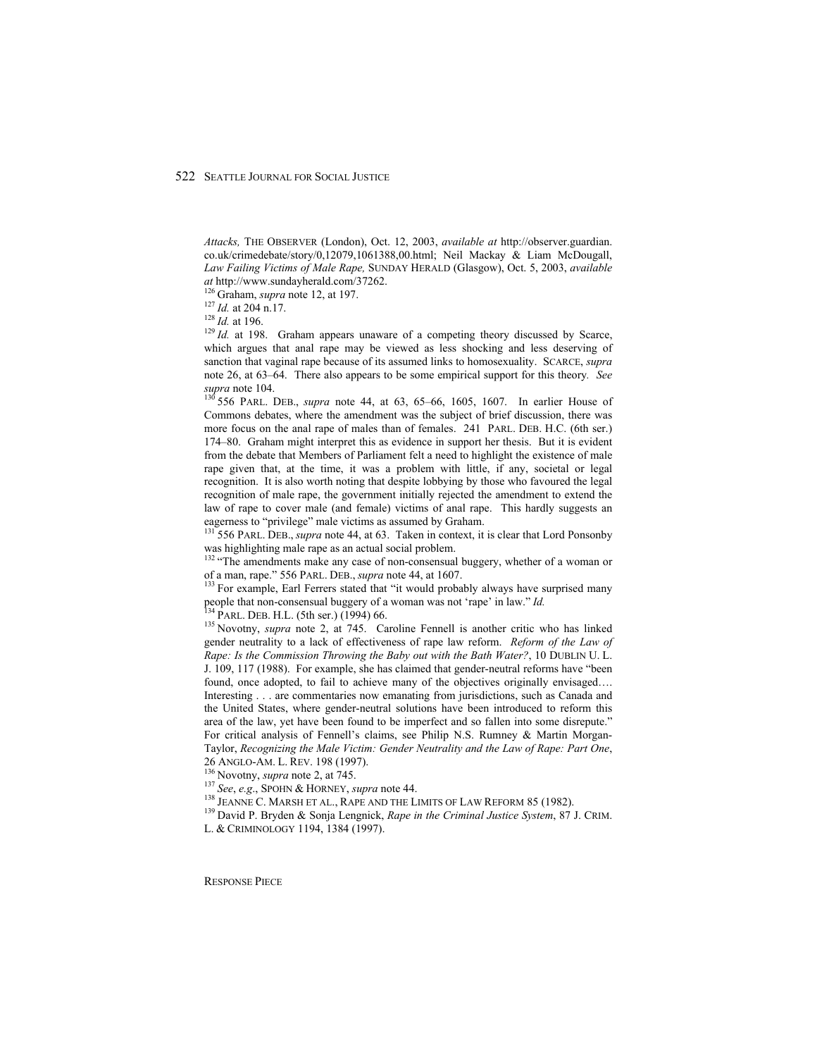*Attacks,* THE OBSERVER (London), Oct. 12, 2003, *available at* http://observer.guardian.co.uk/crimedebate/story/0,12079,1061388,00.html; Neil Mackay & Liam McDougall, *Law Failing Victims of Male Rape,* SUNDAY HERALD (Glasgow), Oct. 5, 2003, *available at* http://www.sundayherald.com/37262.

[126] Graham, *supra* note 12, at 197.

[127] *Id.* at 204 n.17.

[128] *Id.* at 196.

[129] *Id.* at 198. Graham appears unaware of a competing theory discussed by Scarce, which argues that anal rape may be viewed as less shocking and less deserving of sanction that vaginal rape because of its assumed links to homosexuality. SCARCE, *supra* note 26, at 63–64. There also appears to be some empirical support for this theory. *See supra* note 104.

[130] 556 PARL. DEB., *supra* note 44, at 63, 65–66, 1605, 1607. In earlier House of Commons debates, where the amendment was the subject of brief discussion, there was more focus on the anal rape of males than of females. 241 PARL. DEB. H.C. (6th ser.) 174–80. Graham might interpret this as evidence in support her thesis. But it is evident from the debate that Members of Parliament felt a need to highlight the existence of male rape given that, at the time, it was a problem with little, if any, societal or legal recognition. It is also worth noting that despite lobbying by those who favoured the legal recognition of male rape, the government initially rejected the amendment to extend the law of rape to cover male (and female) victims of anal rape. This hardly suggests an eagerness to "privilege" male victims as assumed by Graham.

[131] 556 PARL. DEB., *supra* note 44, at 63. Taken in context, it is clear that Lord Ponsonby was highlighting male rape as an actual social problem.

[132] "The amendments make any case of non-consensual buggery, whether of a woman or of a man, rape." 556 PARL. DEB., *supra* note 44, at 1607.

[133] For example, Earl Ferrers stated that "it would probably always have surprised many people that non-consensual buggery of a woman was not 'rape' in law." *Id.*

[134] PARL. DEB. H.L. (5th ser.) (1994) 66.

[135] Novotny, *supra* note 2, at 745. Caroline Fennell is another critic who has linked gender neutrality to a lack of effectiveness of rape law reform. *Reform of the Law of Rape: Is the Commission Throwing the Baby out with the Bath Water?*, 10 DUBLIN U. L. J. 109, 117 (1988). For example, she has claimed that gender-neutral reforms have "been found, once adopted, to fail to achieve many of the objectives originally envisaged…. Interesting . . . are commentaries now emanating from jurisdictions, such as Canada and the United States, where gender-neutral solutions have been introduced to reform this area of the law, yet have been found to be imperfect and so fallen into some disrepute." For critical analysis of Fennell's claims, see Philip N.S. Rumney & Martin Morgan-Taylor, *Recognizing the Male Victim: Gender Neutrality and the Law of Rape: Part One*, 26 ANGLO-AM. L. REV. 198 (1997).

[136] Novotny, *supra* note 2, at 745.

[137] *See*, *e.g*., SPOHN & HORNEY, *supra* note 44.

[138] JEANNE C. MARSH ET AL., RAPE AND THE LIMITS OF LAW REFORM 85 (1982).

[139] David P. Bryden & Sonja Lengnick, *Rape in the Criminal Justice System*, 87 J. CRIM. L. & CRIMINOLOGY 1194, 1384 (1997).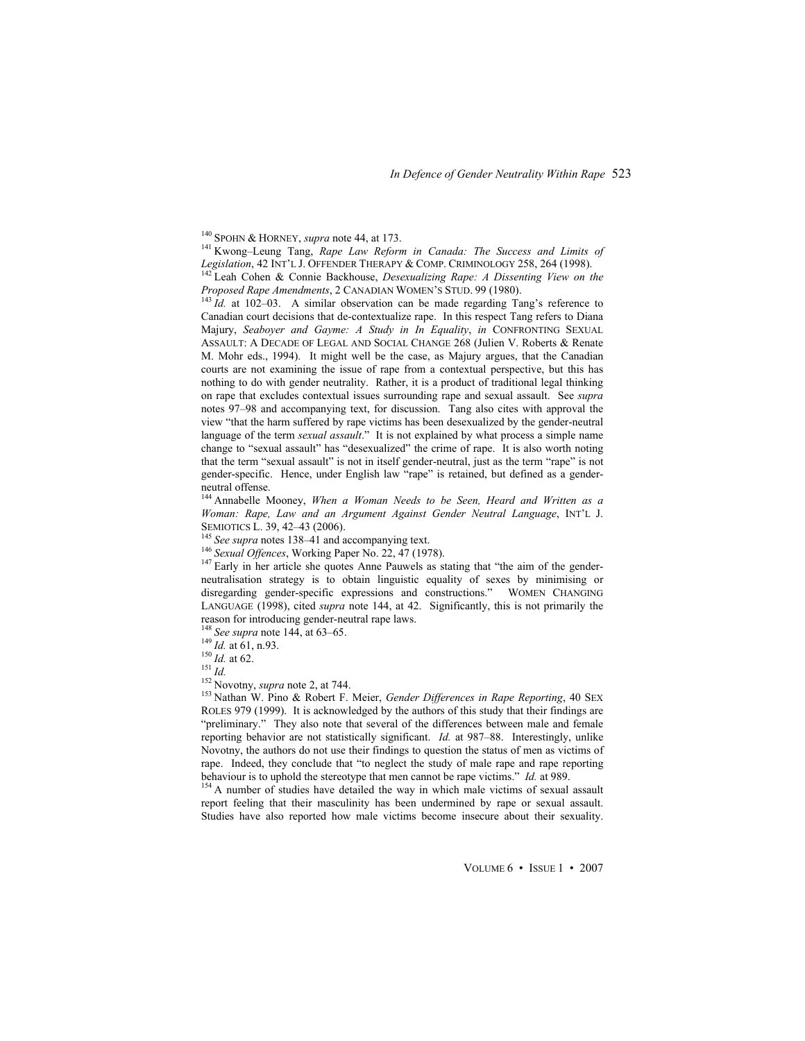[140] SPOHN & HORNEY, *supra* note 44, at 173.

[141] Kwong–Leung Tang, *Rape Law Reform in Canada: The Success and Limits of Legislation*, 42 INT'L J. OFFENDER THERAPY & COMP. CRIMINOLOGY 258, 264 (1998).

[142] Leah Cohen & Connie Backhouse, *Desexualizing Rape: A Dissenting View on the Proposed Rape Amendments*, 2 CANADIAN WOMEN'S STUD. 99 (1980).

[143] *Id.* at 102–03. A similar observation can be made regarding Tang's reference to Canadian court decisions that de-contextualize rape. In this respect Tang refers to Diana Majury, *Seaboyer and Gayme: A Study in In Equality*, *in* CONFRONTING SEXUAL ASSAULT: A DECADE OF LEGAL AND SOCIAL CHANGE 268 (Julien V. Roberts & Renate M. Mohr eds., 1994). It might well be the case, as Majury argues, that the Canadian courts are not examining the issue of rape from a contextual perspective, but this has nothing to do with gender neutrality. Rather, it is a product of traditional legal thinking on rape that excludes contextual issues surrounding rape and sexual assault. See *supra* notes 97–98 and accompanying text, for discussion. Tang also cites with approval the view "that the harm suffered by rape victims has been desexualized by the gender-neutral language of the term *sexual assault*." It is not explained by what process a simple name change to "sexual assault" has "desexualized" the crime of rape. It is also worth noting that the term "sexual assault" is not in itself gender-neutral, just as the term "rape" is not gender-specific. Hence, under English law "rape" is retained, but defined as a gender-neutral offense.

[144] Annabelle Mooney, *When a Woman Needs to be Seen, Heard and Written as a Woman: Rape, Law and an Argument Against Gender Neutral Language*, INT'L J. SEMIOTICS L. 39, 42–43 (2006).

[145] *See supra* notes 138–41 and accompanying text.

[146] *Sexual Offences*, Working Paper No. 22, 47 (1978).

[147] Early in her article she quotes Anne Pauwels as stating that "the aim of the gender-neutralisation strategy is to obtain linguistic equality of sexes by minimising or disregarding gender-specific expressions and constructions." WOMEN CHANGING LANGUAGE (1998), cited *supra* note 144, at 42. Significantly, this is not primarily the reason for introducing gender-neutral rape laws.

[148] *See supra* note 144, at 63–65.

[149] *Id.* at 61, n.93.

[150] *Id.* at 62.

[151] *Id.*

[152] Novotny, *supra* note 2, at 744.

[153] Nathan W. Pino & Robert F. Meier, *Gender Differences in Rape Reporting*, 40 SEX ROLES 979 (1999). It is acknowledged by the authors of this study that their findings are "preliminary." They also note that several of the differences between male and female reporting behavior are not statistically significant. *Id.* at 987–88. Interestingly, unlike Novotny, the authors do not use their findings to question the status of men as victims of rape. Indeed, they conclude that "to neglect the study of male rape and rape reporting behaviour is to uphold the stereotype that men cannot be rape victims." *Id.* at 989.

[154] A number of studies have detailed the way in which male victims of sexual assault report feeling that their masculinity has been undermined by rape or sexual assault. Studies have also reported how male victims become insecure about their sexuality.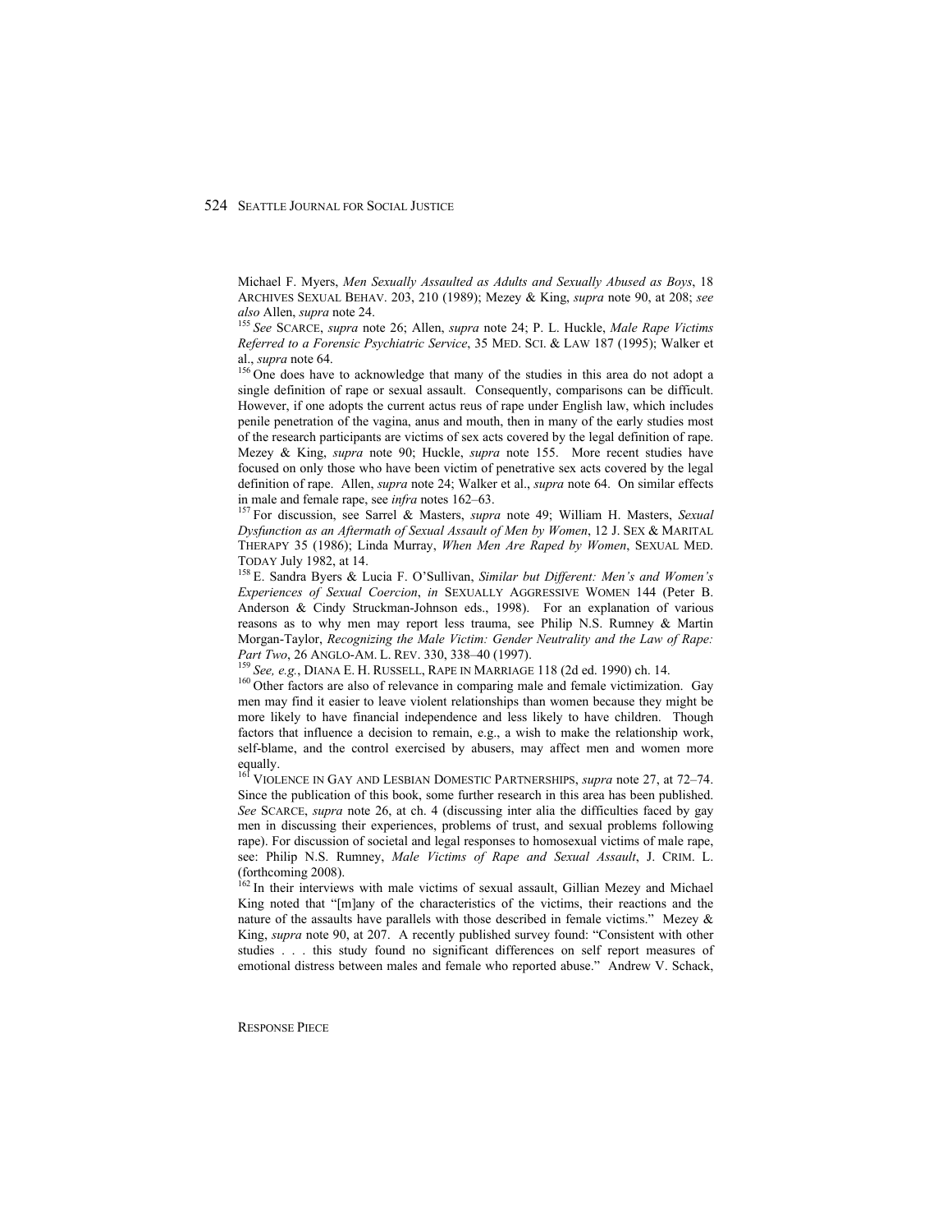Michael F. Myers, *Men Sexually Assaulted as Adults and Sexually Abused as Boys*, 18 ARCHIVES SEXUAL BEHAV. 203, 210 (1989); Mezey & King, *supra* note 90, at 208; *see also* Allen, *supra* note 24.

[155] *See* SCARCE, *supra* note 26; Allen, *supra* note 24; P. L. Huckle, *Male Rape Victims Referred to a Forensic Psychiatric Service*, 35 MED. SCI. & LAW 187 (1995); Walker et al., *supra* note 64.

[156] One does have to acknowledge that many of the studies in this area do not adopt a single definition of rape or sexual assault. Consequently, comparisons can be difficult. However, if one adopts the current actus reus of rape under English law, which includes penile penetration of the vagina, anus and mouth, then in many of the early studies most of the research participants are victims of sex acts covered by the legal definition of rape. Mezey & King, *supra* note 90; Huckle, *supra* note 155. More recent studies have focused on only those who have been victim of penetrative sex acts covered by the legal definition of rape. Allen, *supra* note 24; Walker et al., *supra* note 64. On similar effects in male and female rape, see *infra* notes 162–63.

[157] For discussion, see Sarrel & Masters, *supra* note 49; William H. Masters, *Sexual Dysfunction as an Aftermath of Sexual Assault of Men by Women*, 12 J. SEX & MARITAL THERAPY 35 (1986); Linda Murray, *When Men Are Raped by Women*, SEXUAL MED. TODAY July 1982, at 14.

[158] E. Sandra Byers & Lucia F. O'Sullivan, *Similar but Different: Men's and Women's Experiences of Sexual Coercion*, *in* SEXUALLY AGGRESSIVE WOMEN 144 (Peter B. Anderson & Cindy Struckman-Johnson eds., 1998). For an explanation of various reasons as to why men may report less trauma, see Philip N.S. Rumney & Martin Morgan-Taylor, *Recognizing the Male Victim: Gender Neutrality and the Law of Rape: Part Two*, 26 ANGLO-AM. L. REV. 330, 338–40 (1997).

[159] *See, e.g.*, DIANA E. H. RUSSELL, RAPE IN MARRIAGE 118 (2d ed. 1990) ch. 14.

[160] Other factors are also of relevance in comparing male and female victimization. Gay men may find it easier to leave violent relationships than women because they might be more likely to have financial independence and less likely to have children. Though factors that influence a decision to remain, e.g., a wish to make the relationship work, self-blame, and the control exercised by abusers, may affect men and women more equally.

[161] VIOLENCE IN GAY AND LESBIAN DOMESTIC PARTNERSHIPS, *supra* note 27, at 72–74. Since the publication of this book, some further research in this area has been published. *See* SCARCE, *supra* note 26, at ch. 4 (discussing inter alia the difficulties faced by gay men in discussing their experiences, problems of trust, and sexual problems following rape). For discussion of societal and legal responses to homosexual victims of male rape, see: Philip N.S. Rumney, *Male Victims of Rape and Sexual Assault*, J. CRIM. L. (forthcoming 2008).

[162] In their interviews with male victims of sexual assault, Gillian Mezey and Michael King noted that "[m]any of the characteristics of the victims, their reactions and the nature of the assaults have parallels with those described in female victims." Mezey & King, *supra* note 90, at 207. A recently published survey found: "Consistent with other studies . . . this study found no significant differences on self report measures of emotional distress between males and female who reported abuse." Andrew V. Schack,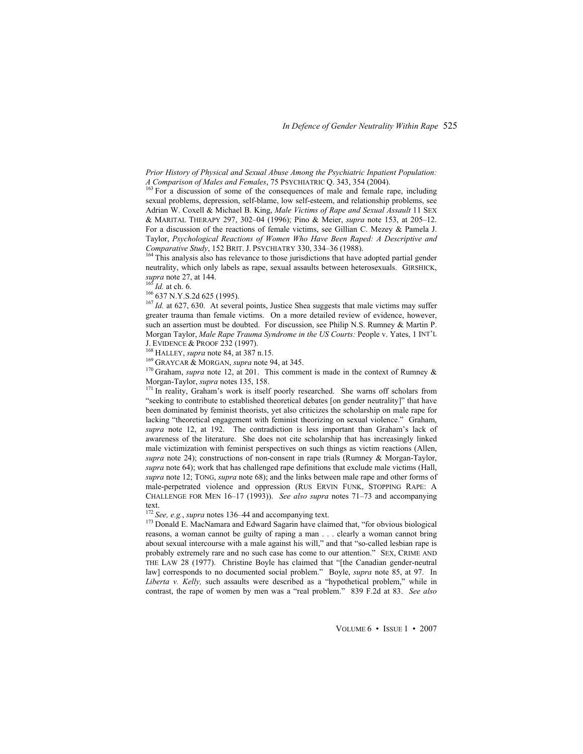*Prior History of Physical and Sexual Abuse Among the Psychiatric Inpatient Population: A Comparison of Males and Females*, 75 PSYCHIATRIC Q. 343, 354 (2004).

[163] For a discussion of some of the consequences of male and female rape, including sexual problems, depression, self-blame, low self-esteem, and relationship problems, see Adrian W. Coxell & Michael B. King, *Male Victims of Rape and Sexual Assault* 11 SEX & MARITAL THERAPY 297, 302–04 (1996); Pino & Meier, *supra* note 153, at 205–12. For a discussion of the reactions of female victims, see Gillian C. Mezey & Pamela J. Taylor, *Psychological Reactions of Women Who Have Been Raped: A Descriptive and Comparative Study*, 152 BRIT. J. PSYCHIATRY 330, 334–36 (1988).

[164] This analysis also has relevance to those jurisdictions that have adopted partial gender neutrality, which only labels as rape, sexual assaults between heterosexuals. GIRSHICK, *supra* note 27, at 144.

[165] *Id.* at ch. 6.

[166] 637 N.Y.S.2d 625 (1995).

[167] *Id.* at 627, 630. At several points, Justice Shea suggests that male victims may suffer greater trauma than female victims. On a more detailed review of evidence, however, such an assertion must be doubted. For discussion, see Philip N.S. Rumney & Martin P. Morgan Taylor, *Male Rape Trauma Syndrome in the US Courts:* People v. Yates, 1 INT'L J. EVIDENCE & PROOF 232 (1997).

[168] HALLEY, *supra* note 84, at 387 n.15.

[169] GRAYCAR & MORGAN, *supra* note 94, at 345.

[170] Graham, *supra* note 12, at 201. This comment is made in the context of Rumney & Morgan-Taylor, *supra* notes 135, 158.

[171] In reality, Graham's work is itself poorly researched. She warns off scholars from "seeking to contribute to established theoretical debates [on gender neutrality]" that have been dominated by feminist theorists, yet also criticizes the scholarship on male rape for lacking "theoretical engagement with feminist theorizing on sexual violence." Graham, *supra* note 12, at 192. The contradiction is less important than Graham's lack of awareness of the literature. She does not cite scholarship that has increasingly linked male victimization with feminist perspectives on such things as victim reactions (Allen, *supra* note 24); constructions of non-consent in rape trials (Rumney & Morgan-Taylor, *supra* note 64); work that has challenged rape definitions that exclude male victims (Hall, *supra* note 12; TONG, *supra* note 68); and the links between male rape and other forms of male-perpetrated violence and oppression (RUS ERVIN FUNK, STOPPING RAPE: A CHALLENGE FOR MEN 16–17 (1993)). *See also supra* notes 71–73 and accompanying text.

[172] *See, e.g.*, *supra* notes 136–44 and accompanying text.

[173] Donald E. MacNamara and Edward Sagarin have claimed that, "for obvious biological reasons, a woman cannot be guilty of raping a man . . . clearly a woman cannot bring about sexual intercourse with a male against his will," and that "so-called lesbian rape is probably extremely rare and no such case has come to our attention." SEX, CRIME AND THE LAW 28 (1977). Christine Boyle has claimed that "[the Canadian gender-neutral law] corresponds to no documented social problem." Boyle, *supra* note 85, at 97. In *Liberta v. Kelly,* such assaults were described as a "hypothetical problem," while in contrast, the rape of women by men was a "real problem." 839 F.2d at 83. *See also*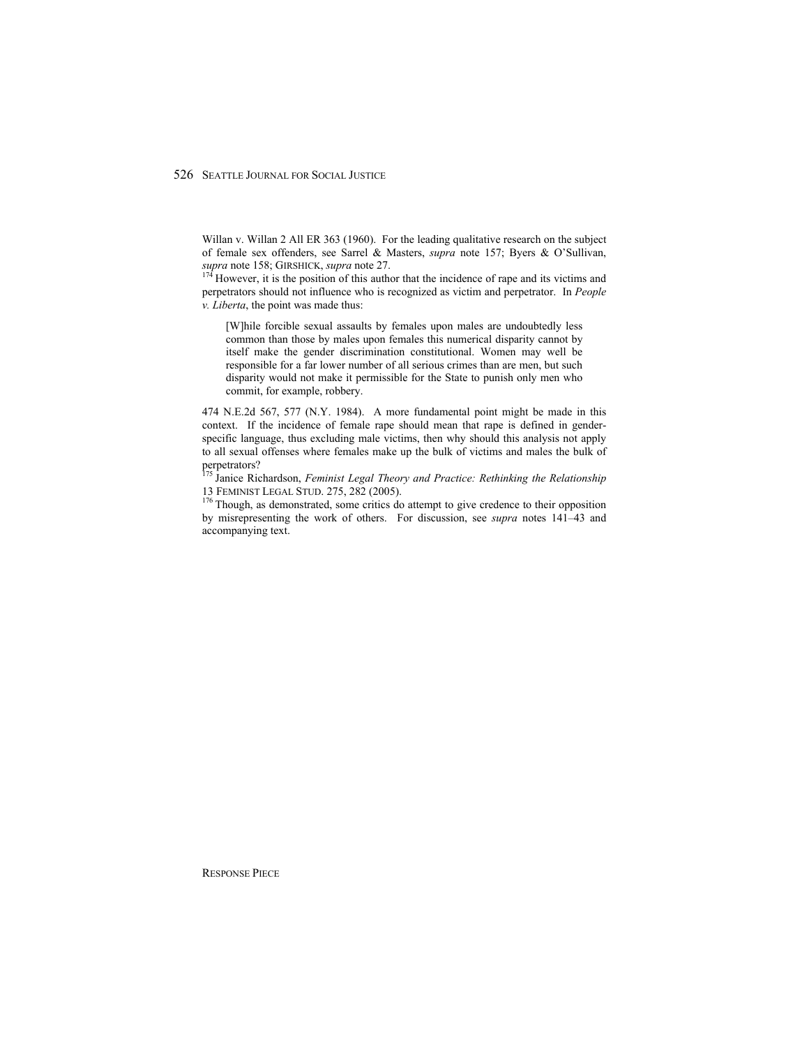Willan v. Willan 2 All ER 363 (1960). For the leading qualitative research on the subject of female sex offenders, see Sarrel & Masters, *supra* note 157; Byers & O'Sullivan, *supra* note 158; GIRSHICK, *supra* note 27.

[174] However, it is the position of this author that the incidence of rape and its victims and perpetrators should not influence who is recognized as victim and perpetrator. In *People v. Liberta*, the point was made thus:

> [W]hile forcible sexual assaults by females upon males are undoubtedly less common than those by males upon females this numerical disparity cannot by itself make the gender discrimination constitutional. Women may well be responsible for a far lower number of all serious crimes than are men, but such disparity would not make it permissible for the State to punish only men who commit, for example, robbery.

474 N.E.2d 567, 577 (N.Y. 1984). A more fundamental point might be made in this context. If the incidence of female rape should mean that rape is defined in gender-specific language, thus excluding male victims, then why should this analysis not apply to all sexual offenses where females make up the bulk of victims and males the bulk of perpetrators?

[175] Janice Richardson, *Feminist Legal Theory and Practice: Rethinking the Relationship* 13 FEMINIST LEGAL STUD. 275, 282 (2005).

[176] Though, as demonstrated, some critics do attempt to give credence to their opposition by misrepresenting the work of others. For discussion, see *supra* notes 141–43 and accompanying text.